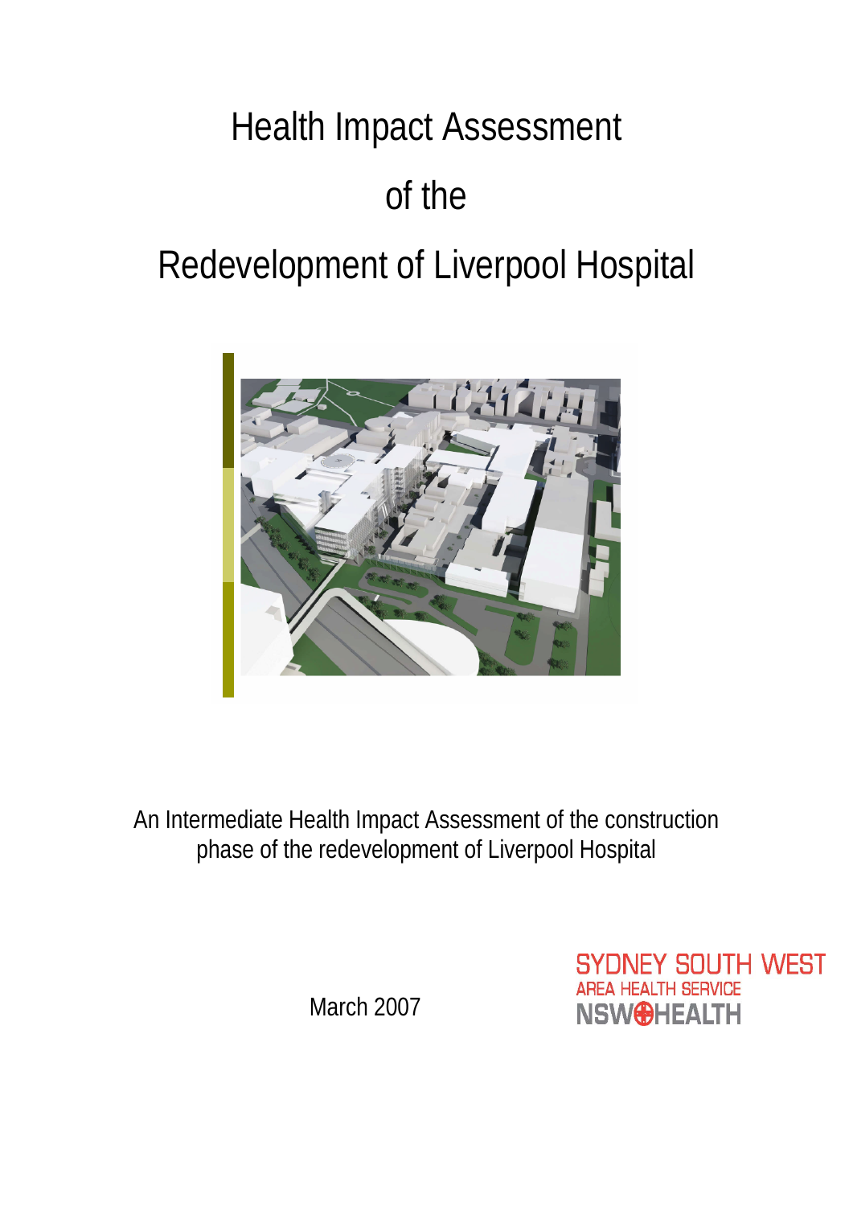# Health Impact Assessment of the Redevelopment of Liverpool Hospital

An Intermediate Health Impact Assessment of the construction phase of the redevelopment of Liverpool Hospital

March 2007

SYDNEY SOUTH WEST
AREA HEALTH SERVICE
NSW HEALTH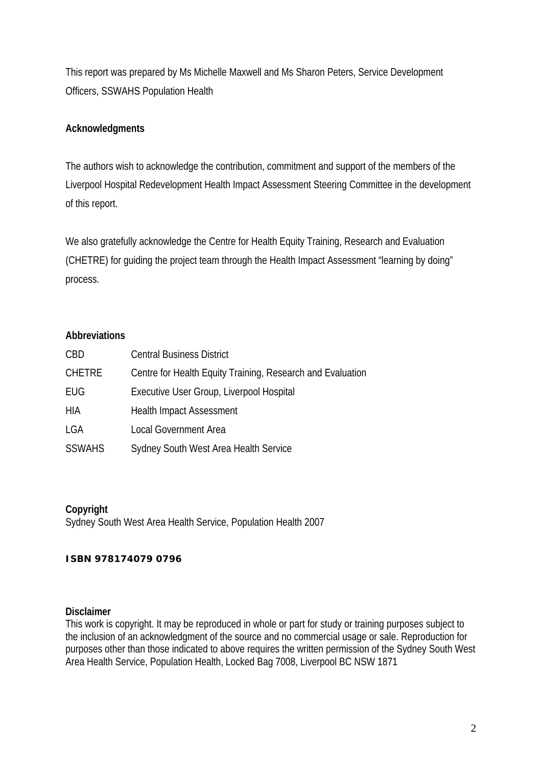This report was prepared by Ms Michelle Maxwell and Ms Sharon Peters, Service Development Officers, SSWAHS Population Health

**Acknowledgments**

The authors wish to acknowledge the contribution, commitment and support of the members of the Liverpool Hospital Redevelopment Health Impact Assessment Steering Committee in the development of this report.

We also gratefully acknowledge the Centre for Health Equity Training, Research and Evaluation (CHETRE) for guiding the project team through the Health Impact Assessment "learning by doing" process.

**Abbreviations**

| | |
|---|---|
| CBD | Central Business District |
| CHETRE | Centre for Health Equity Training, Research and Evaluation |
| EUG | Executive User Group, Liverpool Hospital |
| HIA | Health Impact Assessment |
| LGA | Local Government Area |
| SSWAHS | Sydney South West Area Health Service |

**Copyright**
Sydney South West Area Health Service, Population Health 2007

**ISBN 978174079 0796**

**Disclaimer**
This work is copyright. It may be reproduced in whole or part for study or training purposes subject to the inclusion of an acknowledgment of the source and no commercial usage or sale. Reproduction for purposes other than those indicated to above requires the written permission of the Sydney South West Area Health Service, Population Health, Locked Bag 7008, Liverpool BC NSW 1871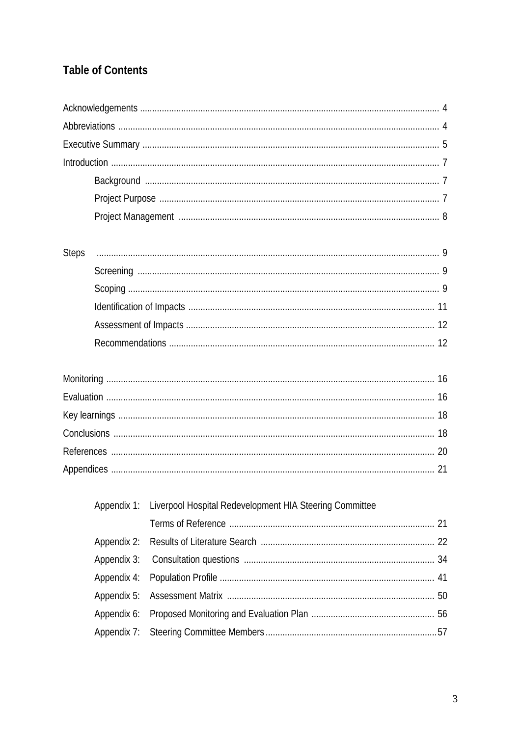# Table of Contents

Acknowledgements ........................................................................................................................ 4

Abbreviations ................................................................................................................................ 4

Executive Summary ....................................................................................................................... 5

Introduction .................................................................................................................................... 7

- Background ........................................................................................................................ 7
- Project Purpose .................................................................................................................. 7
- Project Management ......................................................................................................... 8

Steps ............................................................................................................................................... 9

- Screening ........................................................................................................................... 9
- Scoping ............................................................................................................................... 9
- Identification of Impacts .................................................................................................. 11
- Assessment of Impacts .................................................................................................... 12
- Recommendations ........................................................................................................... 12

Monitoring .................................................................................................................................... 16

Evaluation ..................................................................................................................................... 16

Key learnings ................................................................................................................................ 18

Conclusions .................................................................................................................................. 18

References ................................................................................................................................... 20

Appendices ................................................................................................................................... 21

- Appendix 1: Liverpool Hospital Redevelopment HIA Steering Committee Terms of Reference ................................................................................ 21
- Appendix 2: Results of Literature Search ....................................................................... 22
- Appendix 3: Consultation questions ............................................................................... 34
- Appendix 4: Population Profile ........................................................................................ 41
- Appendix 5: Assessment Matrix ..................................................................................... 50
- Appendix 6: Proposed Monitoring and Evaluation Plan ................................................... 56
- Appendix 7: Steering Committee Members ...................................................................... 57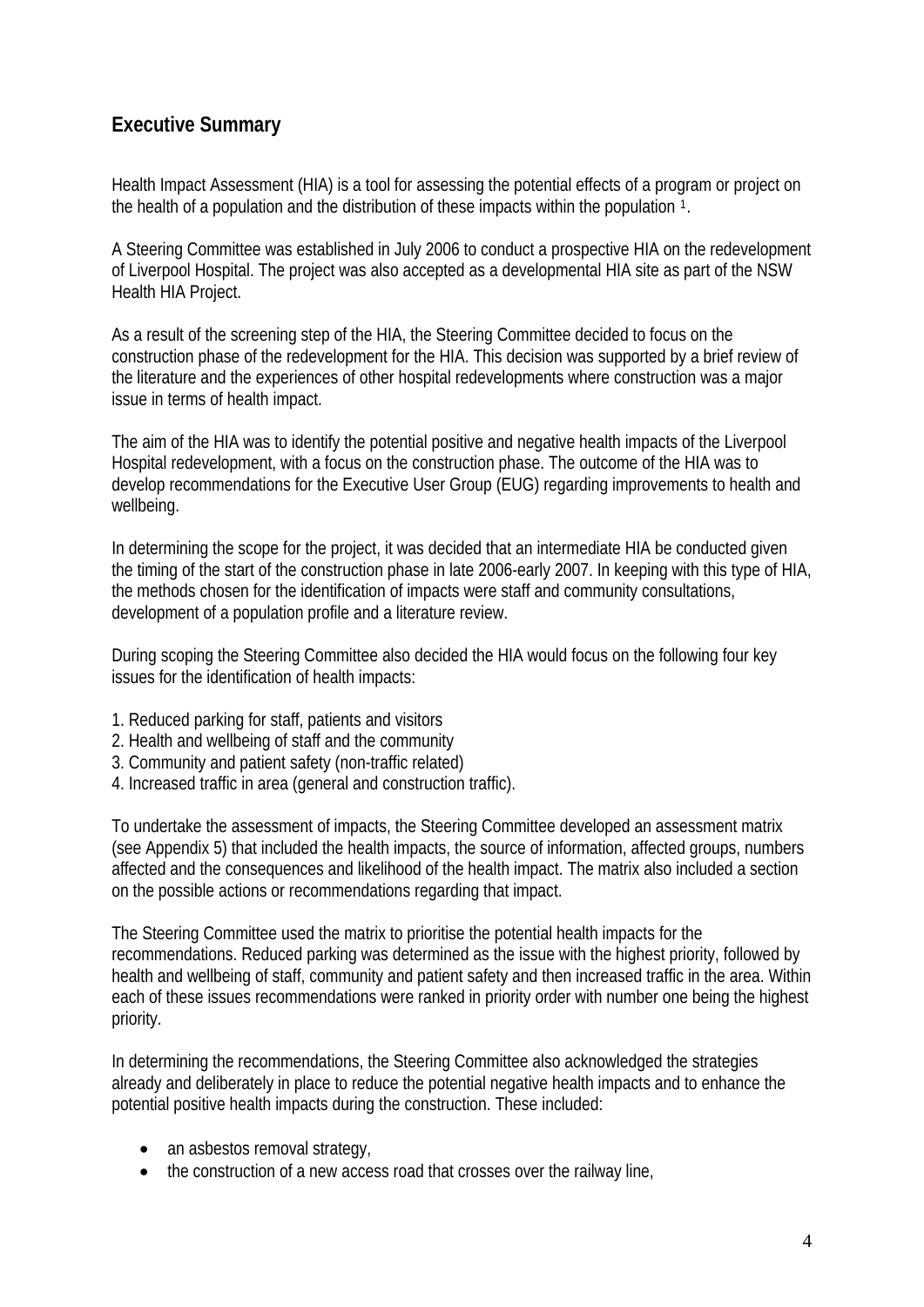## Executive Summary

Health Impact Assessment (HIA) is a tool for assessing the potential effects of a program or project on the health of a population and the distribution of these impacts within the population [1].

A Steering Committee was established in July 2006 to conduct a prospective HIA on the redevelopment of Liverpool Hospital. The project was also accepted as a developmental HIA site as part of the NSW Health HIA Project.

As a result of the screening step of the HIA, the Steering Committee decided to focus on the construction phase of the redevelopment for the HIA. This decision was supported by a brief review of the literature and the experiences of other hospital redevelopments where construction was a major issue in terms of health impact.

The aim of the HIA was to identify the potential positive and negative health impacts of the Liverpool Hospital redevelopment, with a focus on the construction phase. The outcome of the HIA was to develop recommendations for the Executive User Group (EUG) regarding improvements to health and wellbeing.

In determining the scope for the project, it was decided that an intermediate HIA be conducted given the timing of the start of the construction phase in late 2006-early 2007. In keeping with this type of HIA, the methods chosen for the identification of impacts were staff and community consultations, development of a population profile and a literature review.

During scoping the Steering Committee also decided the HIA would focus on the following four key issues for the identification of health impacts:

1. Reduced parking for staff, patients and visitors
2. Health and wellbeing of staff and the community
3. Community and patient safety (non-traffic related)
4. Increased traffic in area (general and construction traffic).

To undertake the assessment of impacts, the Steering Committee developed an assessment matrix (see Appendix 5) that included the health impacts, the source of information, affected groups, numbers affected and the consequences and likelihood of the health impact. The matrix also included a section on the possible actions or recommendations regarding that impact.

The Steering Committee used the matrix to prioritise the potential health impacts for the recommendations. Reduced parking was determined as the issue with the highest priority, followed by health and wellbeing of staff, community and patient safety and then increased traffic in the area. Within each of these issues recommendations were ranked in priority order with number one being the highest priority.

In determining the recommendations, the Steering Committee also acknowledged the strategies already and deliberately in place to reduce the potential negative health impacts and to enhance the potential positive health impacts during the construction. These included:

- an asbestos removal strategy,
- the construction of a new access road that crosses over the railway line,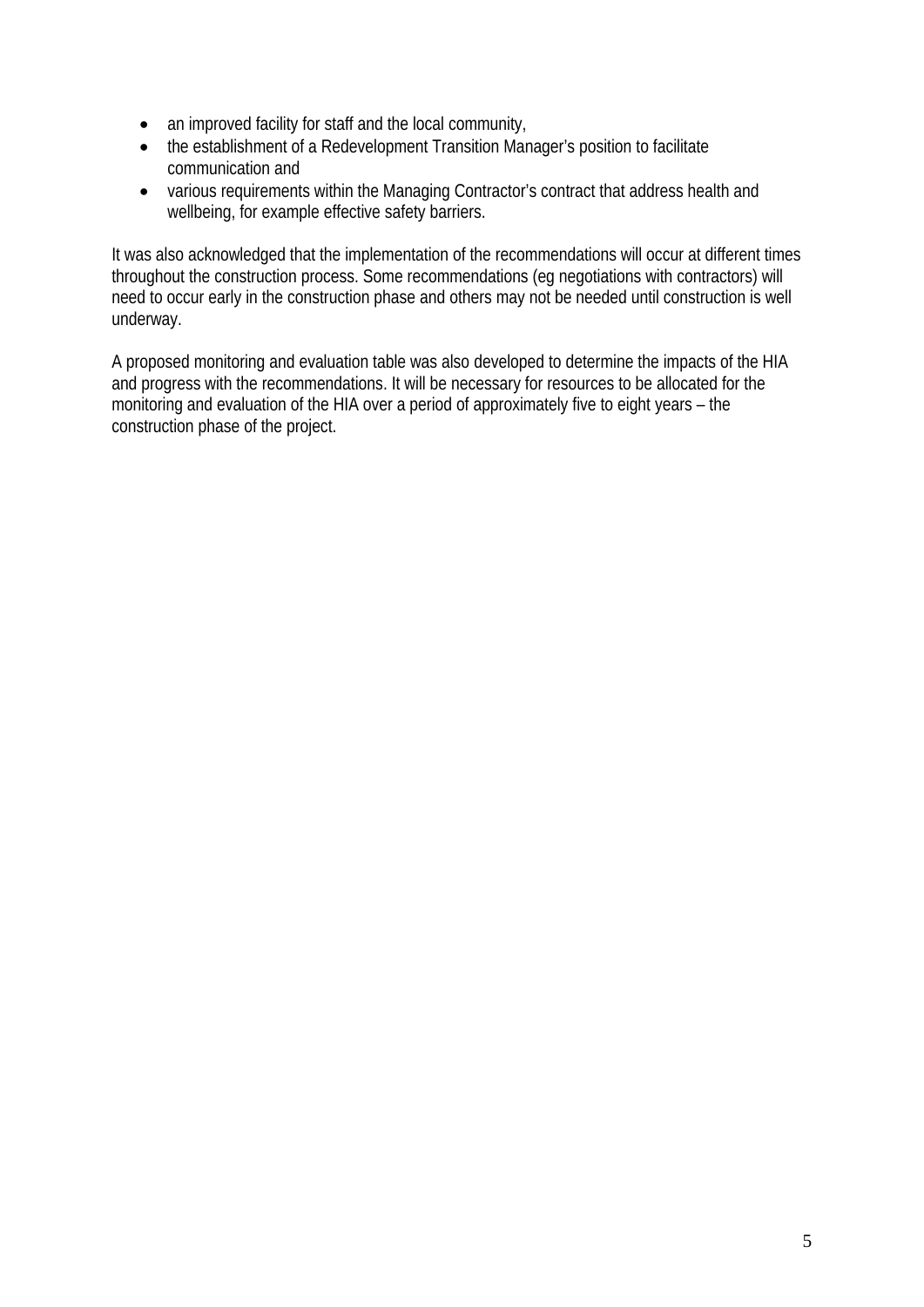- an improved facility for staff and the local community,
- the establishment of a Redevelopment Transition Manager's position to facilitate communication and
- various requirements within the Managing Contractor's contract that address health and wellbeing, for example effective safety barriers.

It was also acknowledged that the implementation of the recommendations will occur at different times throughout the construction process. Some recommendations (eg negotiations with contractors) will need to occur early in the construction phase and others may not be needed until construction is well underway.

A proposed monitoring and evaluation table was also developed to determine the impacts of the HIA and progress with the recommendations. It will be necessary for resources to be allocated for the monitoring and evaluation of the HIA over a period of approximately five to eight years – the construction phase of the project.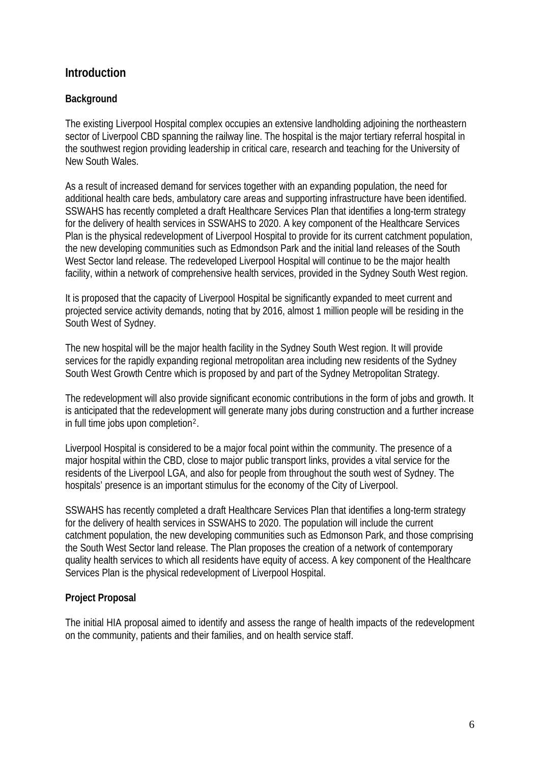## Introduction

### Background

The existing Liverpool Hospital complex occupies an extensive landholding adjoining the northeastern sector of Liverpool CBD spanning the railway line. The hospital is the major tertiary referral hospital in the southwest region providing leadership in critical care, research and teaching for the University of New South Wales.

As a result of increased demand for services together with an expanding population, the need for additional health care beds, ambulatory care areas and supporting infrastructure have been identified. SSWAHS has recently completed a draft Healthcare Services Plan that identifies a long-term strategy for the delivery of health services in SSWAHS to 2020. A key component of the Healthcare Services Plan is the physical redevelopment of Liverpool Hospital to provide for its current catchment population, the new developing communities such as Edmondson Park and the initial land releases of the South West Sector land release. The redeveloped Liverpool Hospital will continue to be the major health facility, within a network of comprehensive health services, provided in the Sydney South West region.

It is proposed that the capacity of Liverpool Hospital be significantly expanded to meet current and projected service activity demands, noting that by 2016, almost 1 million people will be residing in the South West of Sydney.

The new hospital will be the major health facility in the Sydney South West region. It will provide services for the rapidly expanding regional metropolitan area including new residents of the Sydney South West Growth Centre which is proposed by and part of the Sydney Metropolitan Strategy.

The redevelopment will also provide significant economic contributions in the form of jobs and growth. It is anticipated that the redevelopment will generate many jobs during construction and a further increase in full time jobs upon completion[2].

Liverpool Hospital is considered to be a major focal point within the community. The presence of a major hospital within the CBD, close to major public transport links, provides a vital service for the residents of the Liverpool LGA, and also for people from throughout the south west of Sydney. The hospitals' presence is an important stimulus for the economy of the City of Liverpool.

SSWAHS has recently completed a draft Healthcare Services Plan that identifies a long-term strategy for the delivery of health services in SSWAHS to 2020. The population will include the current catchment population, the new developing communities such as Edmonson Park, and those comprising the South West Sector land release. The Plan proposes the creation of a network of contemporary quality health services to which all residents have equity of access. A key component of the Healthcare Services Plan is the physical redevelopment of Liverpool Hospital.

### Project Proposal

The initial HIA proposal aimed to identify and assess the range of health impacts of the redevelopment on the community, patients and their families, and on health service staff.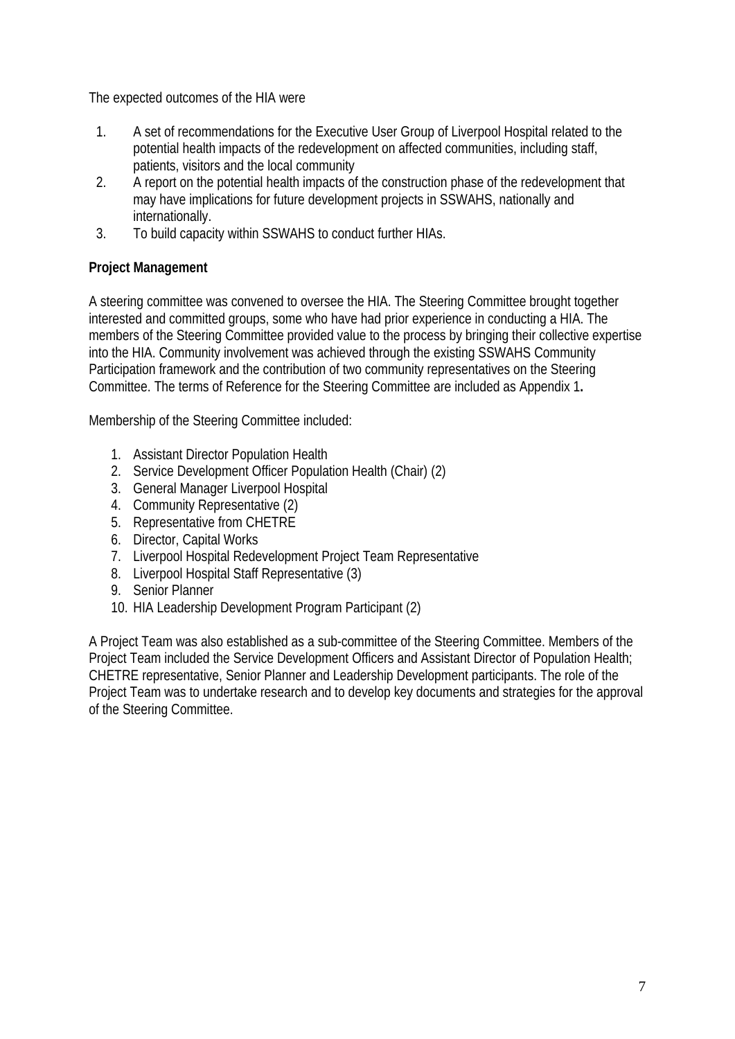The expected outcomes of the HIA were

1. A set of recommendations for the Executive User Group of Liverpool Hospital related to the potential health impacts of the redevelopment on affected communities, including staff, patients, visitors and the local community
2. A report on the potential health impacts of the construction phase of the redevelopment that may have implications for future development projects in SSWAHS, nationally and internationally.
3. To build capacity within SSWAHS to conduct further HIAs.

**Project Management**

A steering committee was convened to oversee the HIA. The Steering Committee brought together interested and committed groups, some who have had prior experience in conducting a HIA. The members of the Steering Committee provided value to the process by bringing their collective expertise into the HIA. Community involvement was achieved through the existing SSWAHS Community Participation framework and the contribution of two community representatives on the Steering Committee. The terms of Reference for the Steering Committee are included as Appendix 1**.**

Membership of the Steering Committee included:

1. Assistant Director Population Health
2. Service Development Officer Population Health (Chair) (2)
3. General Manager Liverpool Hospital
4. Community Representative (2)
5. Representative from CHETRE
6. Director, Capital Works
7. Liverpool Hospital Redevelopment Project Team Representative
8. Liverpool Hospital Staff Representative (3)
9. Senior Planner
10. HIA Leadership Development Program Participant (2)

A Project Team was also established as a sub-committee of the Steering Committee. Members of the Project Team included the Service Development Officers and Assistant Director of Population Health; CHETRE representative, Senior Planner and Leadership Development participants. The role of the Project Team was to undertake research and to develop key documents and strategies for the approval of the Steering Committee.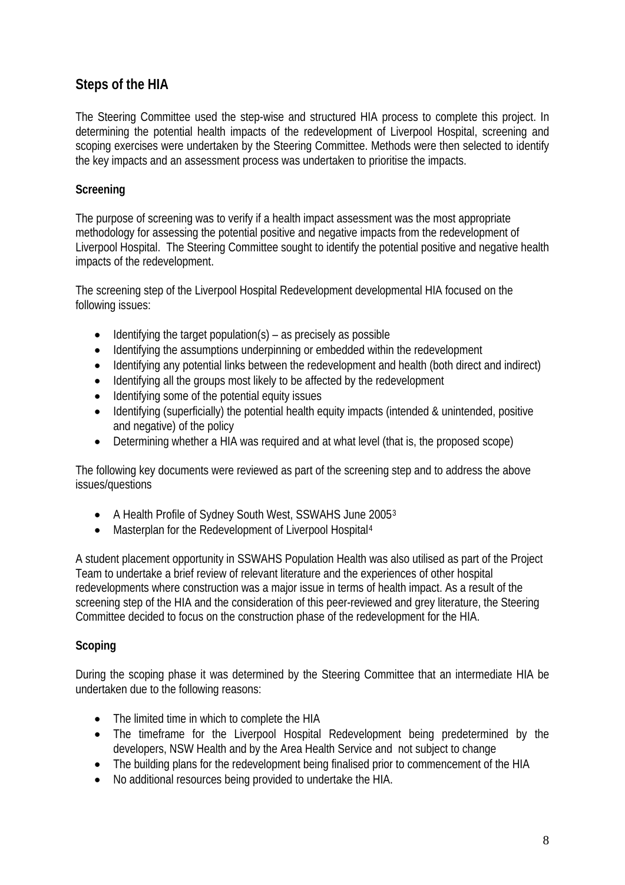## Steps of the HIA

The Steering Committee used the step-wise and structured HIA process to complete this project. In determining the potential health impacts of the redevelopment of Liverpool Hospital, screening and scoping exercises were undertaken by the Steering Committee. Methods were then selected to identify the key impacts and an assessment process was undertaken to prioritise the impacts.

### Screening

The purpose of screening was to verify if a health impact assessment was the most appropriate methodology for assessing the potential positive and negative impacts from the redevelopment of Liverpool Hospital. The Steering Committee sought to identify the potential positive and negative health impacts of the redevelopment.

The screening step of the Liverpool Hospital Redevelopment developmental HIA focused on the following issues:

- Identifying the target population(s) – as precisely as possible
- Identifying the assumptions underpinning or embedded within the redevelopment
- Identifying any potential links between the redevelopment and health (both direct and indirect)
- Identifying all the groups most likely to be affected by the redevelopment
- Identifying some of the potential equity issues
- Identifying (superficially) the potential health equity impacts (intended & unintended, positive and negative) of the policy
- Determining whether a HIA was required and at what level (that is, the proposed scope)

The following key documents were reviewed as part of the screening step and to address the above issues/questions

- A Health Profile of Sydney South West, SSWAHS June 2005[3]
- Masterplan for the Redevelopment of Liverpool Hospital[4]

A student placement opportunity in SSWAHS Population Health was also utilised as part of the Project Team to undertake a brief review of relevant literature and the experiences of other hospital redevelopments where construction was a major issue in terms of health impact. As a result of the screening step of the HIA and the consideration of this peer-reviewed and grey literature, the Steering Committee decided to focus on the construction phase of the redevelopment for the HIA.

### Scoping

During the scoping phase it was determined by the Steering Committee that an intermediate HIA be undertaken due to the following reasons:

- The limited time in which to complete the HIA
- The timeframe for the Liverpool Hospital Redevelopment being predetermined by the developers, NSW Health and by the Area Health Service and not subject to change
- The building plans for the redevelopment being finalised prior to commencement of the HIA
- No additional resources being provided to undertake the HIA.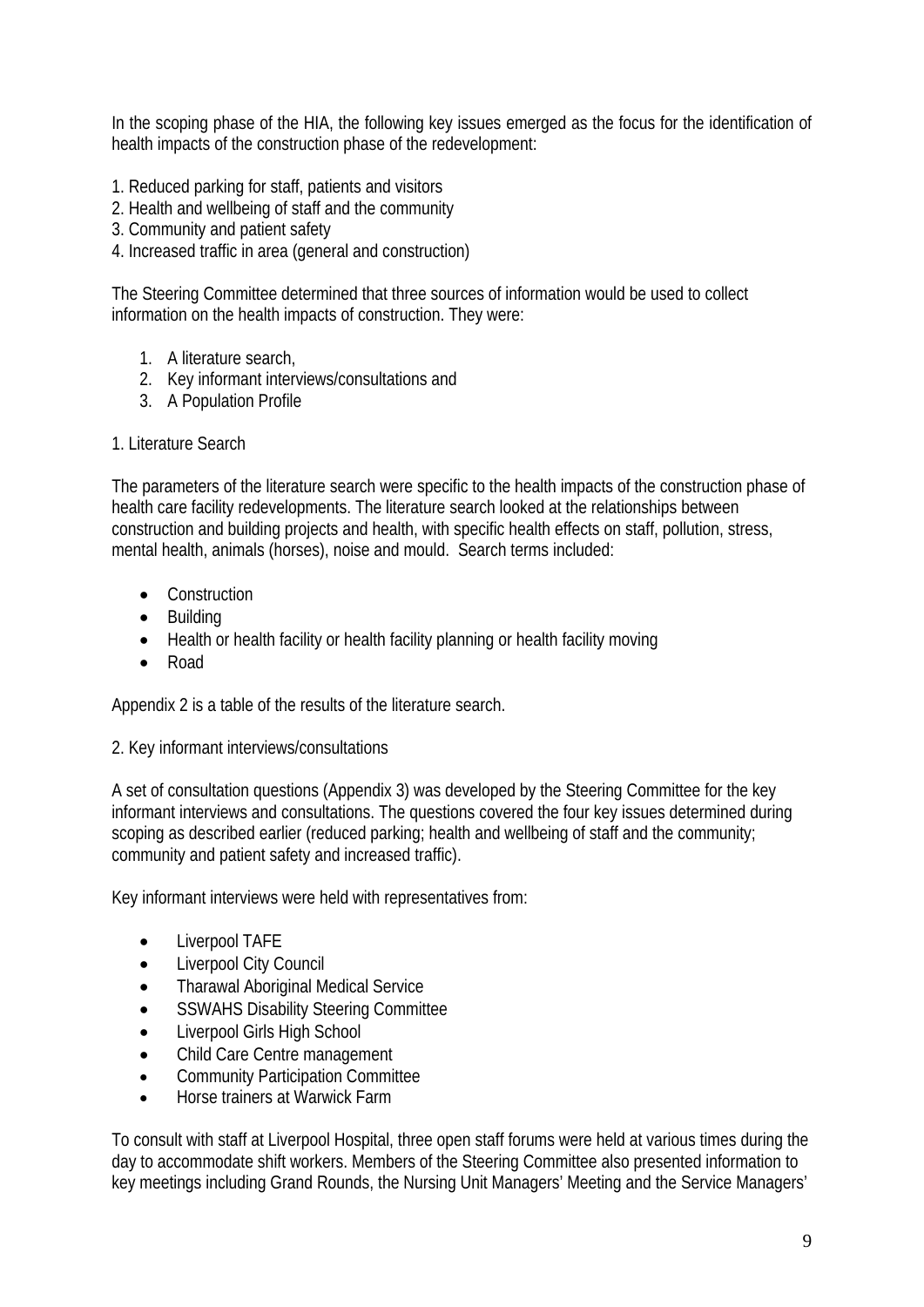In the scoping phase of the HIA, the following key issues emerged as the focus for the identification of health impacts of the construction phase of the redevelopment:

1. Reduced parking for staff, patients and visitors
2. Health and wellbeing of staff and the community
3. Community and patient safety
4. Increased traffic in area (general and construction)

The Steering Committee determined that three sources of information would be used to collect information on the health impacts of construction. They were:

1. A literature search,
2. Key informant interviews/consultations and
3. A Population Profile

1. Literature Search

The parameters of the literature search were specific to the health impacts of the construction phase of health care facility redevelopments. The literature search looked at the relationships between construction and building projects and health, with specific health effects on staff, pollution, stress, mental health, animals (horses), noise and mould. Search terms included:

- Construction
- Building
- Health or health facility or health facility planning or health facility moving
- Road

Appendix 2 is a table of the results of the literature search.

2. Key informant interviews/consultations

A set of consultation questions (Appendix 3) was developed by the Steering Committee for the key informant interviews and consultations. The questions covered the four key issues determined during scoping as described earlier (reduced parking; health and wellbeing of staff and the community; community and patient safety and increased traffic).

Key informant interviews were held with representatives from:

- Liverpool TAFE
- Liverpool City Council
- Tharawal Aboriginal Medical Service
- SSWAHS Disability Steering Committee
- Liverpool Girls High School
- Child Care Centre management
- Community Participation Committee
- Horse trainers at Warwick Farm

To consult with staff at Liverpool Hospital, three open staff forums were held at various times during the day to accommodate shift workers. Members of the Steering Committee also presented information to key meetings including Grand Rounds, the Nursing Unit Managers' Meeting and the Service Managers'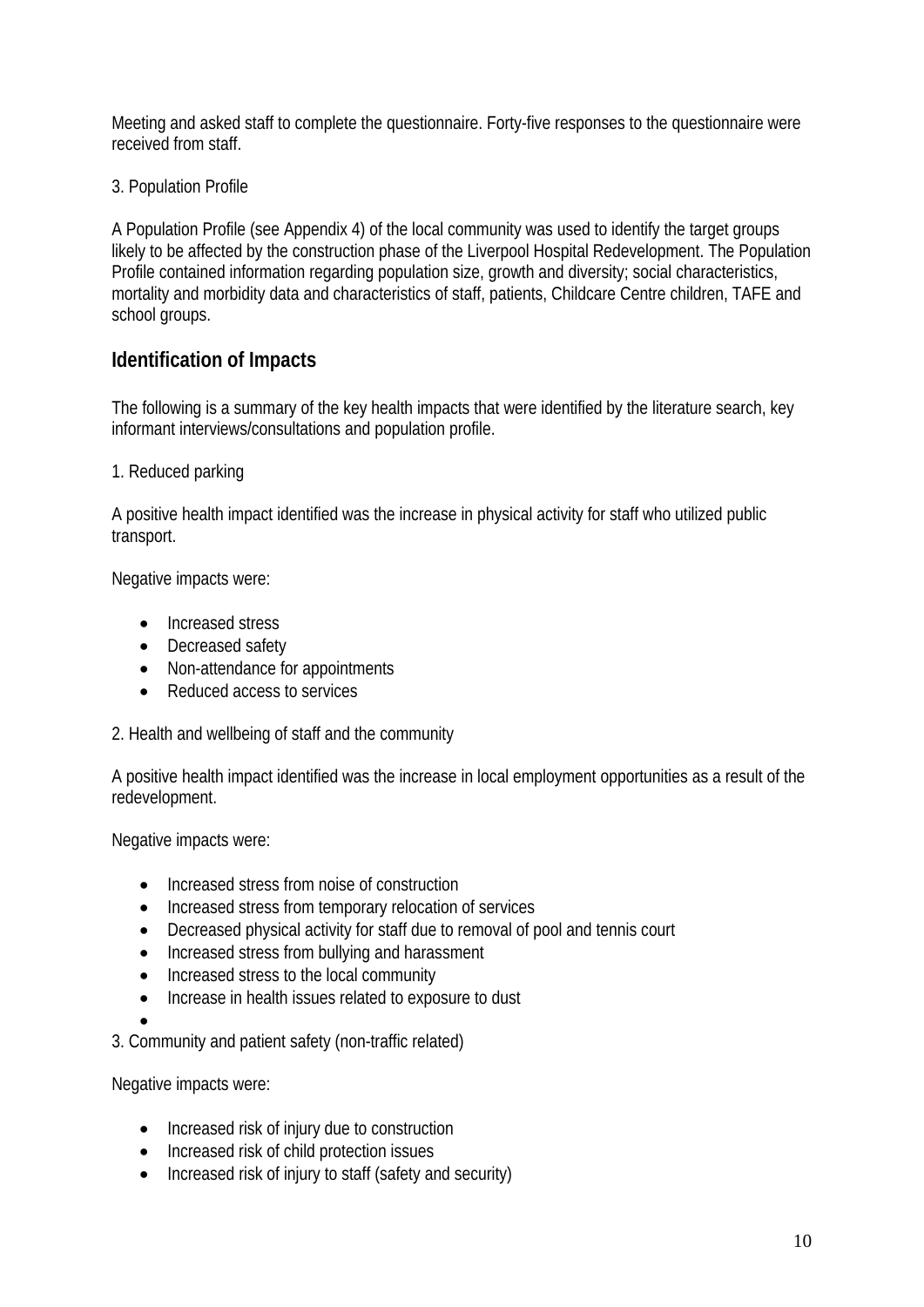Meeting and asked staff to complete the questionnaire. Forty-five responses to the questionnaire were received from staff.

3. Population Profile

A Population Profile (see Appendix 4) of the local community was used to identify the target groups likely to be affected by the construction phase of the Liverpool Hospital Redevelopment. The Population Profile contained information regarding population size, growth and diversity; social characteristics, mortality and morbidity data and characteristics of staff, patients, Childcare Centre children, TAFE and school groups.

## Identification of Impacts

The following is a summary of the key health impacts that were identified by the literature search, key informant interviews/consultations and population profile.

1. Reduced parking

A positive health impact identified was the increase in physical activity for staff who utilized public transport.

Negative impacts were:

- Increased stress
- Decreased safety
- Non-attendance for appointments
- Reduced access to services

2. Health and wellbeing of staff and the community

A positive health impact identified was the increase in local employment opportunities as a result of the redevelopment.

Negative impacts were:

- Increased stress from noise of construction
- Increased stress from temporary relocation of services
- Decreased physical activity for staff due to removal of pool and tennis court
- Increased stress from bullying and harassment
- Increased stress to the local community
- Increase in health issues related to exposure to dust

3. Community and patient safety (non-traffic related)

Negative impacts were:

- Increased risk of injury due to construction
- Increased risk of child protection issues
- Increased risk of injury to staff (safety and security)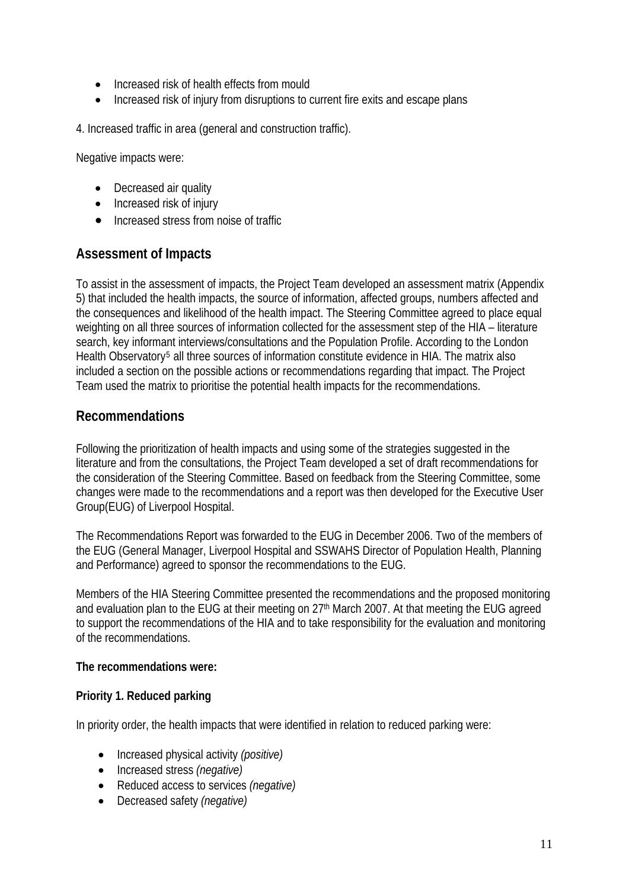- Increased risk of health effects from mould
- Increased risk of injury from disruptions to current fire exits and escape plans

4. Increased traffic in area (general and construction traffic).

Negative impacts were:

- Decreased air quality
- Increased risk of injury
- Increased stress from noise of traffic

## Assessment of Impacts

To assist in the assessment of impacts, the Project Team developed an assessment matrix (Appendix 5) that included the health impacts, the source of information, affected groups, numbers affected and the consequences and likelihood of the health impact. The Steering Committee agreed to place equal weighting on all three sources of information collected for the assessment step of the HIA – literature search, key informant interviews/consultations and the Population Profile. According to the London Health Observatory[5] all three sources of information constitute evidence in HIA. The matrix also included a section on the possible actions or recommendations regarding that impact. The Project Team used the matrix to prioritise the potential health impacts for the recommendations.

## Recommendations

Following the prioritization of health impacts and using some of the strategies suggested in the literature and from the consultations, the Project Team developed a set of draft recommendations for the consideration of the Steering Committee. Based on feedback from the Steering Committee, some changes were made to the recommendations and a report was then developed for the Executive User Group(EUG) of Liverpool Hospital.

The Recommendations Report was forwarded to the EUG in December 2006. Two of the members of the EUG (General Manager, Liverpool Hospital and SSWAHS Director of Population Health, Planning and Performance) agreed to sponsor the recommendations to the EUG.

Members of the HIA Steering Committee presented the recommendations and the proposed monitoring and evaluation plan to the EUG at their meeting on 27th March 2007. At that meeting the EUG agreed to support the recommendations of the HIA and to take responsibility for the evaluation and monitoring of the recommendations.

**The recommendations were:**

**Priority 1. Reduced parking**

In priority order, the health impacts that were identified in relation to reduced parking were:

- Increased physical activity *(positive)*
- Increased stress *(negative)*
- Reduced access to services *(negative)*
- Decreased safety *(negative)*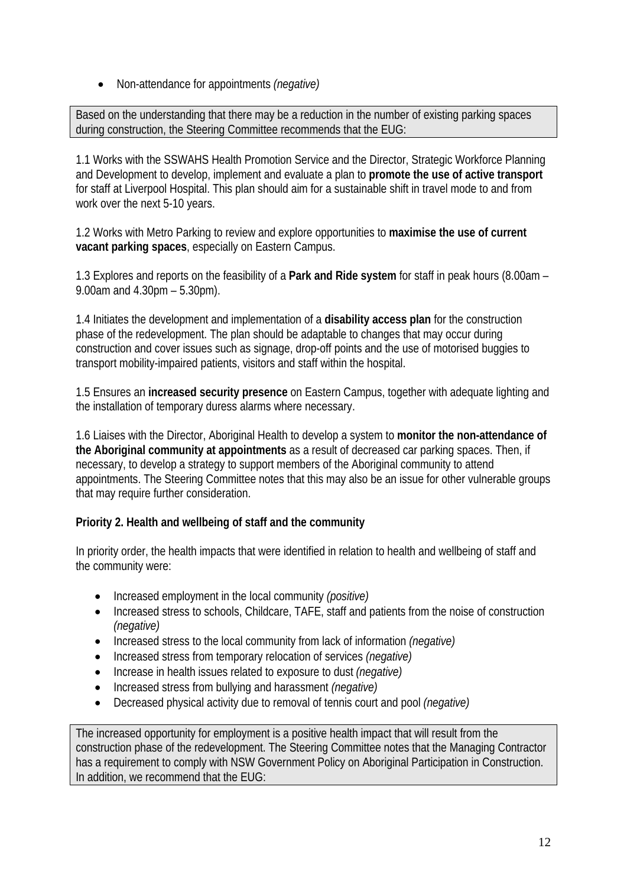- Non-attendance for appointments *(negative)*

Based on the understanding that there may be a reduction in the number of existing parking spaces during construction, the Steering Committee recommends that the EUG:

1.1 Works with the SSWAHS Health Promotion Service and the Director, Strategic Workforce Planning and Development to develop, implement and evaluate a plan to **promote the use of active transport** for staff at Liverpool Hospital. This plan should aim for a sustainable shift in travel mode to and from work over the next 5-10 years.

1.2 Works with Metro Parking to review and explore opportunities to **maximise the use of current vacant parking spaces**, especially on Eastern Campus.

1.3 Explores and reports on the feasibility of a **Park and Ride system** for staff in peak hours (8.00am – 9.00am and 4.30pm – 5.30pm).

1.4 Initiates the development and implementation of a **disability access plan** for the construction phase of the redevelopment. The plan should be adaptable to changes that may occur during construction and cover issues such as signage, drop-off points and the use of motorised buggies to transport mobility-impaired patients, visitors and staff within the hospital.

1.5 Ensures an **increased security presence** on Eastern Campus, together with adequate lighting and the installation of temporary duress alarms where necessary.

1.6 Liaises with the Director, Aboriginal Health to develop a system to **monitor the non-attendance of the Aboriginal community at appointments** as a result of decreased car parking spaces. Then, if necessary, to develop a strategy to support members of the Aboriginal community to attend appointments. The Steering Committee notes that this may also be an issue for other vulnerable groups that may require further consideration.

**Priority 2. Health and wellbeing of staff and the community**

In priority order, the health impacts that were identified in relation to health and wellbeing of staff and the community were:

- Increased employment in the local community *(positive)*
- Increased stress to schools, Childcare, TAFE, staff and patients from the noise of construction *(negative)*
- Increased stress to the local community from lack of information *(negative)*
- Increased stress from temporary relocation of services *(negative)*
- Increase in health issues related to exposure to dust *(negative)*
- Increased stress from bullying and harassment *(negative)*
- Decreased physical activity due to removal of tennis court and pool *(negative)*

The increased opportunity for employment is a positive health impact that will result from the construction phase of the redevelopment. The Steering Committee notes that the Managing Contractor has a requirement to comply with NSW Government Policy on Aboriginal Participation in Construction. In addition, we recommend that the EUG: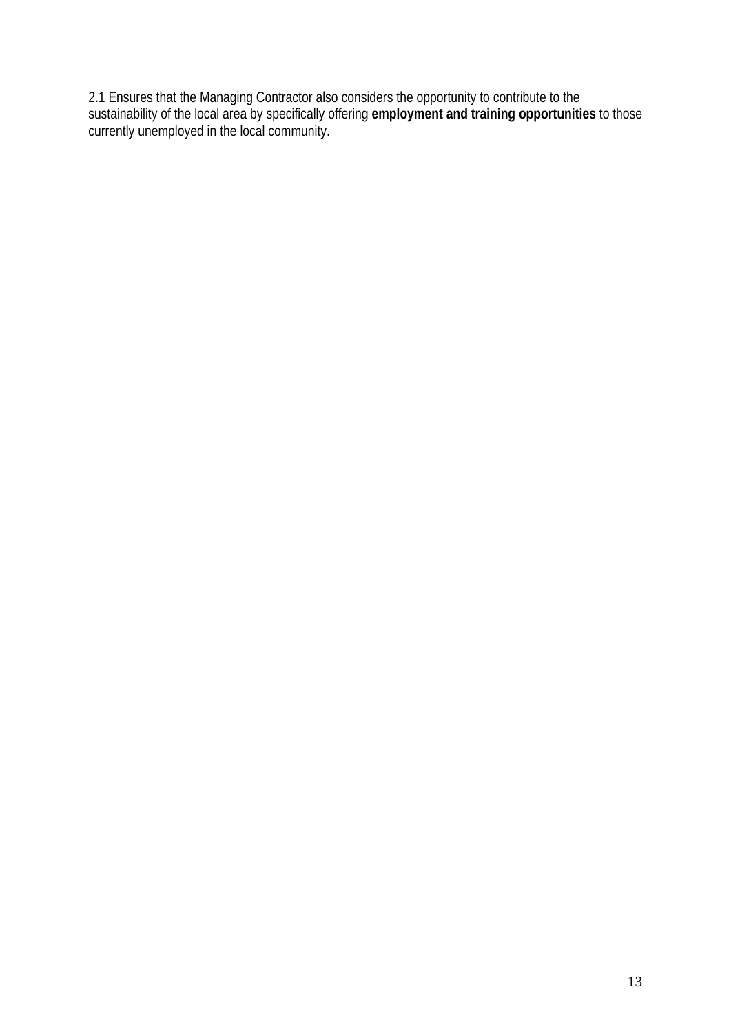2.1 Ensures that the Managing Contractor also considers the opportunity to contribute to the sustainability of the local area by specifically offering **employment and training opportunities** to those currently unemployed in the local community.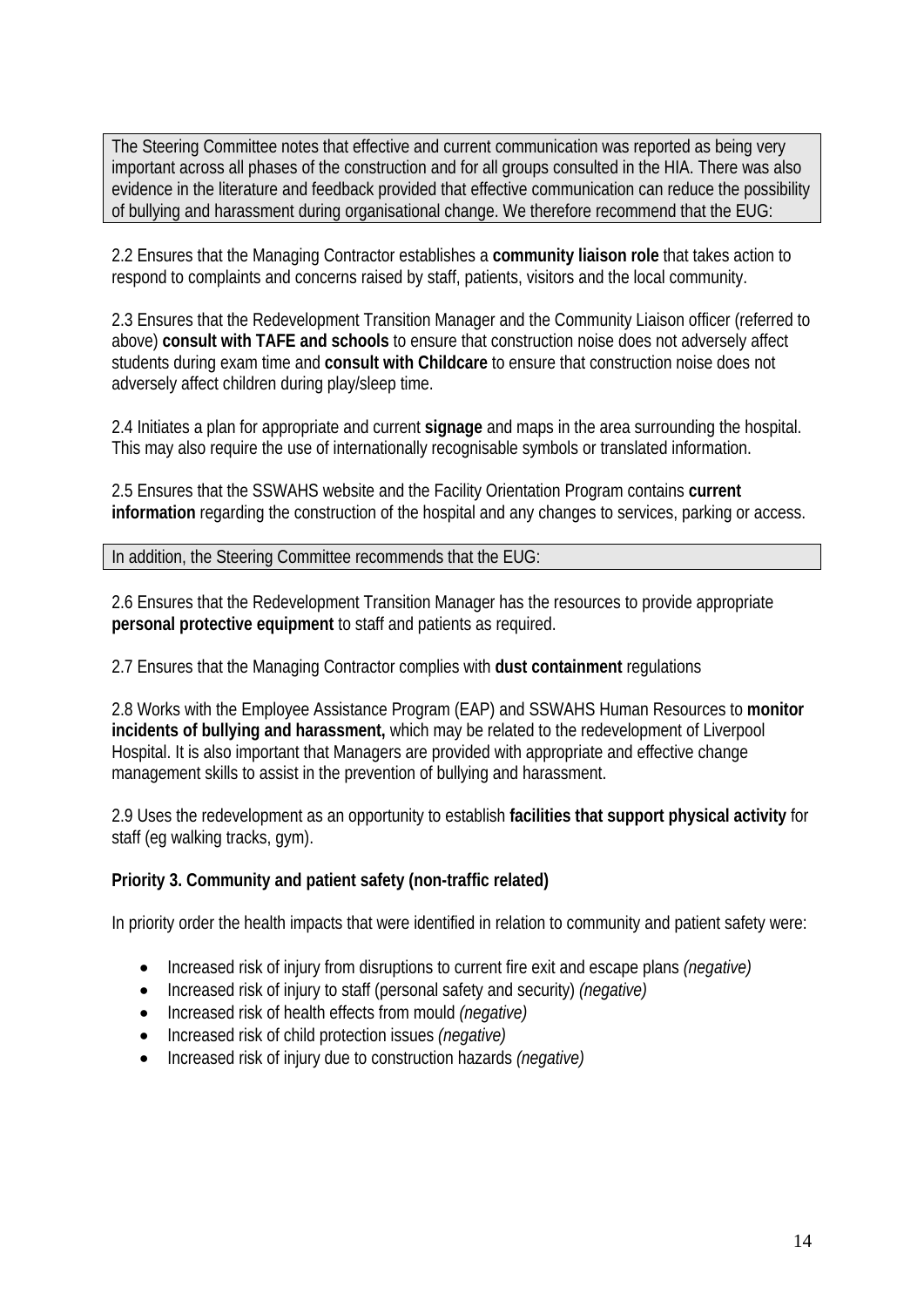The Steering Committee notes that effective and current communication was reported as being very important across all phases of the construction and for all groups consulted in the HIA. There was also evidence in the literature and feedback provided that effective communication can reduce the possibility of bullying and harassment during organisational change. We therefore recommend that the EUG:

2.2 Ensures that the Managing Contractor establishes a **community liaison role** that takes action to respond to complaints and concerns raised by staff, patients, visitors and the local community.

2.3 Ensures that the Redevelopment Transition Manager and the Community Liaison officer (referred to above) **consult with TAFE and schools** to ensure that construction noise does not adversely affect students during exam time and **consult with Childcare** to ensure that construction noise does not adversely affect children during play/sleep time.

2.4 Initiates a plan for appropriate and current **signage** and maps in the area surrounding the hospital. This may also require the use of internationally recognisable symbols or translated information.

2.5 Ensures that the SSWAHS website and the Facility Orientation Program contains **current information** regarding the construction of the hospital and any changes to services, parking or access.

In addition, the Steering Committee recommends that the EUG:

2.6 Ensures that the Redevelopment Transition Manager has the resources to provide appropriate **personal protective equipment** to staff and patients as required.

2.7 Ensures that the Managing Contractor complies with **dust containment** regulations

2.8 Works with the Employee Assistance Program (EAP) and SSWAHS Human Resources to **monitor incidents of bullying and harassment,** which may be related to the redevelopment of Liverpool Hospital. It is also important that Managers are provided with appropriate and effective change management skills to assist in the prevention of bullying and harassment.

2.9 Uses the redevelopment as an opportunity to establish **facilities that support physical activity** for staff (eg walking tracks, gym).

**Priority 3. Community and patient safety (non-traffic related)**

In priority order the health impacts that were identified in relation to community and patient safety were:

- Increased risk of injury from disruptions to current fire exit and escape plans *(negative)*
- Increased risk of injury to staff (personal safety and security) *(negative)*
- Increased risk of health effects from mould *(negative)*
- Increased risk of child protection issues *(negative)*
- Increased risk of injury due to construction hazards *(negative)*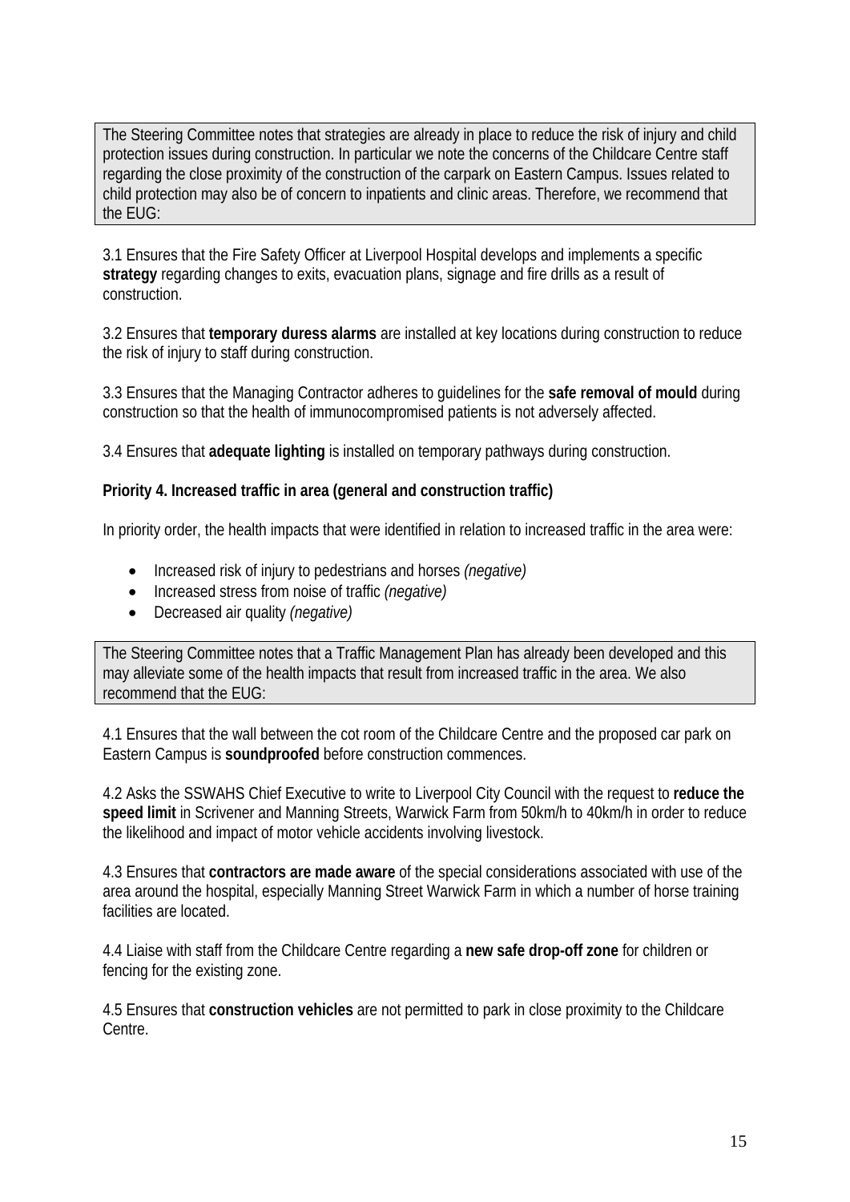The Steering Committee notes that strategies are already in place to reduce the risk of injury and child protection issues during construction. In particular we note the concerns of the Childcare Centre staff regarding the close proximity of the construction of the carpark on Eastern Campus. Issues related to child protection may also be of concern to inpatients and clinic areas. Therefore, we recommend that the EUG:

3.1 Ensures that the Fire Safety Officer at Liverpool Hospital develops and implements a specific **strategy** regarding changes to exits, evacuation plans, signage and fire drills as a result of construction.

3.2 Ensures that **temporary duress alarms** are installed at key locations during construction to reduce the risk of injury to staff during construction.

3.3 Ensures that the Managing Contractor adheres to guidelines for the **safe removal of mould** during construction so that the health of immunocompromised patients is not adversely affected.

3.4 Ensures that **adequate lighting** is installed on temporary pathways during construction.

**Priority 4. Increased traffic in area (general and construction traffic)**

In priority order, the health impacts that were identified in relation to increased traffic in the area were:

- Increased risk of injury to pedestrians and horses *(negative)*
- Increased stress from noise of traffic *(negative)*
- Decreased air quality *(negative)*

The Steering Committee notes that a Traffic Management Plan has already been developed and this may alleviate some of the health impacts that result from increased traffic in the area. We also recommend that the EUG:

4.1 Ensures that the wall between the cot room of the Childcare Centre and the proposed car park on Eastern Campus is **soundproofed** before construction commences.

4.2 Asks the SSWAHS Chief Executive to write to Liverpool City Council with the request to **reduce the speed limit** in Scrivener and Manning Streets, Warwick Farm from 50km/h to 40km/h in order to reduce the likelihood and impact of motor vehicle accidents involving livestock.

4.3 Ensures that **contractors are made aware** of the special considerations associated with use of the area around the hospital, especially Manning Street Warwick Farm in which a number of horse training facilities are located.

4.4 Liaise with staff from the Childcare Centre regarding a **new safe drop-off zone** for children or fencing for the existing zone.

4.5 Ensures that **construction vehicles** are not permitted to park in close proximity to the Childcare Centre.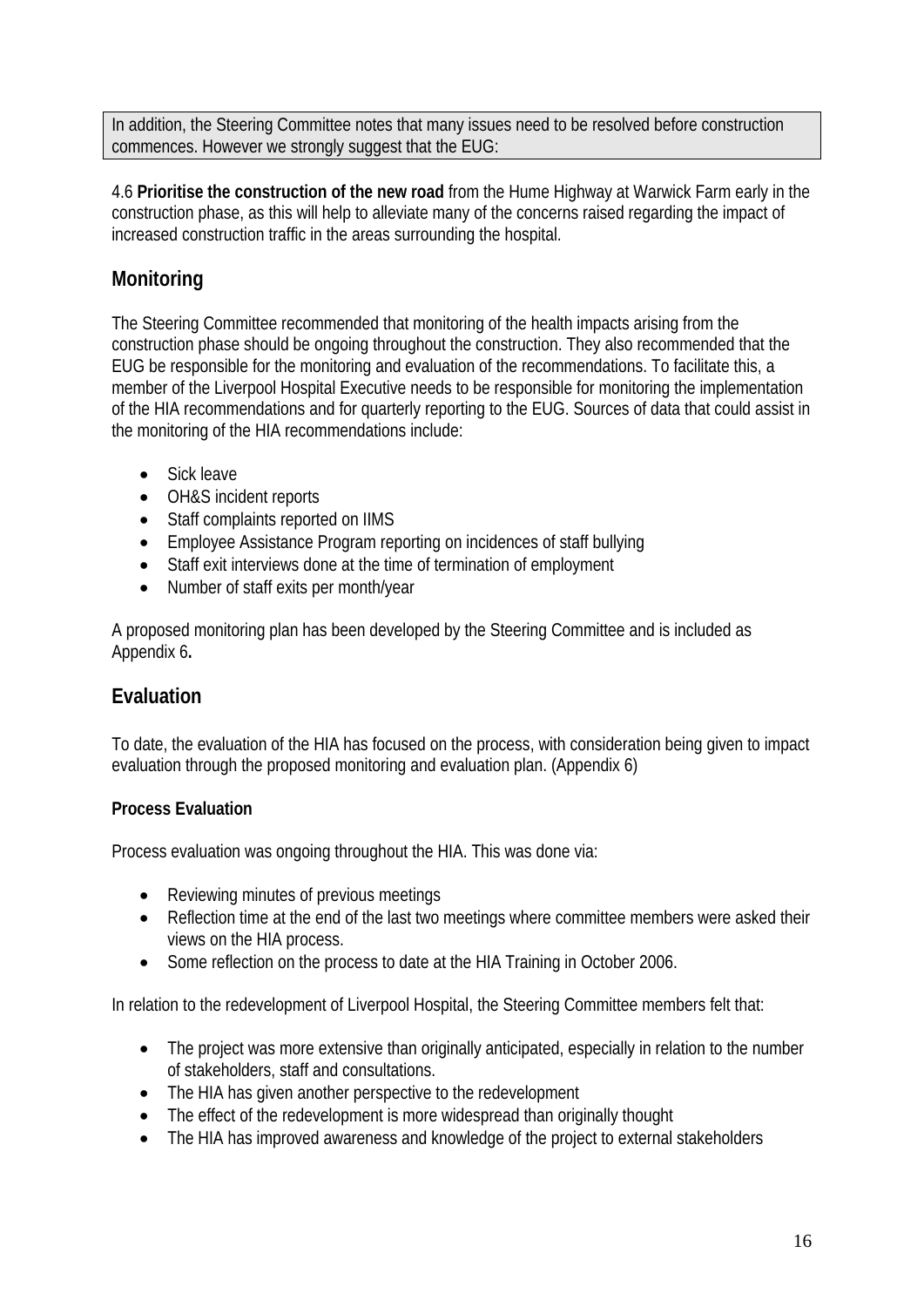In addition, the Steering Committee notes that many issues need to be resolved before construction commences. However we strongly suggest that the EUG:

4.6 **Prioritise the construction of the new road** from the Hume Highway at Warwick Farm early in the construction phase, as this will help to alleviate many of the concerns raised regarding the impact of increased construction traffic in the areas surrounding the hospital.

## Monitoring

The Steering Committee recommended that monitoring of the health impacts arising from the construction phase should be ongoing throughout the construction. They also recommended that the EUG be responsible for the monitoring and evaluation of the recommendations. To facilitate this, a member of the Liverpool Hospital Executive needs to be responsible for monitoring the implementation of the HIA recommendations and for quarterly reporting to the EUG. Sources of data that could assist in the monitoring of the HIA recommendations include:

- Sick leave
- OH&S incident reports
- Staff complaints reported on IIMS
- Employee Assistance Program reporting on incidences of staff bullying
- Staff exit interviews done at the time of termination of employment
- Number of staff exits per month/year

A proposed monitoring plan has been developed by the Steering Committee and is included as Appendix 6**.**

## Evaluation

To date, the evaluation of the HIA has focused on the process, with consideration being given to impact evaluation through the proposed monitoring and evaluation plan. (Appendix 6)

### Process Evaluation

Process evaluation was ongoing throughout the HIA. This was done via:

- Reviewing minutes of previous meetings
- Reflection time at the end of the last two meetings where committee members were asked their views on the HIA process.
- Some reflection on the process to date at the HIA Training in October 2006.

In relation to the redevelopment of Liverpool Hospital, the Steering Committee members felt that:

- The project was more extensive than originally anticipated, especially in relation to the number of stakeholders, staff and consultations.
- The HIA has given another perspective to the redevelopment
- The effect of the redevelopment is more widespread than originally thought
- The HIA has improved awareness and knowledge of the project to external stakeholders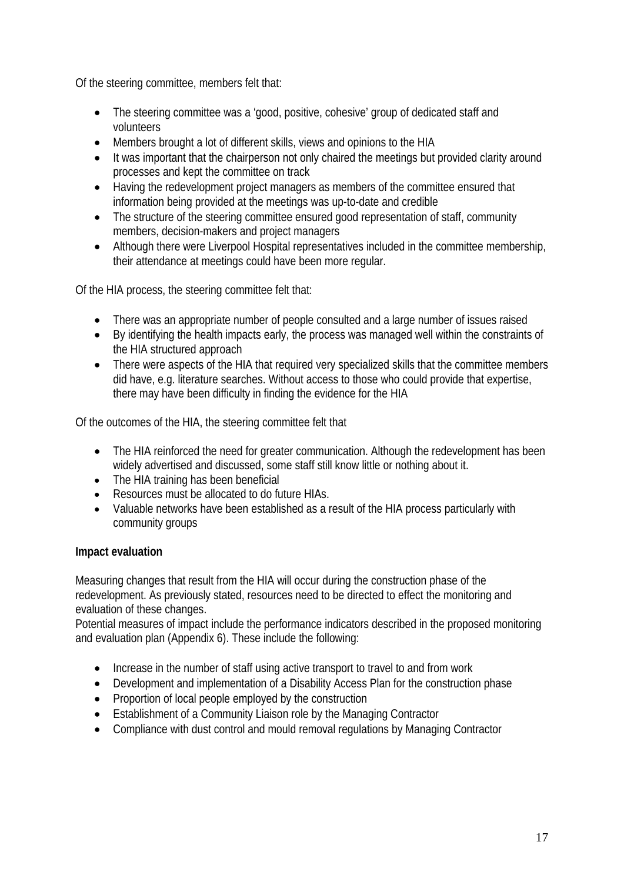Of the steering committee, members felt that:

- The steering committee was a 'good, positive, cohesive' group of dedicated staff and volunteers
- Members brought a lot of different skills, views and opinions to the HIA
- It was important that the chairperson not only chaired the meetings but provided clarity around processes and kept the committee on track
- Having the redevelopment project managers as members of the committee ensured that information being provided at the meetings was up-to-date and credible
- The structure of the steering committee ensured good representation of staff, community members, decision-makers and project managers
- Although there were Liverpool Hospital representatives included in the committee membership, their attendance at meetings could have been more regular.

Of the HIA process, the steering committee felt that:

- There was an appropriate number of people consulted and a large number of issues raised
- By identifying the health impacts early, the process was managed well within the constraints of the HIA structured approach
- There were aspects of the HIA that required very specialized skills that the committee members did have, e.g. literature searches. Without access to those who could provide that expertise, there may have been difficulty in finding the evidence for the HIA

Of the outcomes of the HIA, the steering committee felt that

- The HIA reinforced the need for greater communication. Although the redevelopment has been widely advertised and discussed, some staff still know little or nothing about it.
- The HIA training has been beneficial
- Resources must be allocated to do future HIAs.
- Valuable networks have been established as a result of the HIA process particularly with community groups

**Impact evaluation**

Measuring changes that result from the HIA will occur during the construction phase of the redevelopment. As previously stated, resources need to be directed to effect the monitoring and evaluation of these changes.
Potential measures of impact include the performance indicators described in the proposed monitoring and evaluation plan (Appendix 6). These include the following:

- Increase in the number of staff using active transport to travel to and from work
- Development and implementation of a Disability Access Plan for the construction phase
- Proportion of local people employed by the construction
- Establishment of a Community Liaison role by the Managing Contractor
- Compliance with dust control and mould removal regulations by Managing Contractor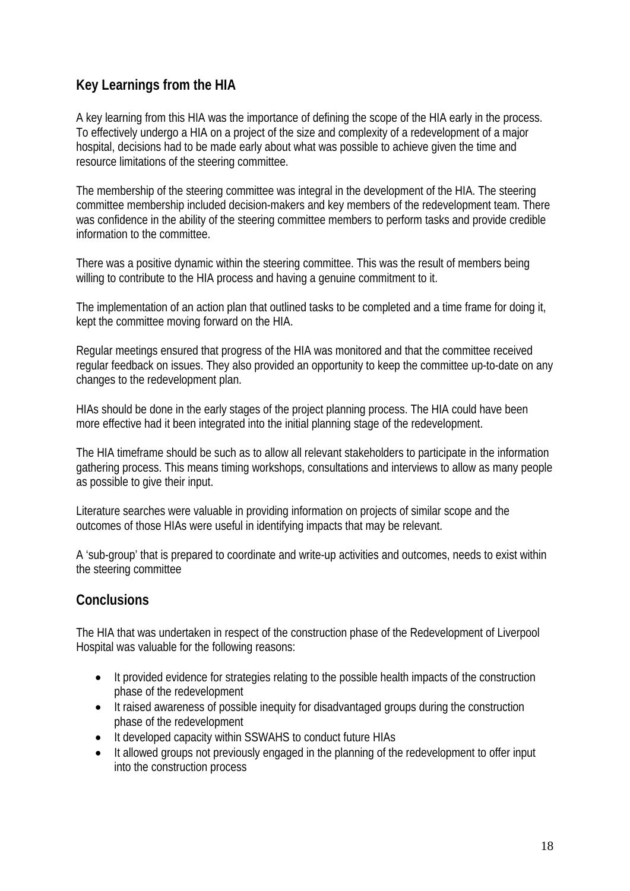## Key Learnings from the HIA

A key learning from this HIA was the importance of defining the scope of the HIA early in the process. To effectively undergo a HIA on a project of the size and complexity of a redevelopment of a major hospital, decisions had to be made early about what was possible to achieve given the time and resource limitations of the steering committee.

The membership of the steering committee was integral in the development of the HIA. The steering committee membership included decision-makers and key members of the redevelopment team. There was confidence in the ability of the steering committee members to perform tasks and provide credible information to the committee.

There was a positive dynamic within the steering committee. This was the result of members being willing to contribute to the HIA process and having a genuine commitment to it.

The implementation of an action plan that outlined tasks to be completed and a time frame for doing it, kept the committee moving forward on the HIA.

Regular meetings ensured that progress of the HIA was monitored and that the committee received regular feedback on issues. They also provided an opportunity to keep the committee up-to-date on any changes to the redevelopment plan.

HIAs should be done in the early stages of the project planning process. The HIA could have been more effective had it been integrated into the initial planning stage of the redevelopment.

The HIA timeframe should be such as to allow all relevant stakeholders to participate in the information gathering process. This means timing workshops, consultations and interviews to allow as many people as possible to give their input.

Literature searches were valuable in providing information on projects of similar scope and the outcomes of those HIAs were useful in identifying impacts that may be relevant.

A 'sub-group' that is prepared to coordinate and write-up activities and outcomes, needs to exist within the steering committee

## Conclusions

The HIA that was undertaken in respect of the construction phase of the Redevelopment of Liverpool Hospital was valuable for the following reasons:

- It provided evidence for strategies relating to the possible health impacts of the construction phase of the redevelopment
- It raised awareness of possible inequity for disadvantaged groups during the construction phase of the redevelopment
- It developed capacity within SSWAHS to conduct future HIAs
- It allowed groups not previously engaged in the planning of the redevelopment to offer input into the construction process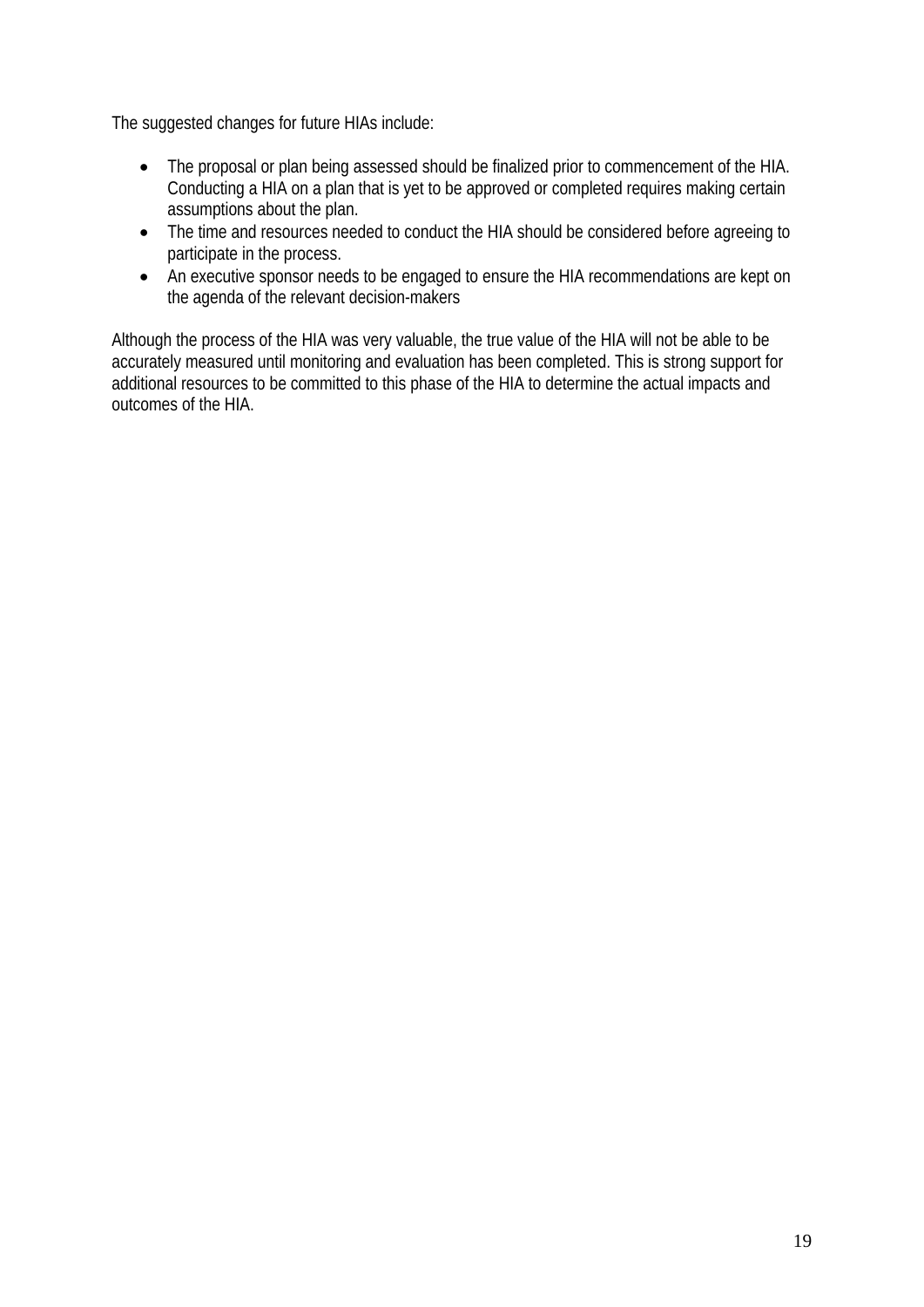The suggested changes for future HIAs include:

- The proposal or plan being assessed should be finalized prior to commencement of the HIA. Conducting a HIA on a plan that is yet to be approved or completed requires making certain assumptions about the plan.
- The time and resources needed to conduct the HIA should be considered before agreeing to participate in the process.
- An executive sponsor needs to be engaged to ensure the HIA recommendations are kept on the agenda of the relevant decision-makers

Although the process of the HIA was very valuable, the true value of the HIA will not be able to be accurately measured until monitoring and evaluation has been completed. This is strong support for additional resources to be committed to this phase of the HIA to determine the actual impacts and outcomes of the HIA.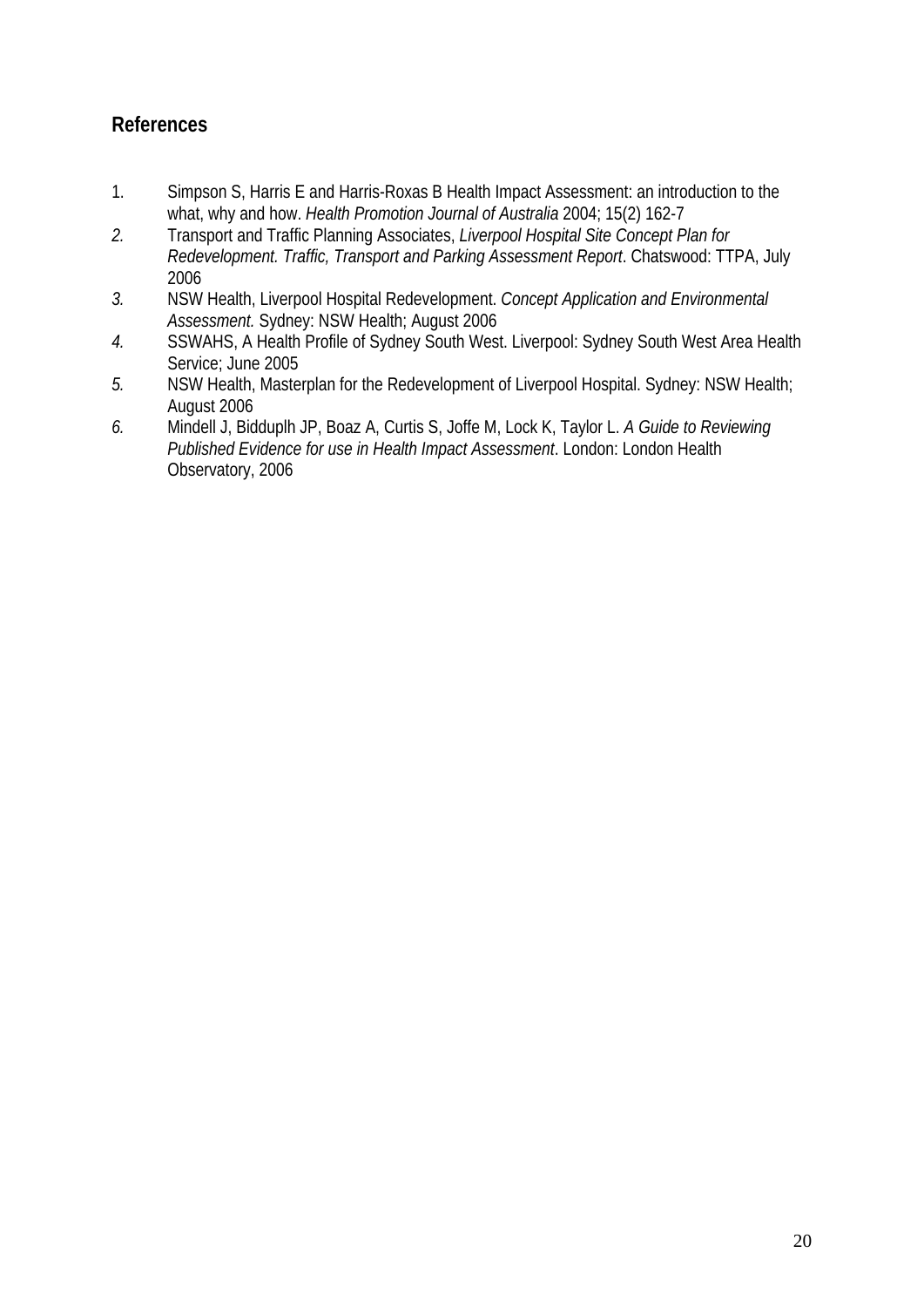## References

1. Simpson S, Harris E and Harris-Roxas B Health Impact Assessment: an introduction to the what, why and how. *Health Promotion Journal of Australia* 2004; 15(2) 162-7
2. Transport and Traffic Planning Associates, *Liverpool Hospital Site Concept Plan for Redevelopment. Traffic, Transport and Parking Assessment Report*. Chatswood: TTPA, July 2006
3. NSW Health, Liverpool Hospital Redevelopment. *Concept Application and Environmental Assessment.* Sydney: NSW Health; August 2006
4. SSWAHS, A Health Profile of Sydney South West. Liverpool: Sydney South West Area Health Service; June 2005
5. NSW Health, Masterplan for the Redevelopment of Liverpool Hospital. Sydney: NSW Health; August 2006
6. Mindell J, Bidduplh JP, Boaz A, Curtis S, Joffe M, Lock K, Taylor L. *A Guide to Reviewing Published Evidence for use in Health Impact Assessment*. London: London Health Observatory, 2006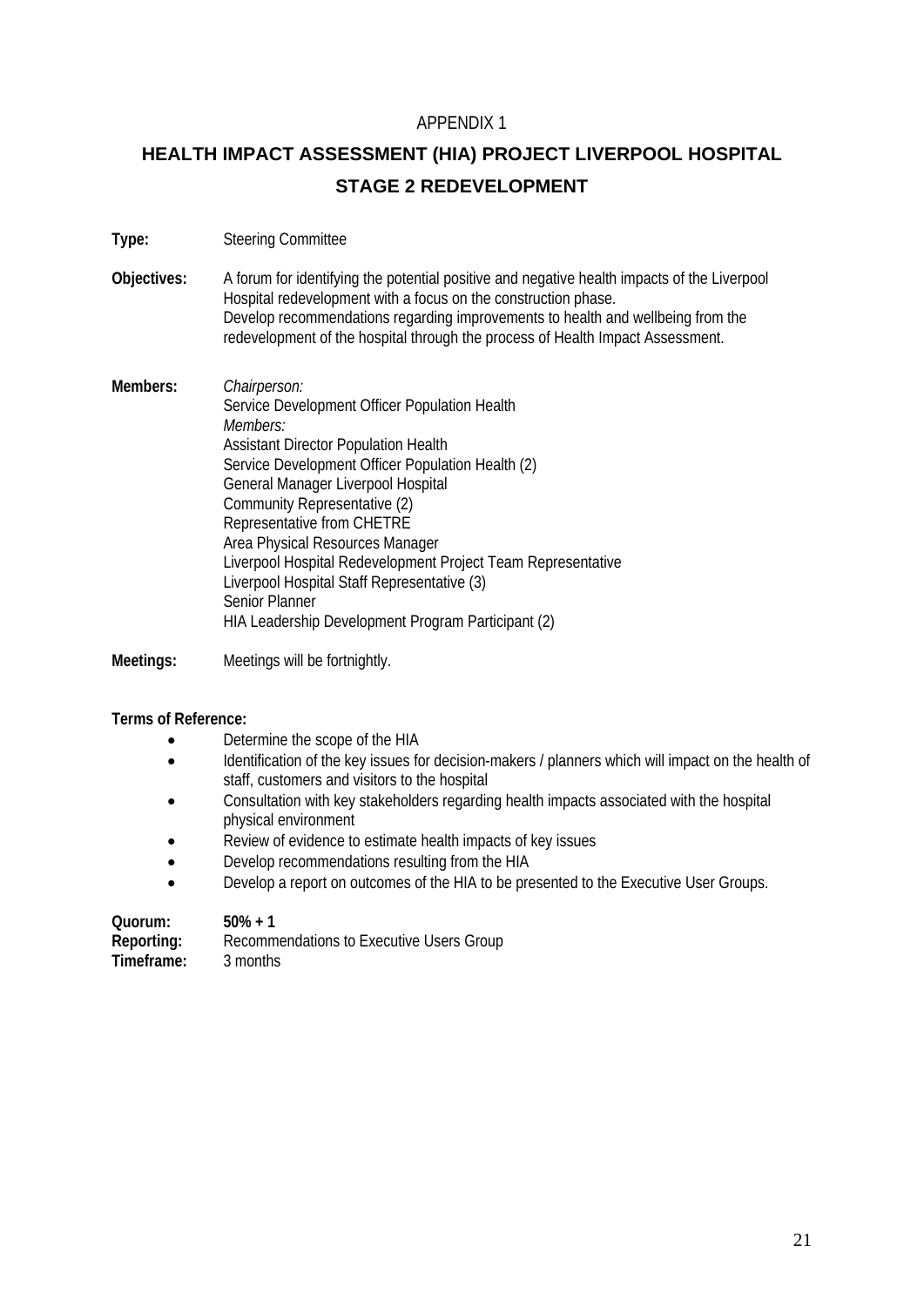APPENDIX 1

# HEALTH IMPACT ASSESSMENT (HIA) PROJECT LIVERPOOL HOSPITAL STAGE 2 REDEVELOPMENT

**Type:** Steering Committee

**Objectives:** A forum for identifying the potential positive and negative health impacts of the Liverpool Hospital redevelopment with a focus on the construction phase.
Develop recommendations regarding improvements to health and wellbeing from the redevelopment of the hospital through the process of Health Impact Assessment.

**Members:**
*Chairperson:*
Service Development Officer Population Health
*Members:*
Assistant Director Population Health
Service Development Officer Population Health (2)
General Manager Liverpool Hospital
Community Representative (2)
Representative from CHETRE
Area Physical Resources Manager
Liverpool Hospital Redevelopment Project Team Representative
Liverpool Hospital Staff Representative (3)
Senior Planner
HIA Leadership Development Program Participant (2)

**Meetings:** Meetings will be fortnightly.

**Terms of Reference:**

- Determine the scope of the HIA
- Identification of the key issues for decision-makers / planners which will impact on the health of staff, customers and visitors to the hospital
- Consultation with key stakeholders regarding health impacts associated with the hospital physical environment
- Review of evidence to estimate health impacts of key issues
- Develop recommendations resulting from the HIA
- Develop a report on outcomes of the HIA to be presented to the Executive User Groups.

**Quorum:** **50% + 1**
**Reporting:** Recommendations to Executive Users Group
**Timeframe:** 3 months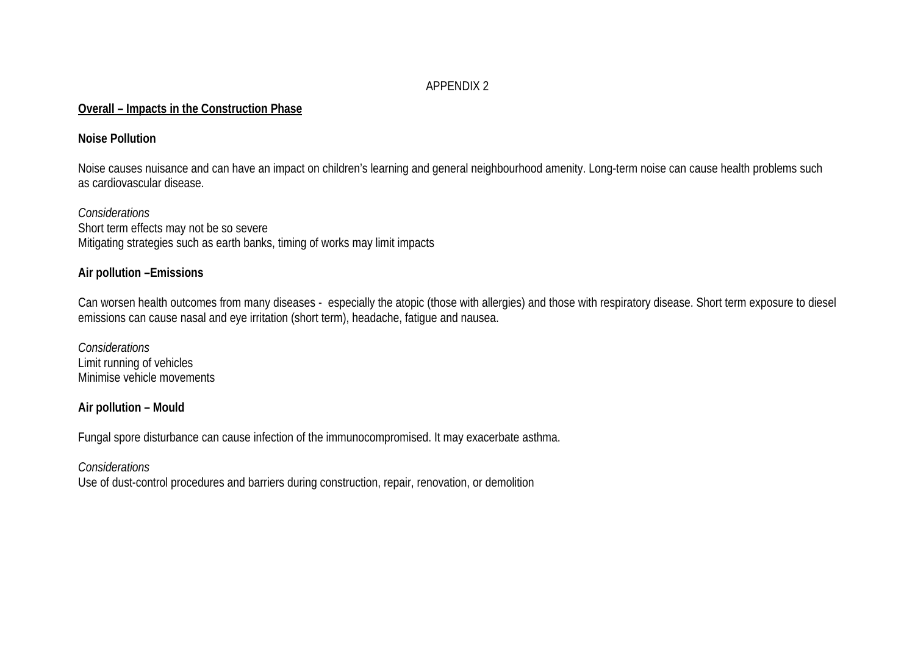APPENDIX 2

**<u>Overall – Impacts in the Construction Phase</u>**

**Noise Pollution**

Noise causes nuisance and can have an impact on children's learning and general neighbourhood amenity. Long-term noise can cause health problems such as cardiovascular disease.

*Considerations*
Short term effects may not be so severe
Mitigating strategies such as earth banks, timing of works may limit impacts

**Air pollution –Emissions**

Can worsen health outcomes from many diseases - especially the atopic (those with allergies) and those with respiratory disease. Short term exposure to diesel emissions can cause nasal and eye irritation (short term), headache, fatigue and nausea.

*Considerations*
Limit running of vehicles
Minimise vehicle movements

**Air pollution – Mould**

Fungal spore disturbance can cause infection of the immunocompromised. It may exacerbate asthma.

*Considerations*
Use of dust-control procedures and barriers during construction, repair, renovation, or demolition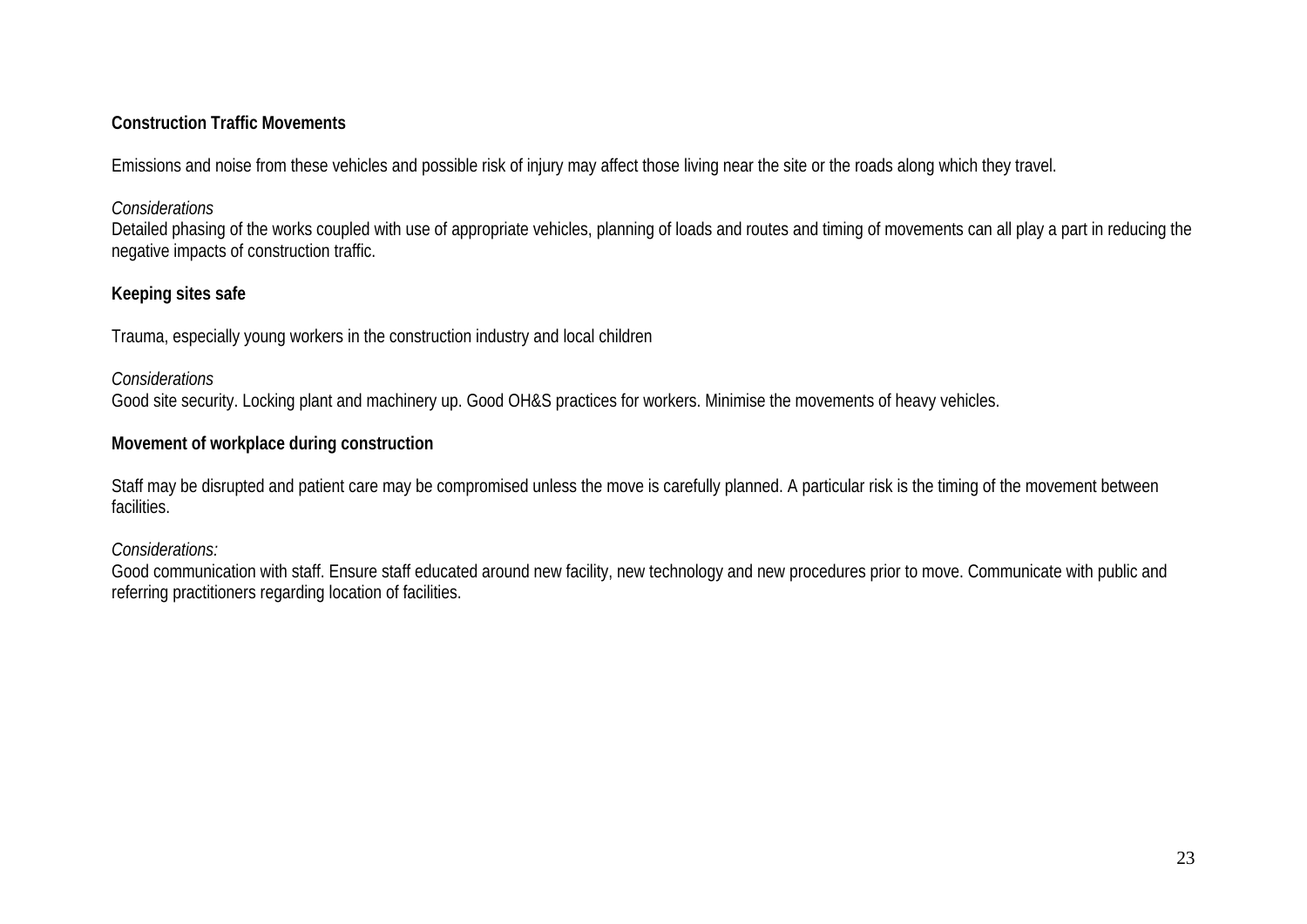**Construction Traffic Movements**

Emissions and noise from these vehicles and possible risk of injury may affect those living near the site or the roads along which they travel.

*Considerations*
Detailed phasing of the works coupled with use of appropriate vehicles, planning of loads and routes and timing of movements can all play a part in reducing the negative impacts of construction traffic.

**Keeping sites safe**

Trauma, especially young workers in the construction industry and local children

*Considerations*
Good site security. Locking plant and machinery up. Good OH&S practices for workers. Minimise the movements of heavy vehicles.

**Movement of workplace during construction**

Staff may be disrupted and patient care may be compromised unless the move is carefully planned. A particular risk is the timing of the movement between facilities.

*Considerations:*
Good communication with staff. Ensure staff educated around new facility, new technology and new procedures prior to move. Communicate with public and referring practitioners regarding location of facilities.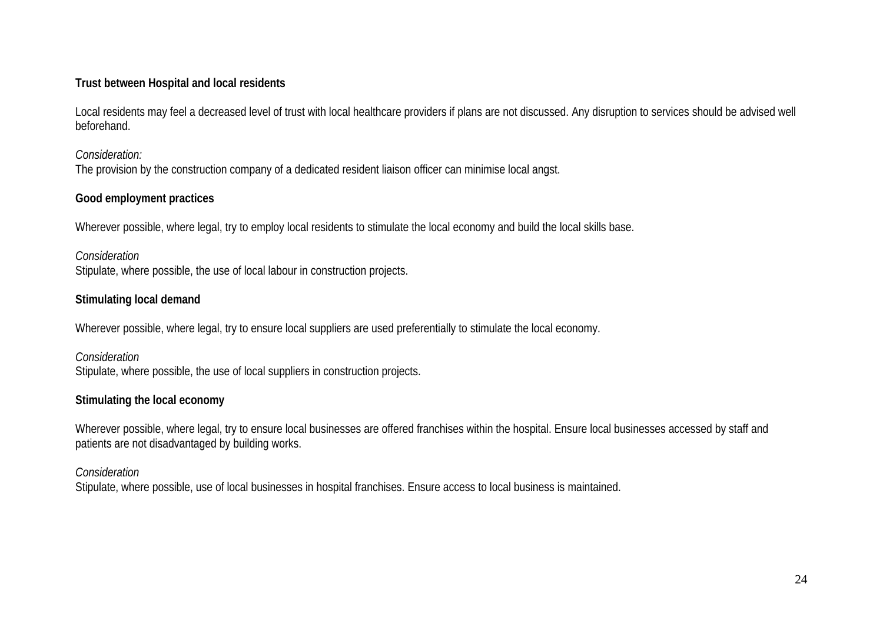**Trust between Hospital and local residents**

Local residents may feel a decreased level of trust with local healthcare providers if plans are not discussed. Any disruption to services should be advised well beforehand.

*Consideration:*
The provision by the construction company of a dedicated resident liaison officer can minimise local angst.

**Good employment practices**

Wherever possible, where legal, try to employ local residents to stimulate the local economy and build the local skills base.

*Consideration*
Stipulate, where possible, the use of local labour in construction projects.

**Stimulating local demand**

Wherever possible, where legal, try to ensure local suppliers are used preferentially to stimulate the local economy.

*Consideration*
Stipulate, where possible, the use of local suppliers in construction projects.

**Stimulating the local economy**

Wherever possible, where legal, try to ensure local businesses are offered franchises within the hospital. Ensure local businesses accessed by staff and patients are not disadvantaged by building works.

*Consideration*
Stipulate, where possible, use of local businesses in hospital franchises. Ensure access to local business is maintained.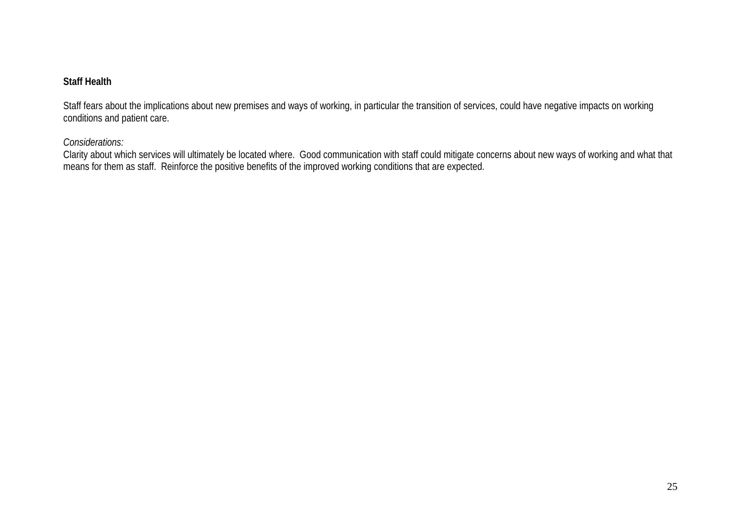**Staff Health**

Staff fears about the implications about new premises and ways of working, in particular the transition of services, could have negative impacts on working conditions and patient care.

*Considerations:*
Clarity about which services will ultimately be located where.  Good communication with staff could mitigate concerns about new ways of working and what that means for them as staff.  Reinforce the positive benefits of the improved working conditions that are expected.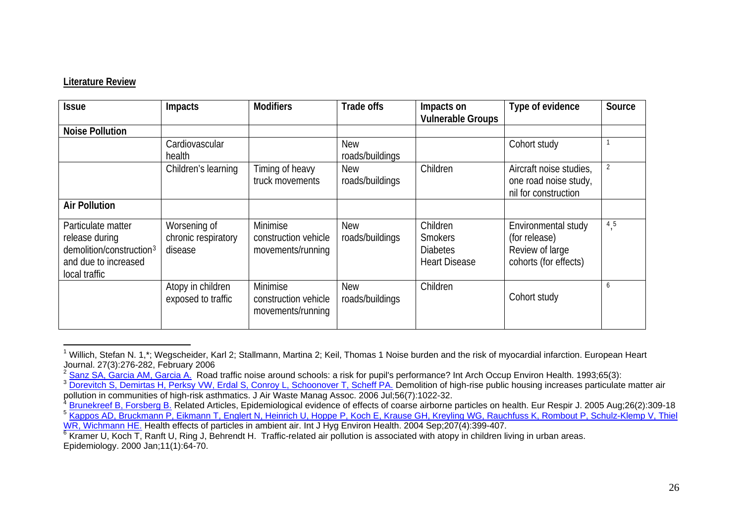**Literature Review**

| Issue | Impacts | Modifiers | Trade offs | Impacts on Vulnerable Groups | Type of evidence | Source |
|---|---|---|---|---|---|---|
| **Noise Pollution** | | | | | | |
| | Cardiovascular health | | New roads/buildings | | Cohort study | [1] |
| | Children's learning | Timing of heavy truck movements | New roads/buildings | Children | Aircraft noise studies, one road noise study, nil for construction | [2] |
| **Air Pollution** | | | | | | |
| Particulate matter release during demolition/construction[3] and due to increased local traffic | Worsening of chronic respiratory disease | Minimise construction vehicle movements/running | New roads/buildings | Children<br>Smokers<br>Diabetes<br>Heart Disease | Environmental study (for release)<br>Review of large cohorts (for effects) | [4,5] |
| | Atopy in children exposed to traffic | Minimise construction vehicle movements/running | New roads/buildings | Children | Cohort study | [6] |

---

[1] Willich, Stefan N. 1,*; Wegscheider, Karl 2; Stallmann, Martina 2; Keil, Thomas 1 Noise burden and the risk of myocardial infarction. European Heart Journal. 27(3):276-282, February 2006

[2] Sanz SA, Garcia AM, Garcia A. Road traffic noise around schools: a risk for pupil's performance? Int Arch Occup Environ Health. 1993;65(3):

[3] Dorevitch S, Demirtas H, Perksy VW, Erdal S, Conroy L, Schoonover T, Scheff PA. Demolition of high-rise public housing increases particulate matter air pollution in communities of high-risk asthmatics. J Air Waste Manag Assoc. 2006 Jul;56(7):1022-32.

[4] Brunekreef B, Forsberg B. Related Articles, Epidemiological evidence of effects of coarse airborne particles on health. Eur Respir J. 2005 Aug;26(2):309-18

[5] Kappos AD, Bruckmann P, Eikmann T, Englert N, Heinrich U, Hoppe P, Koch E, Krause GH, Kreyling WG, Rauchfuss K, Rombout P, Schulz-Klemp V, Thiel WR, Wichmann HE. Health effects of particles in ambient air. Int J Hyg Environ Health. 2004 Sep;207(4):399-407.

[6] Kramer U, Koch T, Ranft U, Ring J, Behrendt H. Traffic-related air pollution is associated with atopy in children living in urban areas. Epidemiology. 2000 Jan;11(1):64-70.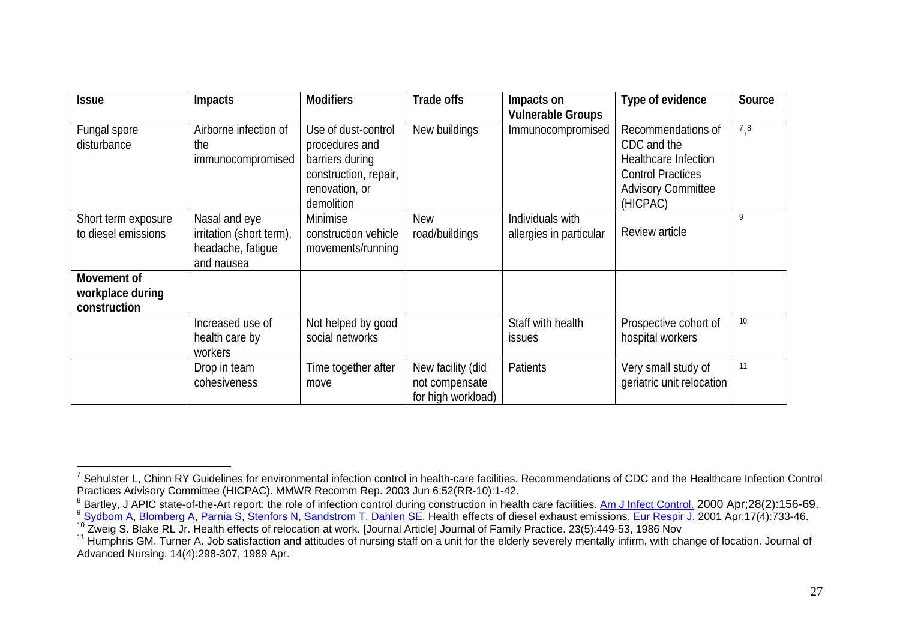| Issue | Impacts | Modifiers | Trade offs | Impacts on Vulnerable Groups | Type of evidence | Source |
|---|---|---|---|---|---|---|
| Fungal spore disturbance | Airborne infection of the immunocompromised | Use of dust-control procedures and barriers during construction, repair, renovation, or demolition | New buildings | Immunocompromised | Recommendations of CDC and the Healthcare Infection Control Practices Advisory Committee (HICPAC) | [7],[8] |
| Short term exposure to diesel emissions | Nasal and eye irritation (short term), headache, fatigue and nausea | Minimise construction vehicle movements/running | New road/buildings | Individuals with allergies in particular | Review article | [9] |
| **Movement of workplace during construction** | | | | | | |
| | Increased use of health care by workers | Not helped by good social networks | | Staff with health issues | Prospective cohort of hospital workers | [10] |
| | Drop in team cohesiveness | Time together after move | New facility (did not compensate for high workload) | Patients | Very small study of geriatric unit relocation | [11] |

[7] Sehulster L, Chinn RY Guidelines for environmental infection control in health-care facilities. Recommendations of CDC and the Healthcare Infection Control Practices Advisory Committee (HICPAC). MMWR Recomm Rep. 2003 Jun 6;52(RR-10):1-42.

[8] Bartley, J APIC state-of-the-Art report: the role of infection control during construction in health care facilities. Am J Infect Control. 2000 Apr;28(2):156-69.

[9] Sydbom A, Blomberg A, Parnia S, Stenfors N, Sandstrom T, Dahlen SE. Health effects of diesel exhaust emissions. Eur Respir J. 2001 Apr;17(4):733-46.

[10] Zweig S. Blake RL Jr. Health effects of relocation at work. [Journal Article] Journal of Family Practice. 23(5):449-53, 1986 Nov

[11] Humphris GM. Turner A. Job satisfaction and attitudes of nursing staff on a unit for the elderly severely mentally infirm, with change of location. Journal of Advanced Nursing. 14(4):298-307, 1989 Apr.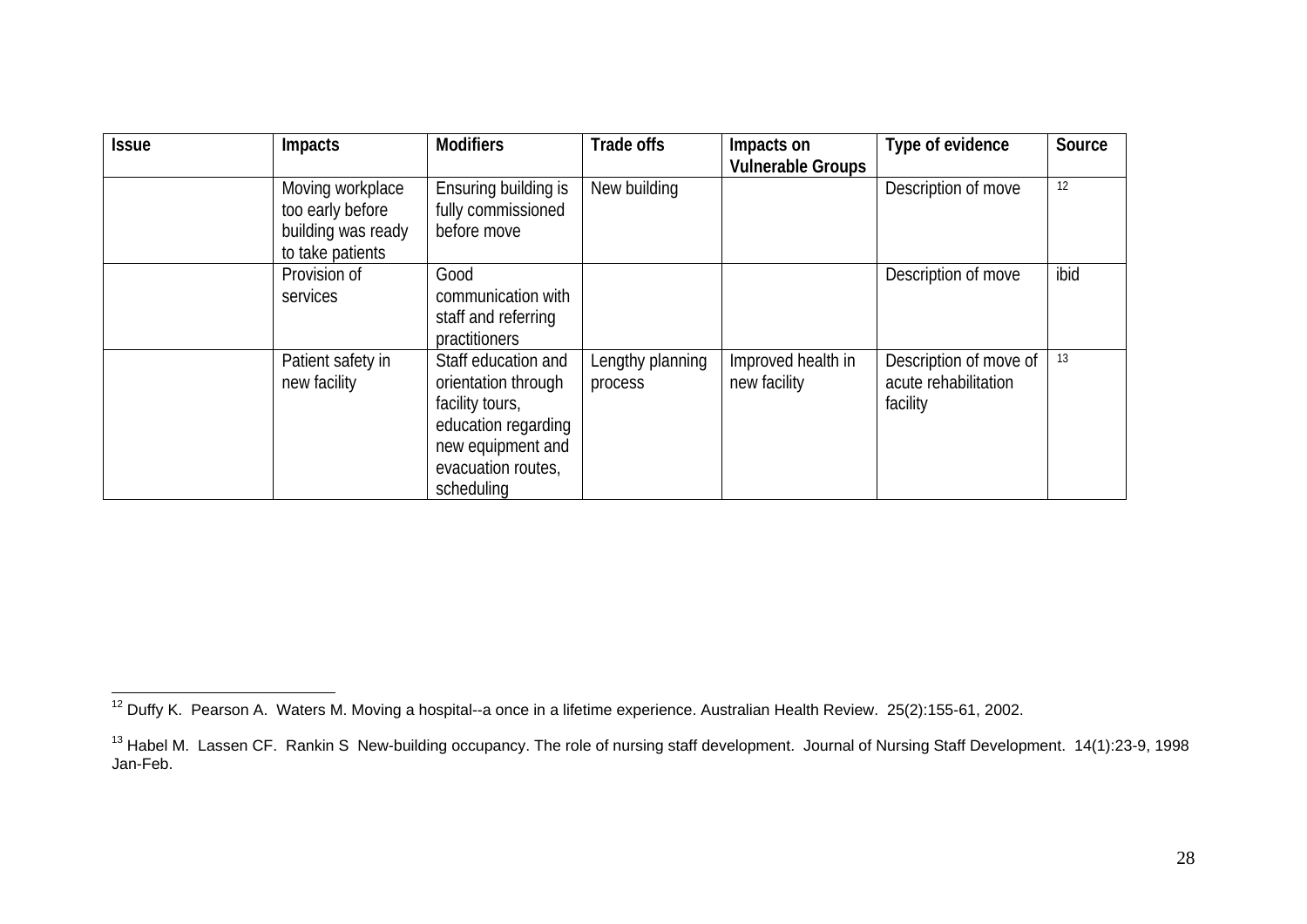| Issue | Impacts | Modifiers | Trade offs | Impacts on Vulnerable Groups | Type of evidence | Source |
|---|---|---|---|---|---|---|
| | Moving workplace too early before building was ready to take patients | Ensuring building is fully commissioned before move | New building | | Description of move | [12] |
| | Provision of services | Good communication with staff and referring practitioners | | | Description of move | ibid |
| | Patient safety in new facility | Staff education and orientation through facility tours, education regarding new equipment and evacuation routes, scheduling | Lengthy planning process | Improved health in new facility | Description of move of acute rehabilitation facility | [13] |

[12] Duffy K. Pearson A. Waters M. Moving a hospital--a once in a lifetime experience. Australian Health Review. 25(2):155-61, 2002.

[13] Habel M. Lassen CF. Rankin S New-building occupancy. The role of nursing staff development. Journal of Nursing Staff Development. 14(1):23-9, 1998 Jan-Feb.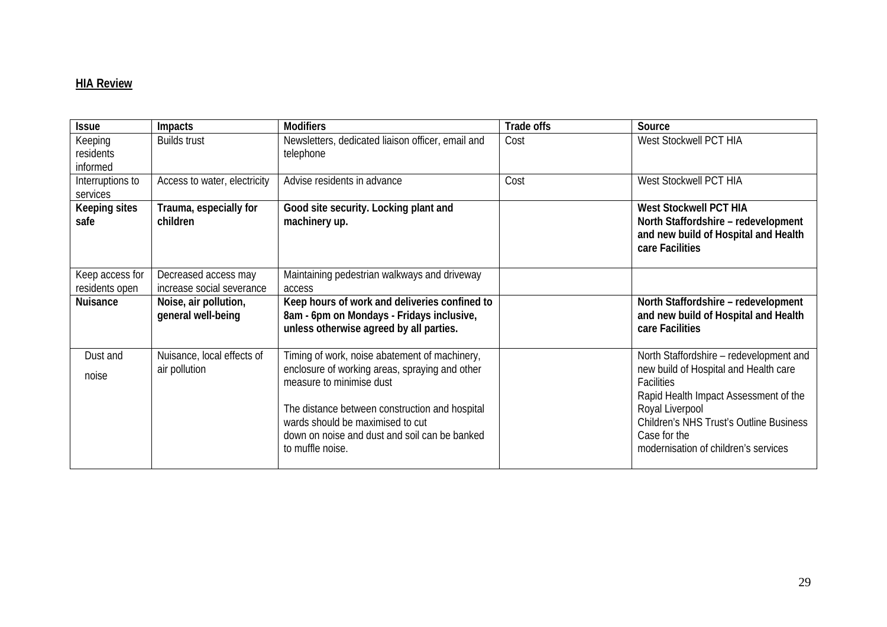**HIA Review**

| Issue | Impacts | Modifiers | Trade offs | Source |
|---|---|---|---|---|
| Keeping residents informed | Builds trust | Newsletters, dedicated liaison officer, email and telephone | Cost | West Stockwell PCT HIA |
| Interruptions to services | Access to water, electricity | Advise residents in advance | Cost | West Stockwell PCT HIA |
| **Keeping sites safe** | **Trauma, especially for children** | **Good site security. Locking plant and machinery up.** | | **West Stockwell PCT HIA**<br>**North Staffordshire – redevelopment and new build of Hospital and Health care Facilities** |
| Keep access for residents open | Decreased access may increase social severance | Maintaining pedestrian walkways and driveway access | | |
| **Nuisance** | **Noise, air pollution, general well-being** | **Keep hours of work and deliveries confined to 8am - 6pm on Mondays - Fridays inclusive, unless otherwise agreed by all parties.** | | **North Staffordshire – redevelopment and new build of Hospital and Health care Facilities** |
| Dust and noise | Nuisance, local effects of air pollution | Timing of work, noise abatement of machinery, enclosure of working areas, spraying and other measure to minimise dust<br><br>The distance between construction and hospital wards should be maximised to cut down on noise and dust and soil can be banked to muffle noise. | | North Staffordshire – redevelopment and new build of Hospital and Health care Facilities<br>Rapid Health Impact Assessment of the Royal Liverpool Children's NHS Trust's Outline Business Case for the modernisation of children's services |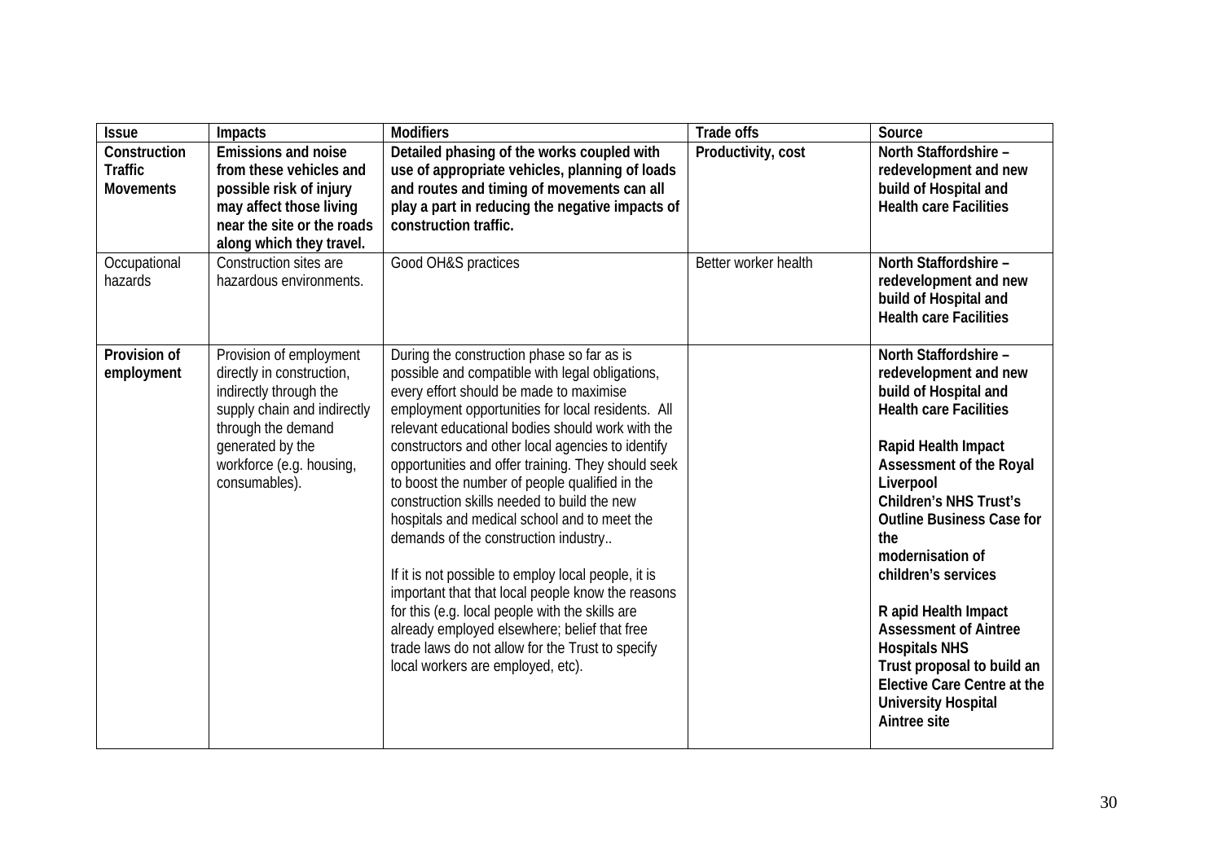| Issue | Impacts | Modifiers | Trade offs | Source |
|---|---|---|---|---|
| **Construction Traffic Movements** | **Emissions and noise from these vehicles and possible risk of injury may affect those living near the site or the roads along which they travel.** | **Detailed phasing of the works coupled with use of appropriate vehicles, planning of loads and routes and timing of movements can all play a part in reducing the negative impacts of construction traffic.** | **Productivity, cost** | **North Staffordshire – redevelopment and new build of Hospital and Health care Facilities** |
| Occupational hazards | Construction sites are hazardous environments. | Good OH&S practices | Better worker health | **North Staffordshire – redevelopment and new build of Hospital and Health care Facilities** |
| **Provision of employment** | Provision of employment directly in construction, indirectly through the supply chain and indirectly through the demand generated by the workforce (e.g. housing, consumables). | During the construction phase so far as is possible and compatible with legal obligations, every effort should be made to maximise employment opportunities for local residents. All relevant educational bodies should work with the constructors and other local agencies to identify opportunities and offer training. They should seek to boost the number of people qualified in the construction skills needed to build the new hospitals and medical school and to meet the demands of the construction industry..<br><br>If it is not possible to employ local people, it is important that that local people know the reasons for this (e.g. local people with the skills are already employed elsewhere; belief that free trade laws do not allow for the Trust to specify local workers are employed, etc). | | **North Staffordshire – redevelopment and new build of Hospital and Health care Facilities**<br><br>**Rapid Health Impact Assessment of the Royal Liverpool Children's NHS Trust's Outline Business Case for the modernisation of children's services**<br><br>**R apid Health Impact Assessment of Aintree Hospitals NHS Trust proposal to build an Elective Care Centre at the University Hospital Aintree site** |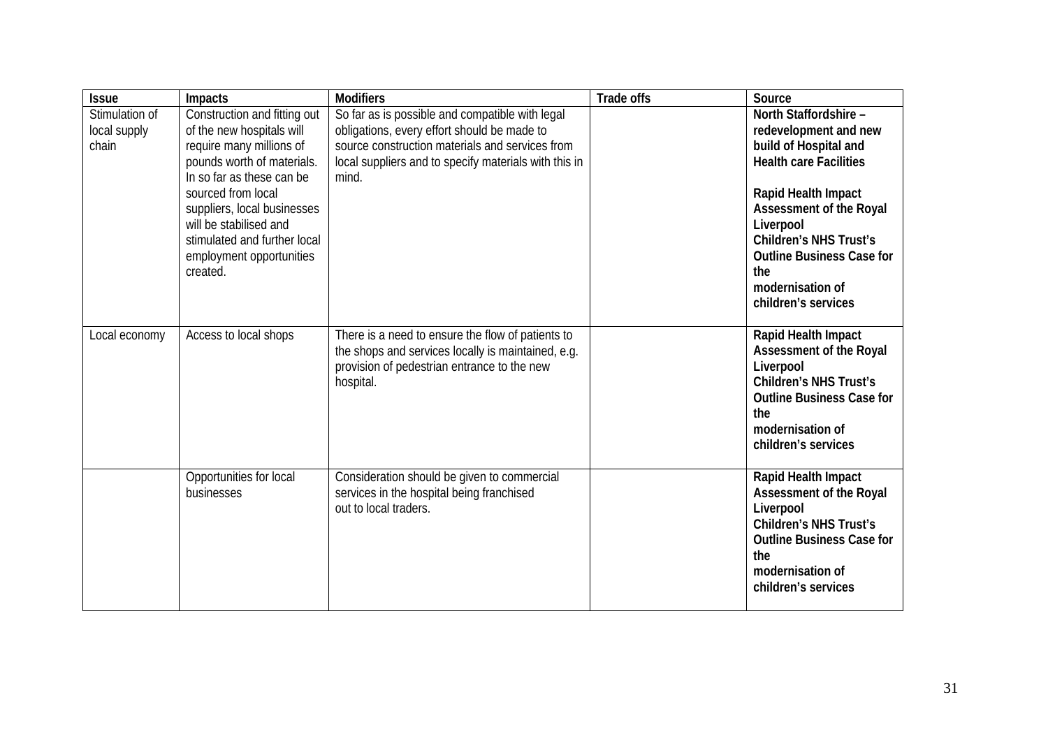| Issue | Impacts | Modifiers | Trade offs | Source |
|---|---|---|---|---|
| Stimulation of local supply chain | Construction and fitting out of the new hospitals will require many millions of pounds worth of materials. In so far as these can be sourced from local suppliers, local businesses will be stabilised and stimulated and further local employment opportunities created. | So far as is possible and compatible with legal obligations, every effort should be made to source construction materials and services from local suppliers and to specify materials with this in mind. | | **North Staffordshire – redevelopment and new build of Hospital and Health care Facilities**<br><br>**Rapid Health Impact Assessment of the Royal Liverpool Children's NHS Trust's Outline Business Case for the modernisation of children's services** |
| Local economy | Access to local shops | There is a need to ensure the flow of patients to the shops and services locally is maintained, e.g. provision of pedestrian entrance to the new hospital. | | **Rapid Health Impact Assessment of the Royal Liverpool Children's NHS Trust's Outline Business Case for the modernisation of children's services** |
| | Opportunities for local businesses | Consideration should be given to commercial services in the hospital being franchised out to local traders. | | **Rapid Health Impact Assessment of the Royal Liverpool Children's NHS Trust's Outline Business Case for the modernisation of children's services** |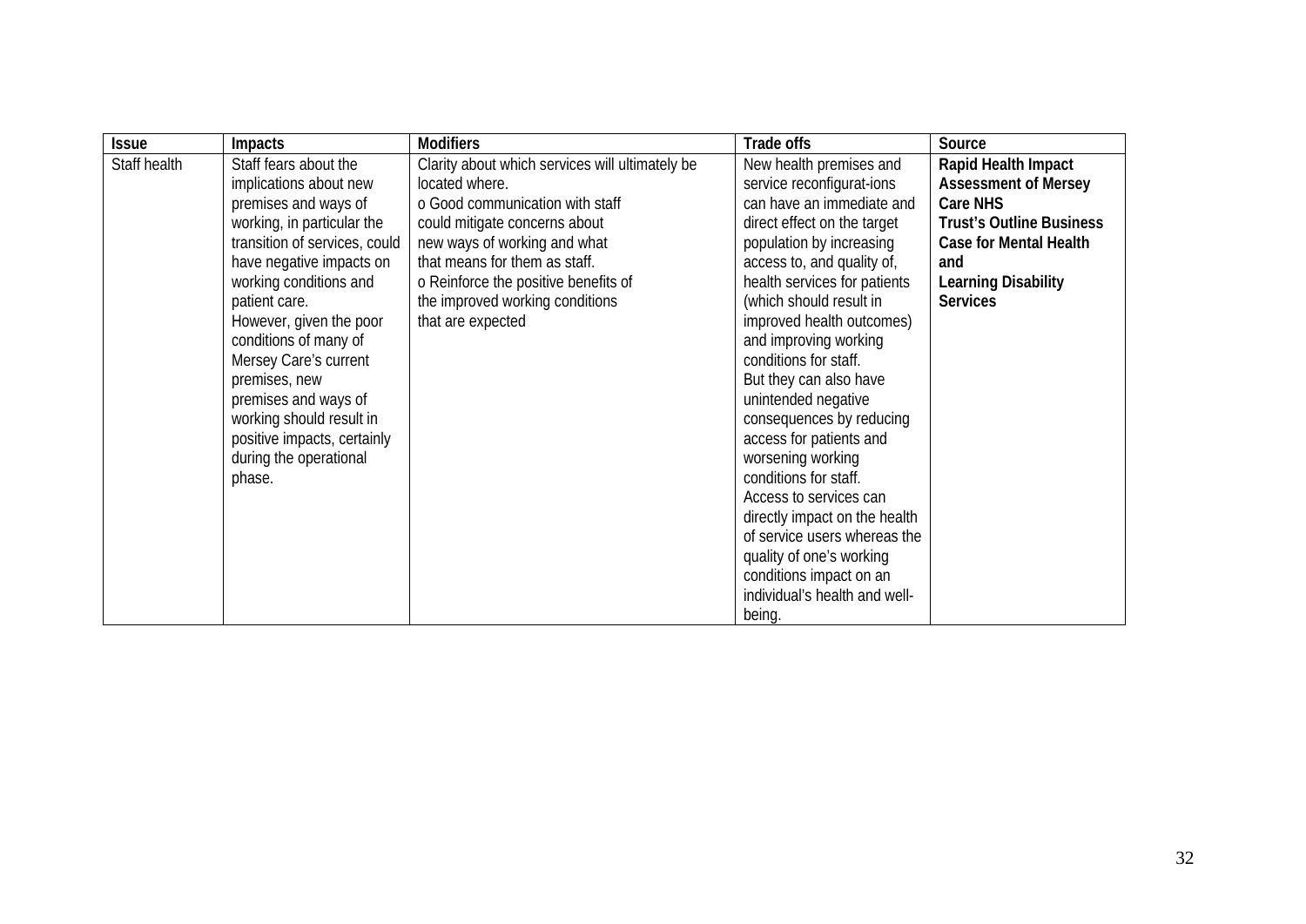| Issue | Impacts | Modifiers | Trade offs | Source |
|---|---|---|---|---|
| Staff health | Staff fears about the implications about new premises and ways of working, in particular the transition of services, could have negative impacts on working conditions and patient care. However, given the poor conditions of many of Mersey Care's current premises, new premises and ways of working should result in positive impacts, certainly during the operational phase. | Clarity about which services will ultimately be located where. o Good communication with staff could mitigate concerns about new ways of working and what that means for them as staff. o Reinforce the positive benefits of the improved working conditions that are expected | New health premises and service reconfigurat-ions can have an immediate and direct effect on the target population by increasing access to, and quality of, health services for patients (which should result in improved health outcomes) and improving working conditions for staff. But they can also have unintended negative consequences by reducing access for patients and worsening working conditions for staff. Access to services can directly impact on the health of service users whereas the quality of one's working conditions impact on an individual's health and well-being. | **Rapid Health Impact Assessment of Mersey Care NHS Trust's Outline Business Case for Mental Health and Learning Disability Services** |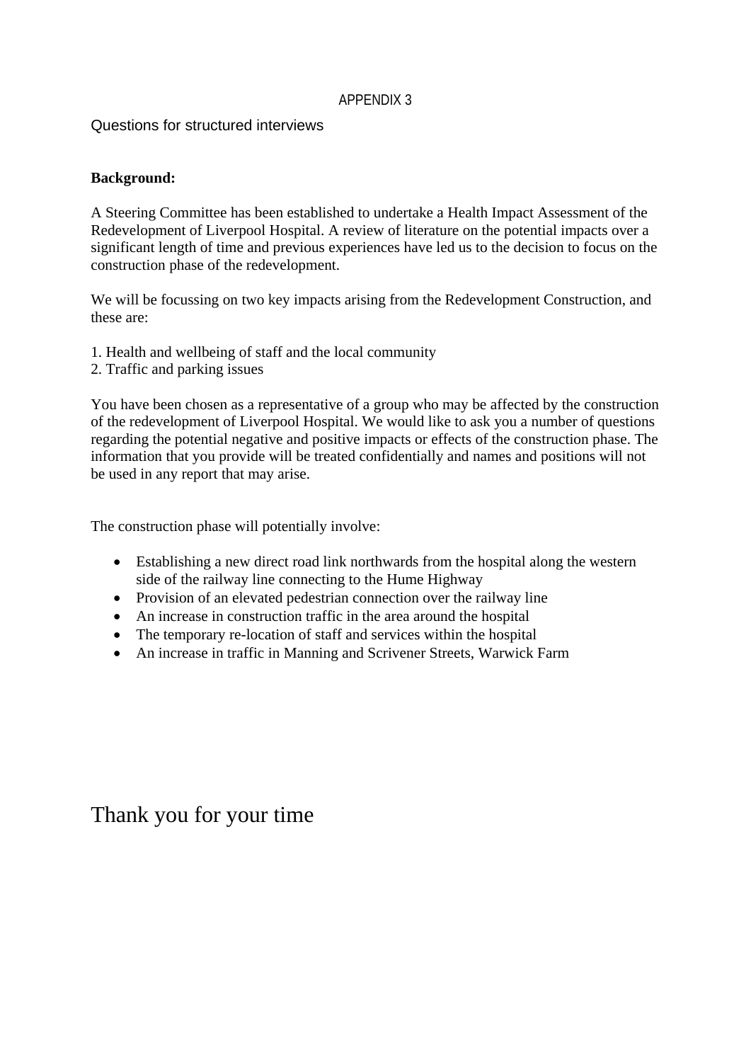APPENDIX 3

Questions for structured interviews

**Background:**

A Steering Committee has been established to undertake a Health Impact Assessment of the Redevelopment of Liverpool Hospital. A review of literature on the potential impacts over a significant length of time and previous experiences have led us to the decision to focus on the construction phase of the redevelopment.

We will be focussing on two key impacts arising from the Redevelopment Construction, and these are:

1. Health and wellbeing of staff and the local community
2. Traffic and parking issues

You have been chosen as a representative of a group who may be affected by the construction of the redevelopment of Liverpool Hospital. We would like to ask you a number of questions regarding the potential negative and positive impacts or effects of the construction phase. The information that you provide will be treated confidentially and names and positions will not be used in any report that may arise.

The construction phase will potentially involve:

- Establishing a new direct road link northwards from the hospital along the western side of the railway line connecting to the Hume Highway
- Provision of an elevated pedestrian connection over the railway line
- An increase in construction traffic in the area around the hospital
- The temporary re-location of staff and services within the hospital
- An increase in traffic in Manning and Scrivener Streets, Warwick Farm

Thank you for your time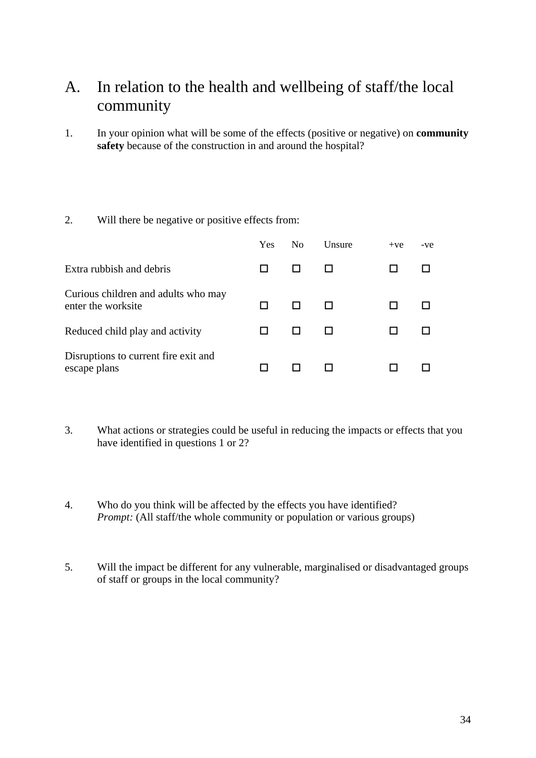## A. In relation to the health and wellbeing of staff/the local community

1. In your opinion what will be some of the effects (positive or negative) on **community safety** because of the construction in and around the hospital?

2. Will there be negative or positive effects from:

| | Yes | No | Unsure | +ve | -ve |
|---|---|---|---|---|---|
| Extra rubbish and debris | ☐ | ☐ | ☐ | ☐ | ☐ |
| Curious children and adults who may enter the worksite | ☐ | ☐ | ☐ | ☐ | ☐ |
| Reduced child play and activity | ☐ | ☐ | ☐ | ☐ | ☐ |
| Disruptions to current fire exit and escape plans | ☐ | ☐ | ☐ | ☐ | ☐ |

3. What actions or strategies could be useful in reducing the impacts or effects that you have identified in questions 1 or 2?

4. Who do you think will be affected by the effects you have identified?
   *Prompt:* (All staff/the whole community or population or various groups)

5. Will the impact be different for any vulnerable, marginalised or disadvantaged groups of staff or groups in the local community?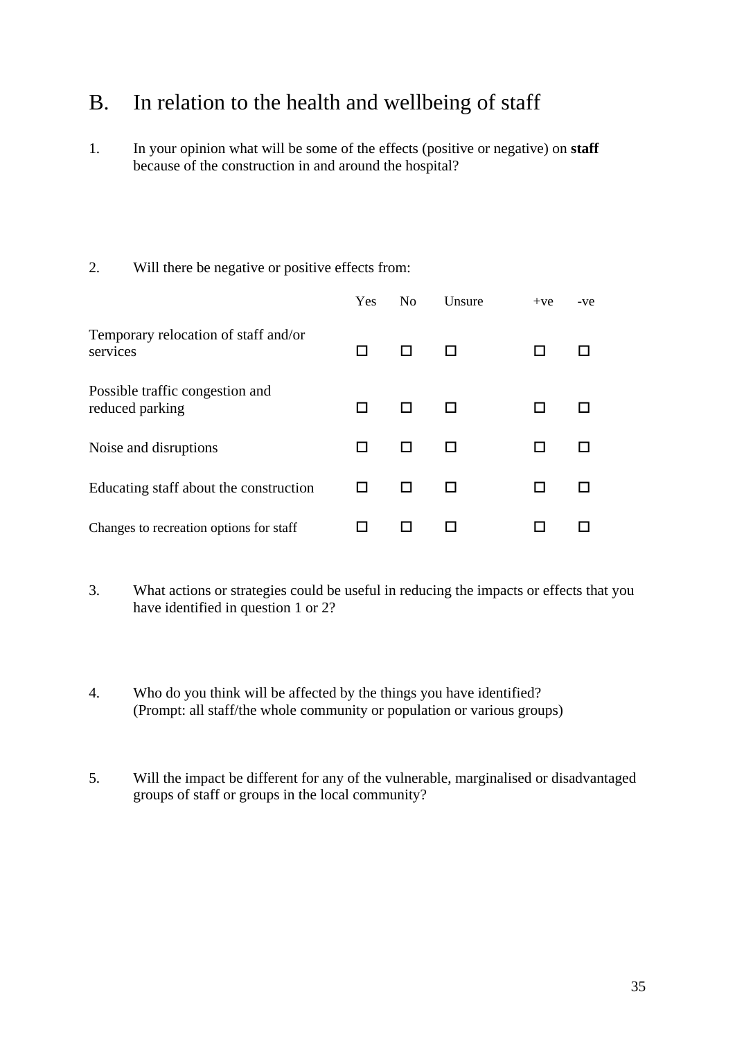## B. In relation to the health and wellbeing of staff

1. In your opinion what will be some of the effects (positive or negative) on **staff** because of the construction in and around the hospital?

2. Will there be negative or positive effects from:

| | Yes | No | Unsure | +ve | -ve |
|---|---|---|---|---|---|
| Temporary relocation of staff and/or services | ☐ | ☐ | ☐ | ☐ | ☐ |
| Possible traffic congestion and reduced parking | ☐ | ☐ | ☐ | ☐ | ☐ |
| Noise and disruptions | ☐ | ☐ | ☐ | ☐ | ☐ |
| Educating staff about the construction | ☐ | ☐ | ☐ | ☐ | ☐ |
| Changes to recreation options for staff | ☐ | ☐ | ☐ | ☐ | ☐ |

3. What actions or strategies could be useful in reducing the impacts or effects that you have identified in question 1 or 2?

4. Who do you think will be affected by the things you have identified? (Prompt: all staff/the whole community or population or various groups)

5. Will the impact be different for any of the vulnerable, marginalised or disadvantaged groups of staff or groups in the local community?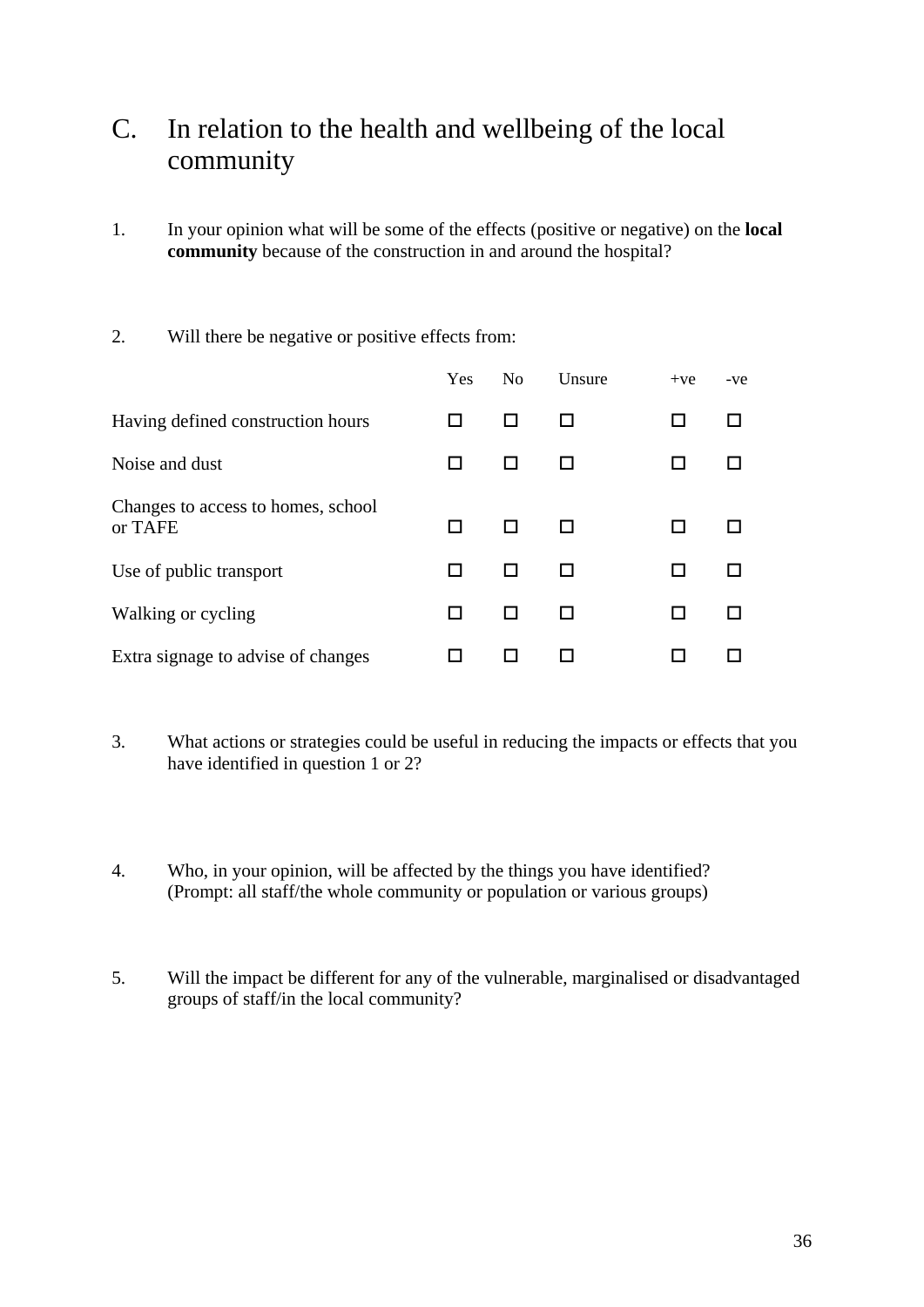## C. In relation to the health and wellbeing of the local community

1. In your opinion what will be some of the effects (positive or negative) on the **local community** because of the construction in and around the hospital?

2. Will there be negative or positive effects from:

| | Yes | No | Unsure | +ve | -ve |
|---|---|---|---|---|---|
| Having defined construction hours | ☐ | ☐ | ☐ | ☐ | ☐ |
| Noise and dust | ☐ | ☐ | ☐ | ☐ | ☐ |
| Changes to access to homes, school or TAFE | ☐ | ☐ | ☐ | ☐ | ☐ |
| Use of public transport | ☐ | ☐ | ☐ | ☐ | ☐ |
| Walking or cycling | ☐ | ☐ | ☐ | ☐ | ☐ |
| Extra signage to advise of changes | ☐ | ☐ | ☐ | ☐ | ☐ |

3. What actions or strategies could be useful in reducing the impacts or effects that you have identified in question 1 or 2?

4. Who, in your opinion, will be affected by the things you have identified? (Prompt: all staff/the whole community or population or various groups)

5. Will the impact be different for any of the vulnerable, marginalised or disadvantaged groups of staff/in the local community?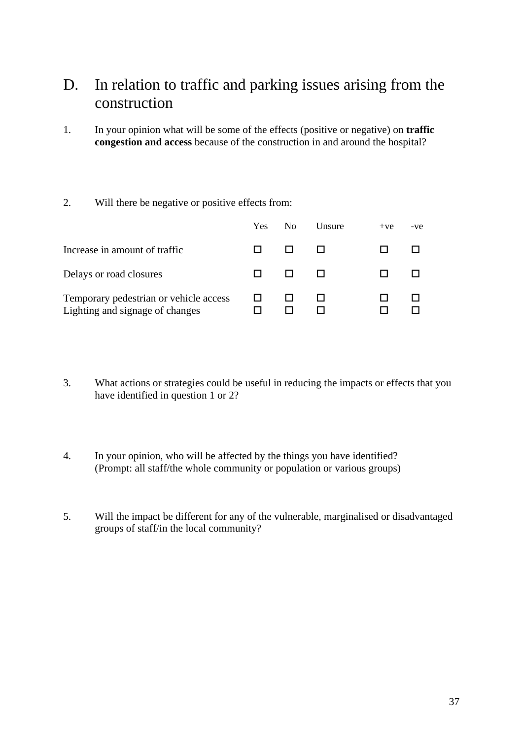## D. In relation to traffic and parking issues arising from the construction

1. In your opinion what will be some of the effects (positive or negative) on **traffic congestion and access** because of the construction in and around the hospital?

2. Will there be negative or positive effects from:

| | Yes | No | Unsure | +ve | -ve |
|---|---|---|---|---|---|
| Increase in amount of traffic | ☐ | ☐ | ☐ | ☐ | ☐ |
| Delays or road closures | ☐ | ☐ | ☐ | ☐ | ☐ |
| Temporary pedestrian or vehicle access | ☐ | ☐ | ☐ | ☐ | ☐ |
| Lighting and signage of changes | ☐ | ☐ | ☐ | ☐ | ☐ |

3. What actions or strategies could be useful in reducing the impacts or effects that you have identified in question 1 or 2?

4. In your opinion, who will be affected by the things you have identified? (Prompt: all staff/the whole community or population or various groups)

5. Will the impact be different for any of the vulnerable, marginalised or disadvantaged groups of staff/in the local community?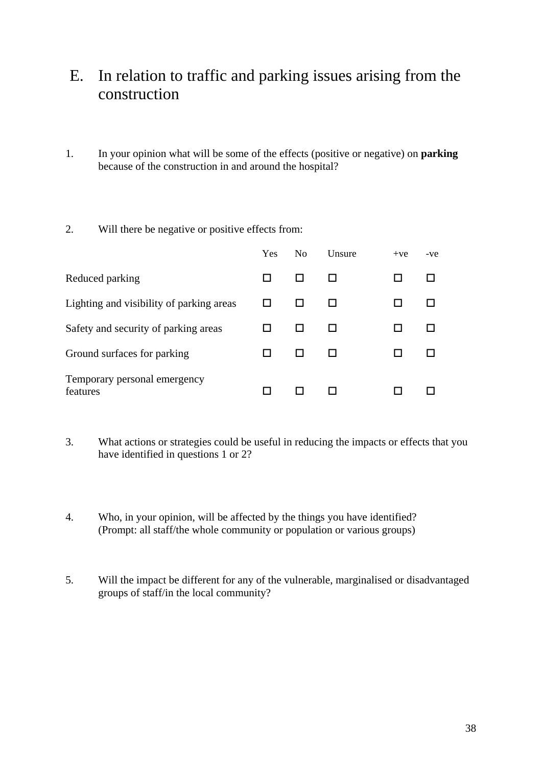## E. In relation to traffic and parking issues arising from the construction

1. In your opinion what will be some of the effects (positive or negative) on **parking** because of the construction in and around the hospital?

2. Will there be negative or positive effects from:

| | Yes | No | Unsure | +ve | -ve |
|---|---|---|---|---|---|
| Reduced parking | ☐ | ☐ | ☐ | ☐ | ☐ |
| Lighting and visibility of parking areas | ☐ | ☐ | ☐ | ☐ | ☐ |
| Safety and security of parking areas | ☐ | ☐ | ☐ | ☐ | ☐ |
| Ground surfaces for parking | ☐ | ☐ | ☐ | ☐ | ☐ |
| Temporary personal emergency features | ☐ | ☐ | ☐ | ☐ | ☐ |

3. What actions or strategies could be useful in reducing the impacts or effects that you have identified in questions 1 or 2?

4. Who, in your opinion, will be affected by the things you have identified? (Prompt: all staff/the whole community or population or various groups)

5. Will the impact be different for any of the vulnerable, marginalised or disadvantaged groups of staff/in the local community?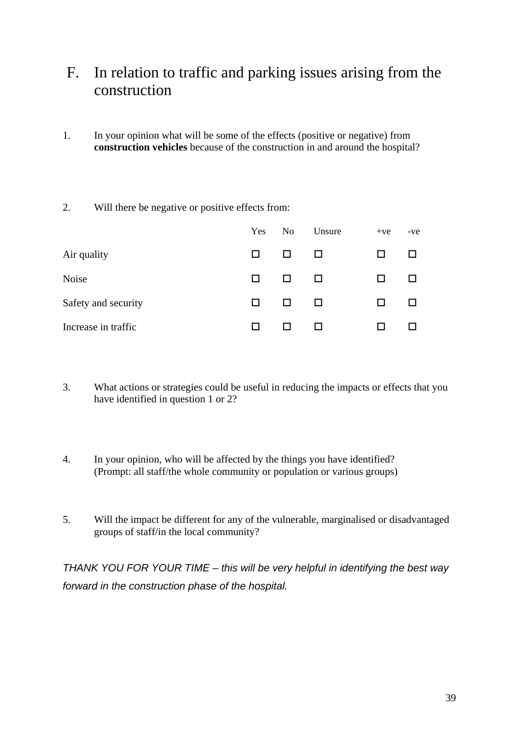## F. In relation to traffic and parking issues arising from the construction

1. In your opinion what will be some of the effects (positive or negative) from **construction vehicles** because of the construction in and around the hospital?

2. Will there be negative or positive effects from:

| | Yes | No | Unsure | +ve | -ve |
|---|---|---|---|---|---|
| Air quality | ☐ | ☐ | ☐ | ☐ | ☐ |
| Noise | ☐ | ☐ | ☐ | ☐ | ☐ |
| Safety and security | ☐ | ☐ | ☐ | ☐ | ☐ |
| Increase in traffic | ☐ | ☐ | ☐ | ☐ | ☐ |

3. What actions or strategies could be useful in reducing the impacts or effects that you have identified in question 1 or 2?

4. In your opinion, who will be affected by the things you have identified? (Prompt: all staff/the whole community or population or various groups)

5. Will the impact be different for any of the vulnerable, marginalised or disadvantaged groups of staff/in the local community?

*THANK YOU FOR YOUR TIME – this will be very helpful in identifying the best way forward in the construction phase of the hospital.*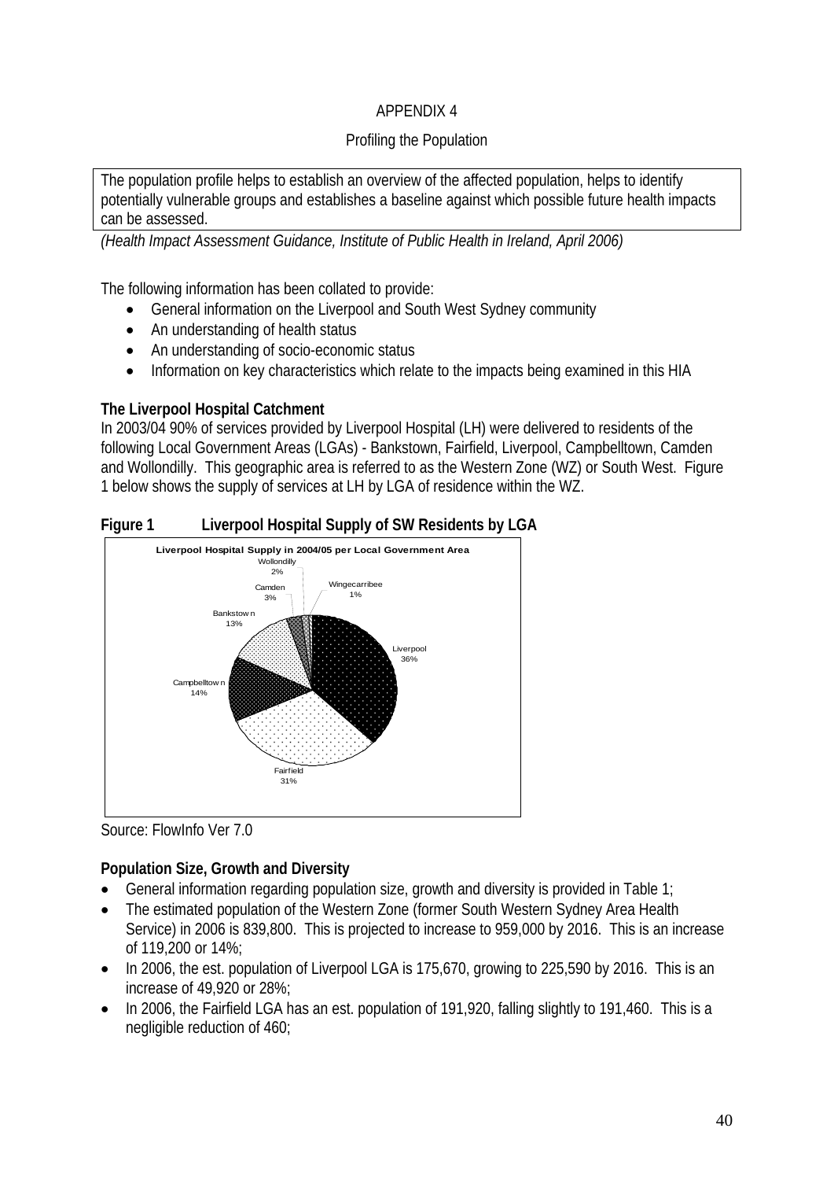APPENDIX 4

Profiling the Population

The population profile helps to establish an overview of the affected population, helps to identify potentially vulnerable groups and establishes a baseline against which possible future health impacts can be assessed.

*(Health Impact Assessment Guidance, Institute of Public Health in Ireland, April 2006)*

The following information has been collated to provide:

- General information on the Liverpool and South West Sydney community
- An understanding of health status
- An understanding of socio-economic status
- Information on key characteristics which relate to the impacts being examined in this HIA

**The Liverpool Hospital Catchment**

In 2003/04 90% of services provided by Liverpool Hospital (LH) were delivered to residents of the following Local Government Areas (LGAs) - Bankstown, Fairfield, Liverpool, Campbelltown, Camden and Wollondilly. This geographic area is referred to as the Western Zone (WZ) or South West. Figure 1 below shows the supply of services at LH by LGA of residence within the WZ.

**Figure 1 Liverpool Hospital Supply of SW Residents by LGA**

Liverpool Hospital Supply in 2004/05 per Local Government Area

| Local Government Area | Share |
|---|---|
| Liverpool | 36% |
| Fairfield | 31% |
| Campbelltown | 14% |
| Bankstown | 13% |
| Camden | 3% |
| Wollondilly | 2% |
| Wingecarribee | 1% |

Source: FlowInfo Ver 7.0

**Population Size, Growth and Diversity**

- General information regarding population size, growth and diversity is provided in Table 1;
- The estimated population of the Western Zone (former South Western Sydney Area Health Service) in 2006 is 839,800. This is projected to increase to 959,000 by 2016. This is an increase of 119,200 or 14%;
- In 2006, the est. population of Liverpool LGA is 175,670, growing to 225,590 by 2016. This is an increase of 49,920 or 28%;
- In 2006, the Fairfield LGA has an est. population of 191,920, falling slightly to 191,460. This is a negligible reduction of 460;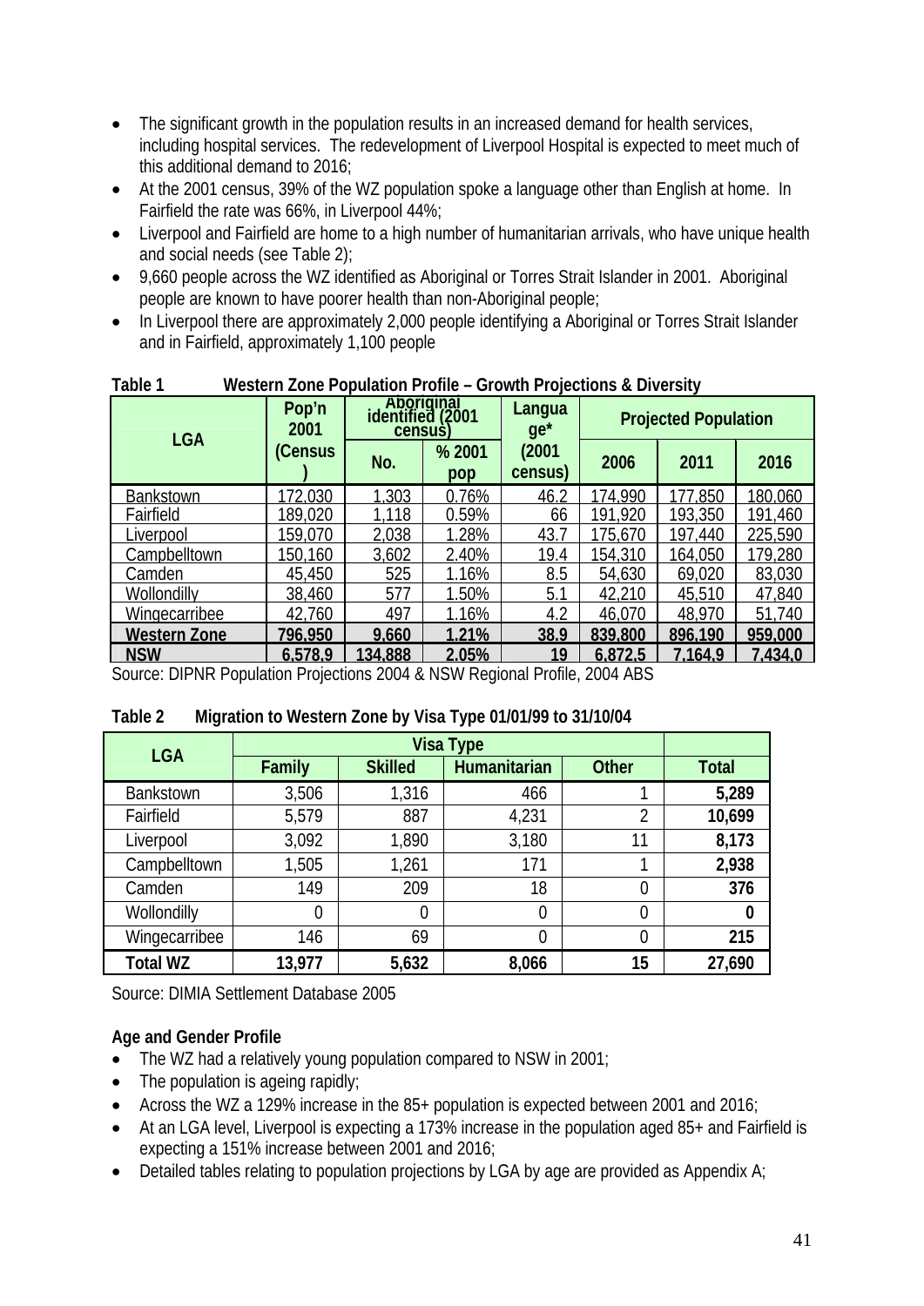- The significant growth in the population results in an increased demand for health services, including hospital services. The redevelopment of Liverpool Hospital is expected to meet much of this additional demand to 2016;
- At the 2001 census, 39% of the WZ population spoke a language other than English at home. In Fairfield the rate was 66%, in Liverpool 44%;
- Liverpool and Fairfield are home to a high number of humanitarian arrivals, who have unique health and social needs (see Table 2);
- 9,660 people across the WZ identified as Aboriginal or Torres Strait Islander in 2001. Aboriginal people are known to have poorer health than non-Aboriginal people;
- In Liverpool there are approximately 2,000 people identifying a Aboriginal or Torres Strait Islander and in Fairfield, approximately 1,100 people

**Table 1 Western Zone Population Profile – Growth Projections & Diversity**

| LGA | Pop'n 2001 (Census) | Aboriginal identified (2001 census) | | Language* (2001 census) | Projected Population | | |
|---|---|---|---|---|---|---|---|
| | | No. | % 2001 pop | | 2006 | 2011 | 2016 |
| Bankstown | 172,030 | 1,303 | 0.76% | 46.2 | 174,990 | 177,850 | 180,060 |
| Fairfield | 189,020 | 1,118 | 0.59% | 66 | 191,920 | 193,350 | 191,460 |
| Liverpool | 159,070 | 2,038 | 1.28% | 43.7 | 175,670 | 197,440 | 225,590 |
| Campbelltown | 150,160 | 3,602 | 2.40% | 19.4 | 154,310 | 164,050 | 179,280 |
| Camden | 45,450 | 525 | 1.16% | 8.5 | 54,630 | 69,020 | 83,030 |
| Wollondilly | 38,460 | 577 | 1.50% | 5.1 | 42,210 | 45,510 | 47,840 |
| Wingecarribee | 42,760 | 497 | 1.16% | 4.2 | 46,070 | 48,970 | 51,740 |
| **Western Zone** | **796,950** | **9,660** | **1.21%** | **38.9** | **839,800** | **896,190** | **959,000** |
| **NSW** | **6,578,9** | **134,888** | **2.05%** | **19** | **6,872,5** | **7,164,9** | **7,434,0** |

Source: DIPNR Population Projections 2004 & NSW Regional Profile, 2004 ABS

**Table 2 Migration to Western Zone by Visa Type 01/01/99 to 31/10/04**

| LGA | Visa Type | | | | |
|---|---|---|---|---|---|
| | Family | Skilled | Humanitarian | Other | Total |
| Bankstown | 3,506 | 1,316 | 466 | 1 | **5,289** |
| Fairfield | 5,579 | 887 | 4,231 | 2 | **10,699** |
| Liverpool | 3,092 | 1,890 | 3,180 | 11 | **8,173** |
| Campbelltown | 1,505 | 1,261 | 171 | 1 | **2,938** |
| Camden | 149 | 209 | 18 | 0 | **376** |
| Wollondilly | 0 | 0 | 0 | 0 | **0** |
| Wingecarribee | 146 | 69 | 0 | 0 | **215** |
| **Total WZ** | **13,977** | **5,632** | **8,066** | **15** | **27,690** |

Source: DIMIA Settlement Database 2005

**Age and Gender Profile**

- The WZ had a relatively young population compared to NSW in 2001;
- The population is ageing rapidly;
- Across the WZ a 129% increase in the 85+ population is expected between 2001 and 2016;
- At an LGA level, Liverpool is expecting a 173% increase in the population aged 85+ and Fairfield is expecting a 151% increase between 2001 and 2016;
- Detailed tables relating to population projections by LGA by age are provided as Appendix A;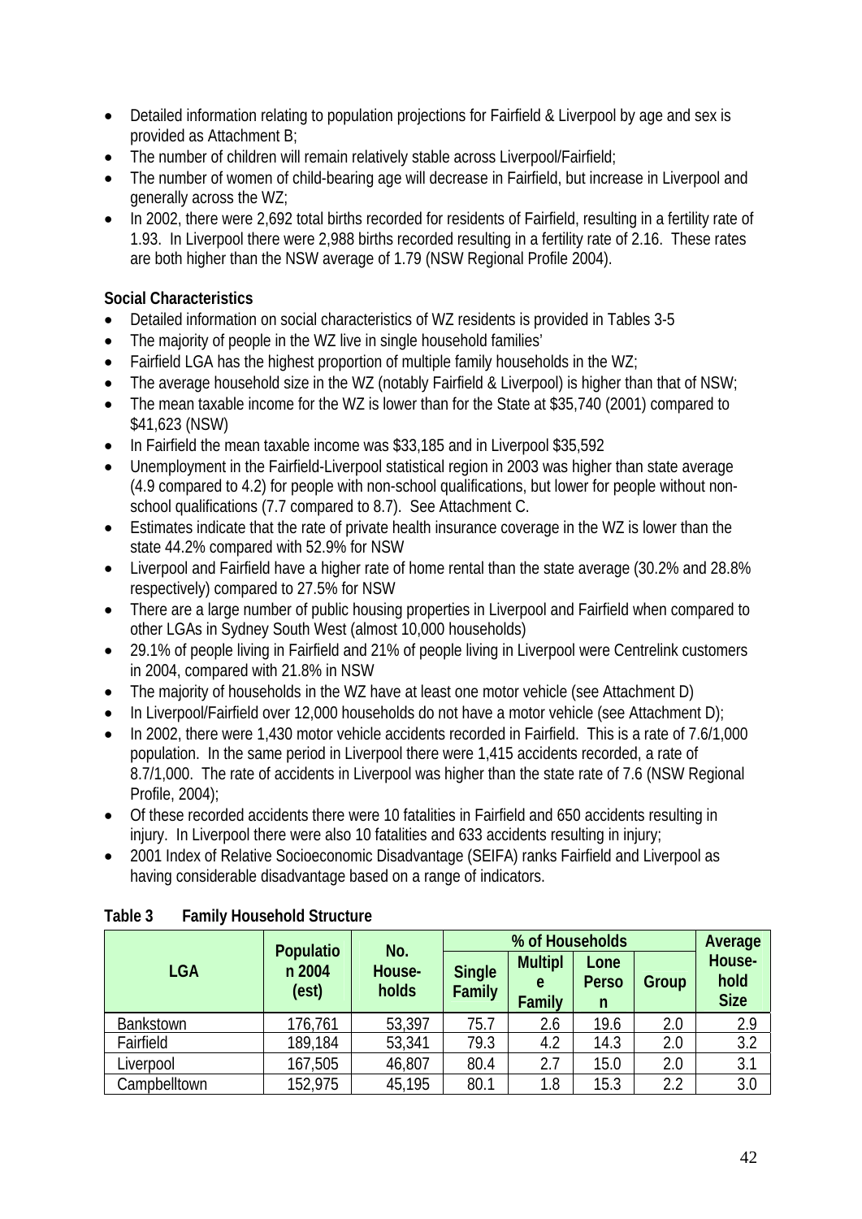- Detailed information relating to population projections for Fairfield & Liverpool by age and sex is provided as Attachment B;
- The number of children will remain relatively stable across Liverpool/Fairfield;
- The number of women of child-bearing age will decrease in Fairfield, but increase in Liverpool and generally across the WZ;
- In 2002, there were 2,692 total births recorded for residents of Fairfield, resulting in a fertility rate of 1.93. In Liverpool there were 2,988 births recorded resulting in a fertility rate of 2.16. These rates are both higher than the NSW average of 1.79 (NSW Regional Profile 2004).

**Social Characteristics**

- Detailed information on social characteristics of WZ residents is provided in Tables 3-5
- The majority of people in the WZ live in single household families'
- Fairfield LGA has the highest proportion of multiple family households in the WZ;
- The average household size in the WZ (notably Fairfield & Liverpool) is higher than that of NSW;
- The mean taxable income for the WZ is lower than for the State at $35,740 (2001) compared to $41,623 (NSW)
- In Fairfield the mean taxable income was $33,185 and in Liverpool $35,592
- Unemployment in the Fairfield-Liverpool statistical region in 2003 was higher than state average (4.9 compared to 4.2) for people with non-school qualifications, but lower for people without non-school qualifications (7.7 compared to 8.7). See Attachment C.
- Estimates indicate that the rate of private health insurance coverage in the WZ is lower than the state 44.2% compared with 52.9% for NSW
- Liverpool and Fairfield have a higher rate of home rental than the state average (30.2% and 28.8% respectively) compared to 27.5% for NSW
- There are a large number of public housing properties in Liverpool and Fairfield when compared to other LGAs in Sydney South West (almost 10,000 households)
- 29.1% of people living in Fairfield and 21% of people living in Liverpool were Centrelink customers in 2004, compared with 21.8% in NSW
- The majority of households in the WZ have at least one motor vehicle (see Attachment D)
- In Liverpool/Fairfield over 12,000 households do not have a motor vehicle (see Attachment D);
- In 2002, there were 1,430 motor vehicle accidents recorded in Fairfield. This is a rate of 7.6/1,000 population. In the same period in Liverpool there were 1,415 accidents recorded, a rate of 8.7/1,000. The rate of accidents in Liverpool was higher than the state rate of 7.6 (NSW Regional Profile, 2004);
- Of these recorded accidents there were 10 fatalities in Fairfield and 650 accidents resulting in injury. In Liverpool there were also 10 fatalities and 633 accidents resulting in injury;
- 2001 Index of Relative Socioeconomic Disadvantage (SEIFA) ranks Fairfield and Liverpool as having considerable disadvantage based on a range of indicators.

**Table 3 Family Household Structure**

| LGA | Population 2004 (est) | No. Households | % of Households | | | | Average Household Size |
|---|---|---|---|---|---|---|---|
| | | | Single Family | Multiple Family | Lone Person | Group | |
| Bankstown | 176,761 | 53,397 | 75.7 | 2.6 | 19.6 | 2.0 | 2.9 |
| Fairfield | 189,184 | 53,341 | 79.3 | 4.2 | 14.3 | 2.0 | 3.2 |
| Liverpool | 167,505 | 46,807 | 80.4 | 2.7 | 15.0 | 2.0 | 3.1 |
| Campbelltown | 152,975 | 45,195 | 80.1 | 1.8 | 15.3 | 2.2 | 3.0 |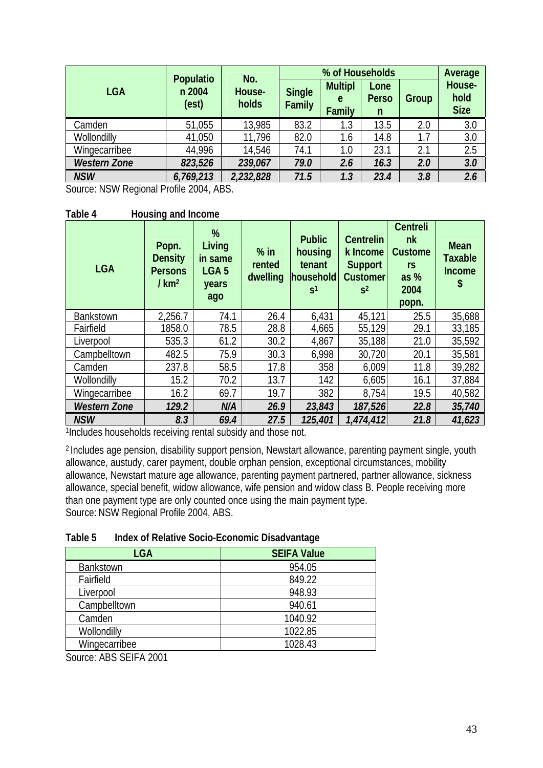| LGA | Population 2004 (est) | No. House-holds | % of Households | | | | Average House-hold Size |
|---|---|---|---|---|---|---|---|
| | | | Single Family | Multiple Family | Lone Person | Group | |
| Camden | 51,055 | 13,985 | 83.2 | 1.3 | 13.5 | 2.0 | 3.0 |
| Wollondilly | 41,050 | 11,796 | 82.0 | 1.6 | 14.8 | 1.7 | 3.0 |
| Wingecarribee | 44,996 | 14,546 | 74.1 | 1.0 | 23.1 | 2.1 | 2.5 |
| ***Western Zone*** | ***823,526*** | ***239,067*** | ***79.0*** | ***2.6*** | ***16.3*** | ***2.0*** | ***3.0*** |
| ***NSW*** | ***6,769,213*** | ***2,232,828*** | ***71.5*** | ***1.3*** | ***23.4*** | ***3.8*** | ***2.6*** |

Source: NSW Regional Profile 2004, ABS.

**Table 4 Housing and Income**

| LGA | Popn. Density Persons / km² | % Living in same LGA 5 years ago | % in rented dwelling | Public housing tenant households[1] | Centrelink Income Support Customers[2] | Centrelink Customers as % 2004 popn. | Mean Taxable Income $ |
|---|---|---|---|---|---|---|---|
| Bankstown | 2,256.7 | 74.1 | 26.4 | 6,431 | 45,121 | 25.5 | 35,688 |
| Fairfield | 1858.0 | 78.5 | 28.8 | 4,665 | 55,129 | 29.1 | 33,185 |
| Liverpool | 535.3 | 61.2 | 30.2 | 4,867 | 35,188 | 21.0 | 35,592 |
| Campbelltown | 482.5 | 75.9 | 30.3 | 6,998 | 30,720 | 20.1 | 35,581 |
| Camden | 237.8 | 58.5 | 17.8 | 358 | 6,009 | 11.8 | 39,282 |
| Wollondilly | 15.2 | 70.2 | 13.7 | 142 | 6,605 | 16.1 | 37,884 |
| Wingecarribee | 16.2 | 69.7 | 19.7 | 382 | 8,754 | 19.5 | 40,582 |
| ***Western Zone*** | ***129.2*** | ***N/A*** | ***26.9*** | ***23,843*** | ***187,526*** | ***22.8*** | ***35,740*** |
| ***NSW*** | ***8.3*** | ***69.4*** | ***27.5*** | ***125,401*** | ***1,474,412*** | ***21.8*** | ***41,623*** |

[1]Includes households receiving rental subsidy and those not.

[2] Includes age pension, disability support pension, Newstart allowance, parenting payment single, youth allowance, austudy, carer payment, double orphan pension, exceptional circumstances, mobility allowance, Newstart mature age allowance, parenting payment partnered, partner allowance, sickness allowance, special benefit, widow allowance, wife pension and widow class B. People receiving more than one payment type are only counted once using the main payment type.
Source: NSW Regional Profile 2004, ABS.

**Table 5 Index of Relative Socio-Economic Disadvantage**

| LGA | SEIFA Value |
|---|---|
| Bankstown | 954.05 |
| Fairfield | 849.22 |
| Liverpool | 948.93 |
| Campbelltown | 940.61 |
| Camden | 1040.92 |
| Wollondilly | 1022.85 |
| Wingecarribee | 1028.43 |

Source: ABS SEIFA 2001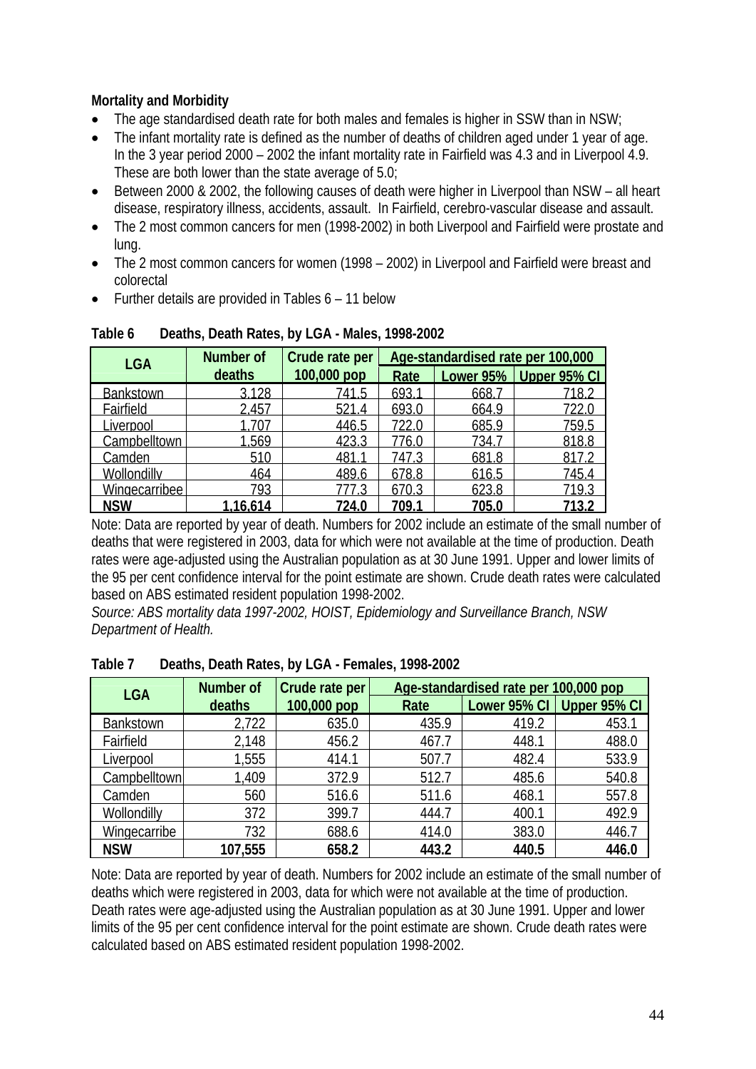**Mortality and Morbidity**

- The age standardised death rate for both males and females is higher in SSW than in NSW;
- The infant mortality rate is defined as the number of deaths of children aged under 1 year of age. In the 3 year period 2000 – 2002 the infant mortality rate in Fairfield was 4.3 and in Liverpool 4.9. These are both lower than the state average of 5.0;
- Between 2000 & 2002, the following causes of death were higher in Liverpool than NSW – all heart disease, respiratory illness, accidents, assault. In Fairfield, cerebro-vascular disease and assault.
- The 2 most common cancers for men (1998-2002) in both Liverpool and Fairfield were prostate and lung.
- The 2 most common cancers for women (1998 – 2002) in Liverpool and Fairfield were breast and colorectal
- Further details are provided in Tables 6 – 11 below

**Table 6 Deaths, Death Rates, by LGA - Males, 1998-2002**

| LGA | Number of deaths | Crude rate per 100,000 pop | Age-standardised rate per 100,000 | | |
|---|---|---|---|---|---|
| | | | Rate | Lower 95% | Upper 95% CI |
| Bankstown | 3,128 | 741.5 | 693.1 | 668.7 | 718.2 |
| Fairfield | 2,457 | 521.4 | 693.0 | 664.9 | 722.0 |
| Liverpool | 1,707 | 446.5 | 722.0 | 685.9 | 759.5 |
| Campbelltown | 1,569 | 423.3 | 776.0 | 734.7 | 818.8 |
| Camden | 510 | 481.1 | 747.3 | 681.8 | 817.2 |
| Wollondilly | 464 | 489.6 | 678.8 | 616.5 | 745.4 |
| Wingecarribee | 793 | 777.3 | 670.3 | 623.8 | 719.3 |
| **NSW** | **1,16,614** | **724.0** | **709.1** | **705.0** | **713.2** |

Note: Data are reported by year of death. Numbers for 2002 include an estimate of the small number of deaths that were registered in 2003, data for which were not available at the time of production. Death rates were age-adjusted using the Australian population as at 30 June 1991. Upper and lower limits of the 95 per cent confidence interval for the point estimate are shown. Crude death rates were calculated based on ABS estimated resident population 1998-2002.

*Source: ABS mortality data 1997-2002, HOIST, Epidemiology and Surveillance Branch, NSW Department of Health.*

**Table 7 Deaths, Death Rates, by LGA - Females, 1998-2002**

| LGA | Number of deaths | Crude rate per 100,000 pop | Age-standardised rate per 100,000 pop | | |
|---|---|---|---|---|---|
| | | | Rate | Lower 95% CI | Upper 95% CI |
| Bankstown | 2,722 | 635.0 | 435.9 | 419.2 | 453.1 |
| Fairfield | 2,148 | 456.2 | 467.7 | 448.1 | 488.0 |
| Liverpool | 1,555 | 414.1 | 507.7 | 482.4 | 533.9 |
| Campbelltown | 1,409 | 372.9 | 512.7 | 485.6 | 540.8 |
| Camden | 560 | 516.6 | 511.6 | 468.1 | 557.8 |
| Wollondilly | 372 | 399.7 | 444.7 | 400.1 | 492.9 |
| Wingecarribe | 732 | 688.6 | 414.0 | 383.0 | 446.7 |
| **NSW** | **107,555** | **658.2** | **443.2** | **440.5** | **446.0** |

Note: Data are reported by year of death. Numbers for 2002 include an estimate of the small number of deaths which were registered in 2003, data for which were not available at the time of production. Death rates were age-adjusted using the Australian population as at 30 June 1991. Upper and lower limits of the 95 per cent confidence interval for the point estimate are shown. Crude death rates were calculated based on ABS estimated resident population 1998-2002.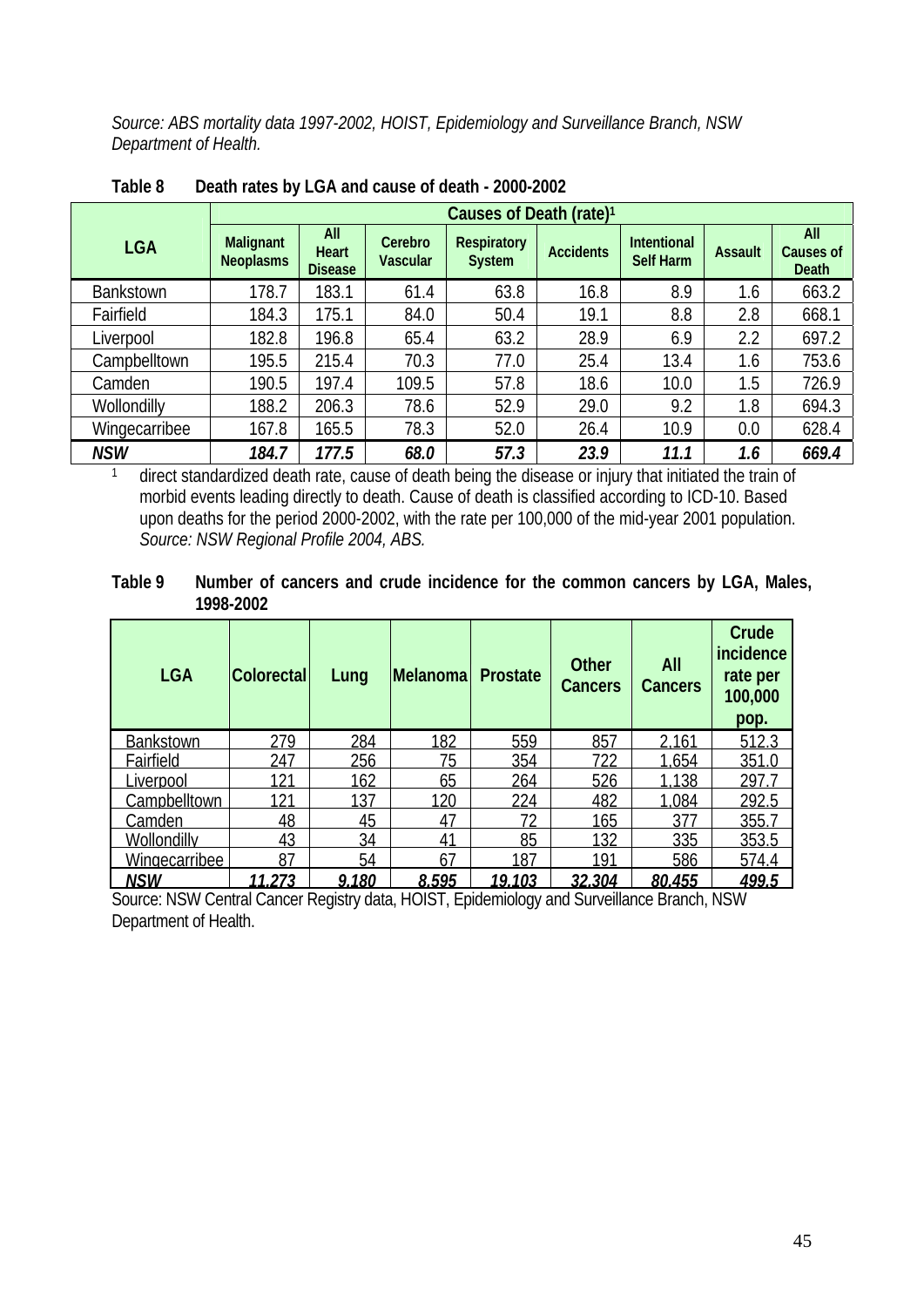*Source: ABS mortality data 1997-2002, HOIST, Epidemiology and Surveillance Branch, NSW Department of Health.*

**Table 8 Death rates by LGA and cause of death - 2000-2002**

| LGA | Causes of Death (rate)[1] | | | | | | | |
|---|---|---|---|---|---|---|---|---|
| | Malignant Neoplasms | All Heart Disease | Cerebro Vascular | Respiratory System | Accidents | Intentional Self Harm | Assault | All Causes of Death |
| Bankstown | 178.7 | 183.1 | 61.4 | 63.8 | 16.8 | 8.9 | 1.6 | 663.2 |
| Fairfield | 184.3 | 175.1 | 84.0 | 50.4 | 19.1 | 8.8 | 2.8 | 668.1 |
| Liverpool | 182.8 | 196.8 | 65.4 | 63.2 | 28.9 | 6.9 | 2.2 | 697.2 |
| Campbelltown | 195.5 | 215.4 | 70.3 | 77.0 | 25.4 | 13.4 | 1.6 | 753.6 |
| Camden | 190.5 | 197.4 | 109.5 | 57.8 | 18.6 | 10.0 | 1.5 | 726.9 |
| Wollondilly | 188.2 | 206.3 | 78.6 | 52.9 | 29.0 | 9.2 | 1.8 | 694.3 |
| Wingecarribee | 167.8 | 165.5 | 78.3 | 52.0 | 26.4 | 10.9 | 0.0 | 628.4 |
| ***NSW*** | ***184.7*** | ***177.5*** | ***68.0*** | ***57.3*** | ***23.9*** | ***11.1*** | ***1.6*** | ***669.4*** |

[1] direct standardized death rate, cause of death being the disease or injury that initiated the train of morbid events leading directly to death. Cause of death is classified according to ICD-10. Based upon deaths for the period 2000-2002, with the rate per 100,000 of the mid-year 2001 population. *Source: NSW Regional Profile 2004, ABS.*

**Table 9 Number of cancers and crude incidence for the common cancers by LGA, Males, 1998-2002**

| LGA | Colorectal | Lung | Melanoma | Prostate | Other Cancers | All Cancers | Crude incidence rate per 100,000 pop. |
|---|---|---|---|---|---|---|---|
| Bankstown | 279 | 284 | 182 | 559 | 857 | 2,161 | 512.3 |
| Fairfield | 247 | 256 | 75 | 354 | 722 | 1,654 | 351.0 |
| Liverpool | 121 | 162 | 65 | 264 | 526 | 1,138 | 297.7 |
| Campbelltown | 121 | 137 | 120 | 224 | 482 | 1,084 | 292.5 |
| Camden | 48 | 45 | 47 | 72 | 165 | 377 | 355.7 |
| Wollondilly | 43 | 34 | 41 | 85 | 132 | 335 | 353.5 |
| Wingecarribee | 87 | 54 | 67 | 187 | 191 | 586 | 574.4 |
| ***NSW*** | ***11,273*** | ***9,180*** | ***8,595*** | ***19,103*** | ***32,304*** | ***80,455*** | ***499.5*** |

Source: NSW Central Cancer Registry data, HOIST, Epidemiology and Surveillance Branch, NSW Department of Health.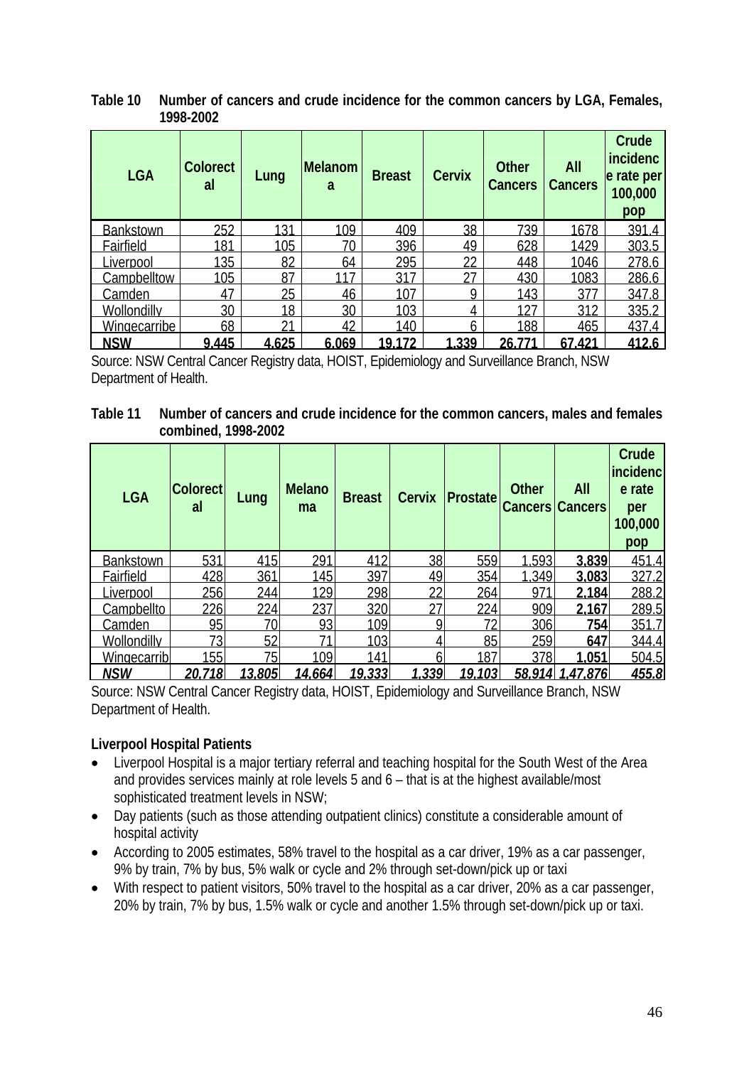**Table 10 Number of cancers and crude incidence for the common cancers by LGA, Females, 1998-2002**

| LGA | Colorectal | Lung | Melanoma | Breast | Cervix | Other Cancers | All Cancers | Crude incidence rate per 100,000 pop |
|---|---|---|---|---|---|---|---|---|
| Bankstown | 252 | 131 | 109 | 409 | 38 | 739 | 1678 | 391.4 |
| Fairfield | 181 | 105 | 70 | 396 | 49 | 628 | 1429 | 303.5 |
| Liverpool | 135 | 82 | 64 | 295 | 22 | 448 | 1046 | 278.6 |
| Campbelltown | 105 | 87 | 117 | 317 | 27 | 430 | 1083 | 286.6 |
| Camden | 47 | 25 | 46 | 107 | 9 | 143 | 377 | 347.8 |
| Wollondilly | 30 | 18 | 30 | 103 | 4 | 127 | 312 | 335.2 |
| Wingecarribe | 68 | 21 | 42 | 140 | 6 | 188 | 465 | 437.4 |
| NSW | 9,445 | 4,625 | 6,069 | 19,172 | 1,339 | 26,771 | 67,421 | 412.6 |

Source: NSW Central Cancer Registry data, HOIST, Epidemiology and Surveillance Branch, NSW Department of Health.

**Table 11 Number of cancers and crude incidence for the common cancers, males and females combined, 1998-2002**

| LGA | Colorectal | Lung | Melanoma | Breast | Cervix | Prostate | Other Cancers | All Cancers | Crude incidence rate per 100,000 pop |
|---|---|---|---|---|---|---|---|---|---|
| Bankstown | 531 | 415 | 291 | 412 | 38 | 559 | 1,593 | **3,839** | 451.4 |
| Fairfield | 428 | 361 | 145 | 397 | 49 | 354 | 1,349 | **3,083** | 327.2 |
| Liverpool | 256 | 244 | 129 | 298 | 22 | 264 | 971 | **2,184** | 288.2 |
| Campbellto | 226 | 224 | 237 | 320 | 27 | 224 | 909 | **2,167** | 289.5 |
| Camden | 95 | 70 | 93 | 109 | 9 | 72 | 306 | **754** | 351.7 |
| Wollondilly | 73 | 52 | 71 | 103 | 4 | 85 | 259 | **647** | 344.4 |
| Wingecarrib | 155 | 75 | 109 | 141 | 6 | 187 | 378 | **1,051** | 504.5 |
| ***NSW*** | ***20,718*** | ***13,805*** | ***14,664*** | ***19,333*** | ***1,339*** | ***19,103*** | ***58,914*** | ***1,47,876*** | ***455.8*** |

Source: NSW Central Cancer Registry data, HOIST, Epidemiology and Surveillance Branch, NSW Department of Health.

**Liverpool Hospital Patients**

- Liverpool Hospital is a major tertiary referral and teaching hospital for the South West of the Area and provides services mainly at role levels 5 and 6 – that is at the highest available/most sophisticated treatment levels in NSW;
- Day patients (such as those attending outpatient clinics) constitute a considerable amount of hospital activity
- According to 2005 estimates, 58% travel to the hospital as a car driver, 19% as a car passenger, 9% by train, 7% by bus, 5% walk or cycle and 2% through set-down/pick up or taxi
- With respect to patient visitors, 50% travel to the hospital as a car driver, 20% as a car passenger, 20% by train, 7% by bus, 1.5% walk or cycle and another 1.5% through set-down/pick up or taxi.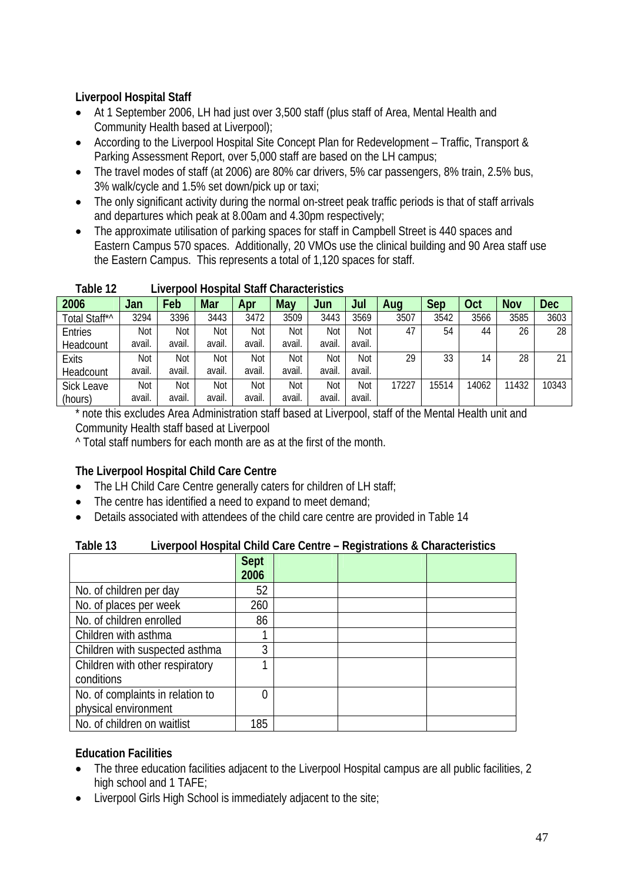**Liverpool Hospital Staff**

- At 1 September 2006, LH had just over 3,500 staff (plus staff of Area, Mental Health and Community Health based at Liverpool);
- According to the Liverpool Hospital Site Concept Plan for Redevelopment – Traffic, Transport & Parking Assessment Report, over 5,000 staff are based on the LH campus;
- The travel modes of staff (at 2006) are 80% car drivers, 5% car passengers, 8% train, 2.5% bus, 3% walk/cycle and 1.5% set down/pick up or taxi;
- The only significant activity during the normal on-street peak traffic periods is that of staff arrivals and departures which peak at 8.00am and 4.30pm respectively;
- The approximate utilisation of parking spaces for staff in Campbell Street is 440 spaces and Eastern Campus 570 spaces. Additionally, 20 VMOs use the clinical building and 90 Area staff use the Eastern Campus. This represents a total of 1,120 spaces for staff.

**Table 12 Liverpool Hospital Staff Characteristics**

| 2006 | Jan | Feb | Mar | Apr | May | Jun | Jul | Aug | Sep | Oct | Nov | Dec |
|---|---|---|---|---|---|---|---|---|---|---|---|---|
| Total Staff*^ | 3294 | 3396 | 3443 | 3472 | 3509 | 3443 | 3569 | 3507 | 3542 | 3566 | 3585 | 3603 |
| Entries Headcount | Not avail. | Not avail. | Not avail. | Not avail. | Not avail. | Not avail. | Not avail. | 47 | 54 | 44 | 26 | 28 |
| Exits Headcount | Not avail. | Not avail. | Not avail. | Not avail. | Not avail. | Not avail. | Not avail. | 29 | 33 | 14 | 28 | 21 |
| Sick Leave (hours) | Not avail. | Not avail. | Not avail. | Not avail. | Not avail. | Not avail. | Not avail. | 17227 | 15514 | 14062 | 11432 | 10343 |

* note this excludes Area Administration staff based at Liverpool, staff of the Mental Health unit and Community Health staff based at Liverpool

^ Total staff numbers for each month are as at the first of the month.

**The Liverpool Hospital Child Care Centre**

- The LH Child Care Centre generally caters for children of LH staff;
- The centre has identified a need to expand to meet demand;
- Details associated with attendees of the child care centre are provided in Table 14

**Table 13 Liverpool Hospital Child Care Centre – Registrations & Characteristics**

| | Sept 2006 | | | |
|---|---|---|---|---|
| No. of children per day | 52 | | | |
| No. of places per week | 260 | | | |
| No. of children enrolled | 86 | | | |
| Children with asthma | 1 | | | |
| Children with suspected asthma | 3 | | | |
| Children with other respiratory conditions | 1 | | | |
| No. of complaints in relation to physical environment | 0 | | | |
| No. of children on waitlist | 185 | | | |

**Education Facilities**

- The three education facilities adjacent to the Liverpool Hospital campus are all public facilities, 2 high school and 1 TAFE;
- Liverpool Girls High School is immediately adjacent to the site;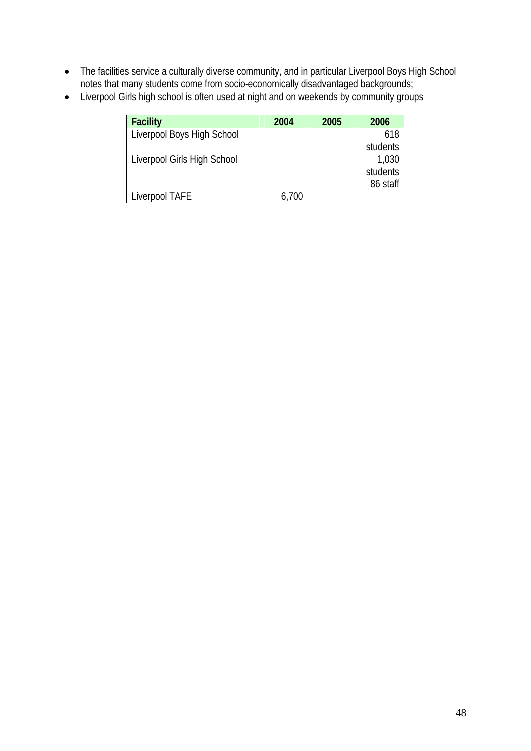- The facilities service a culturally diverse community, and in particular Liverpool Boys High School notes that many students come from socio-economically disadvantaged backgrounds;
- Liverpool Girls high school is often used at night and on weekends by community groups

| Facility | 2004 | 2005 | 2006 |
|---|---|---|---|
| Liverpool Boys High School | | | 618 students |
| Liverpool Girls High School | | | 1,030 students 86 staff |
| Liverpool TAFE | 6,700 | | |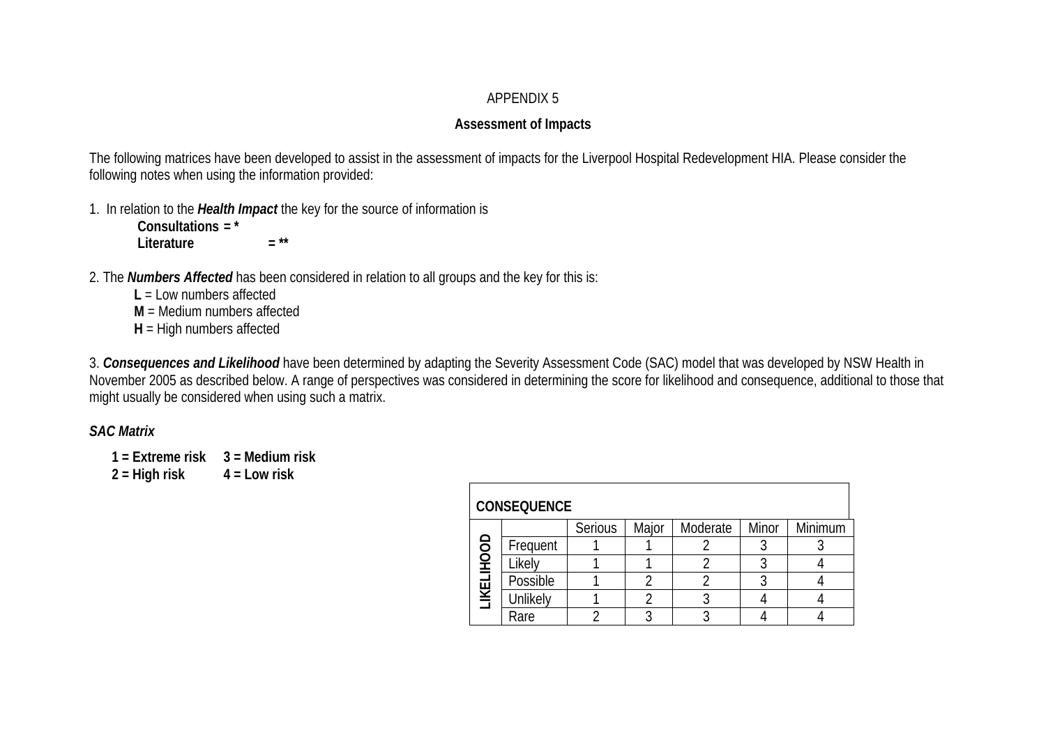APPENDIX 5

**Assessment of Impacts**

The following matrices have been developed to assist in the assessment of impacts for the Liverpool Hospital Redevelopment HIA. Please consider the following notes when using the information provided:

1. In relation to the ***Health Impact*** the key for the source of information is

   **Consultations = ***
   **Literature = ****

2. The ***Numbers Affected*** has been considered in relation to all groups and the key for this is:

   **L** = Low numbers affected
   **M** = Medium numbers affected
   **H** = High numbers affected

3. ***Consequences and Likelihood*** have been determined by adapting the Severity Assessment Code (SAC) model that was developed by NSW Health in November 2005 as described below. A range of perspectives was considered in determining the score for likelihood and consequence, additional to those that might usually be considered when using such a matrix.

***SAC Matrix***

**1 = Extreme risk  3 = Medium risk**
**2 = High risk  4 = Low risk**

| **LIKELIHOOD** \ **CONSEQUENCE** | Serious | Major | Moderate | Minor | Minimum |
|---|---|---|---|---|---|
| Frequent | 1 | 1 | 2 | 3 | 3 |
| Likely | 1 | 1 | 2 | 3 | 4 |
| Possible | 1 | 2 | 2 | 3 | 4 |
| Unlikely | 1 | 2 | 3 | 4 | 4 |
| Rare | 2 | 3 | 3 | 4 | 4 |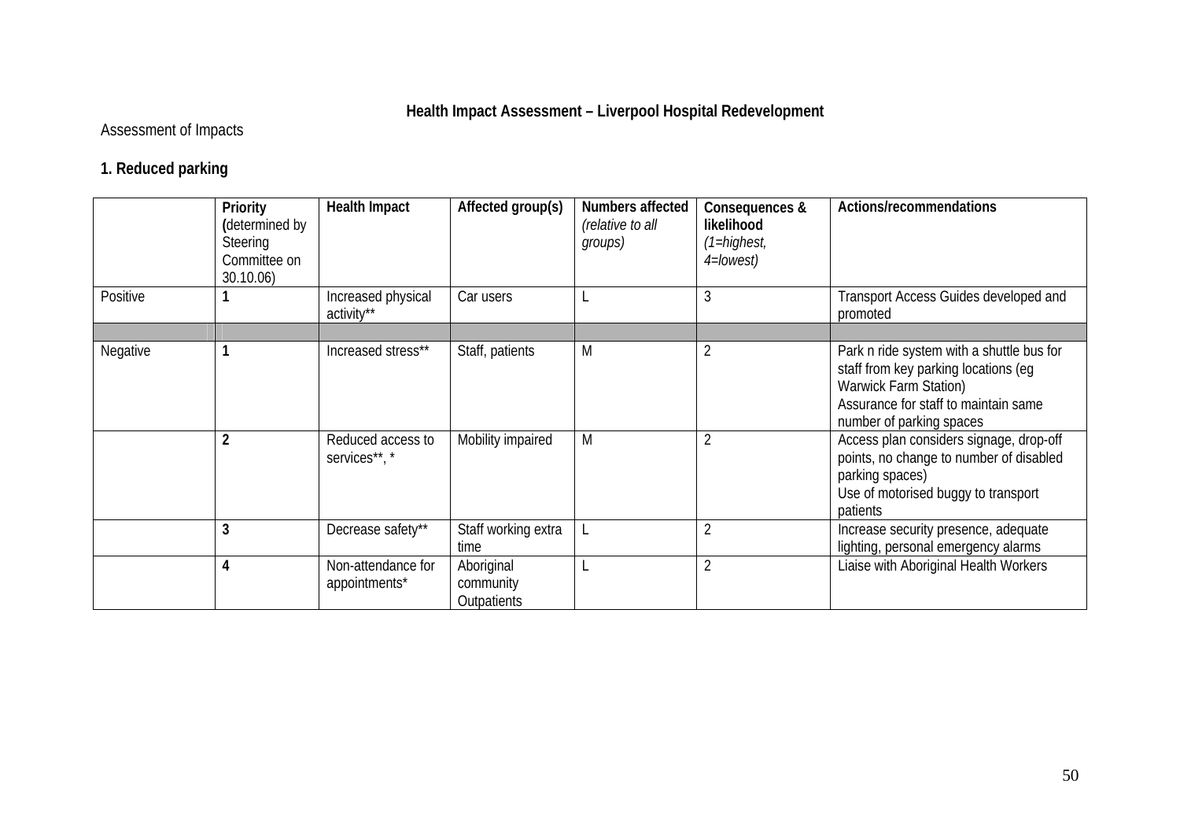**Health Impact Assessment – Liverpool Hospital Redevelopment**

Assessment of Impacts

## 1. Reduced parking

| | **Priority (**determined by Steering Committee on 30.10.06) | **Health Impact** | **Affected group(s)** | **Numbers affected** *(relative to all groups)* | **Consequences & likelihood** *(1=highest, 4=lowest)* | **Actions/recommendations** |
|---|---|---|---|---|---|---|
| Positive | **1** | Increased physical activity** | Car users | L | 3 | Transport Access Guides developed and promoted |
| | | | | | | |
| Negative | **1** | Increased stress** | Staff, patients | M | 2 | Park n ride system with a shuttle bus for staff from key parking locations (eg Warwick Farm Station)<br>Assurance for staff to maintain same number of parking spaces |
| | **2** | Reduced access to services**, * | Mobility impaired | M | 2 | Access plan considers signage, drop-off points, no change to number of disabled parking spaces)<br>Use of motorised buggy to transport patients |
| | **3** | Decrease safety** | Staff working extra time | L | 2 | Increase security presence, adequate lighting, personal emergency alarms |
| | **4** | Non-attendance for appointments* | Aboriginal community Outpatients | L | 2 | Liaise with Aboriginal Health Workers |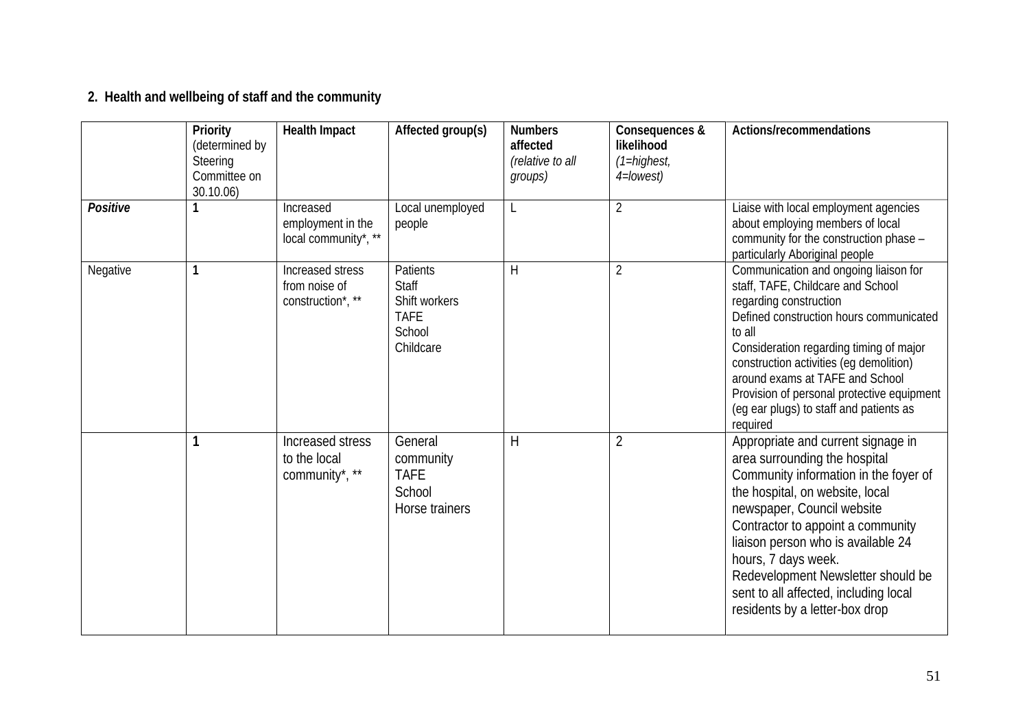## 2. Health and wellbeing of staff and the community

| | Priority (determined by Steering Committee on 30.10.06) | Health Impact | Affected group(s) | Numbers affected *(relative to all groups)* | Consequences & likelihood *(1=highest, 4=lowest)* | Actions/recommendations |
|---|---|---|---|---|---|---|
| ***Positive*** | **1** | Increased employment in the local community*, ** | Local unemployed people | L | 2 | Liaise with local employment agencies about employing members of local community for the construction phase – particularly Aboriginal people |
| Negative | **1** | Increased stress from noise of construction*, ** | Patients<br>Staff<br>Shift workers<br>TAFE<br>School<br>Childcare | H | 2 | Communication and ongoing liaison for staff, TAFE, Childcare and School regarding construction<br>Defined construction hours communicated to all<br>Consideration regarding timing of major construction activities (eg demolition) around exams at TAFE and School<br>Provision of personal protective equipment (eg ear plugs) to staff and patients as required |
| | **1** | Increased stress to the local community*, ** | General community<br>TAFE<br>School<br>Horse trainers | H | 2 | Appropriate and current signage in area surrounding the hospital<br>Community information in the foyer of the hospital, on website, local newspaper, Council website<br>Contractor to appoint a community liaison person who is available 24 hours, 7 days week.<br>Redevelopment Newsletter should be sent to all affected, including local residents by a letter-box drop |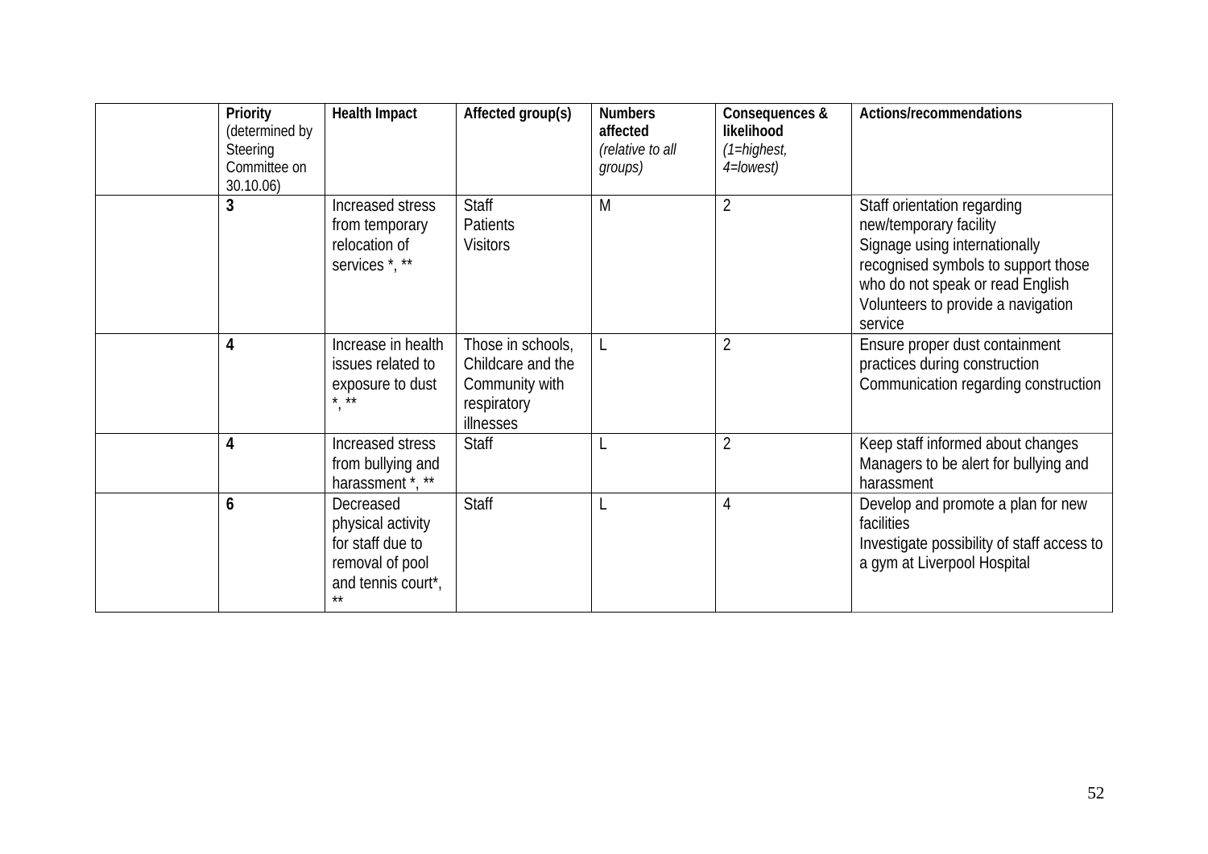| | Priority (determined by Steering Committee on 30.10.06) | Health Impact | Affected group(s) | Numbers affected *(relative to all groups)* | Consequences & likelihood *(1=highest, 4=lowest)* | Actions/recommendations |
|---|---|---|---|---|---|---|
| | **3** | Increased stress from temporary relocation of services *, ** | Staff<br>Patients<br>Visitors | M | 2 | Staff orientation regarding new/temporary facility<br>Signage using internationally recognised symbols to support those who do not speak or read English<br>Volunteers to provide a navigation service |
| | **4** | Increase in health issues related to exposure to dust *, ** | Those in schools, Childcare and the Community with respiratory illnesses | L | 2 | Ensure proper dust containment practices during construction<br>Communication regarding construction |
| | **4** | Increased stress from bullying and harassment *, ** | Staff | L | 2 | Keep staff informed about changes<br>Managers to be alert for bullying and harassment |
| | **6** | Decreased physical activity for staff due to removal of pool and tennis court*, ** | Staff | L | 4 | Develop and promote a plan for new facilities<br>Investigate possibility of staff access to a gym at Liverpool Hospital |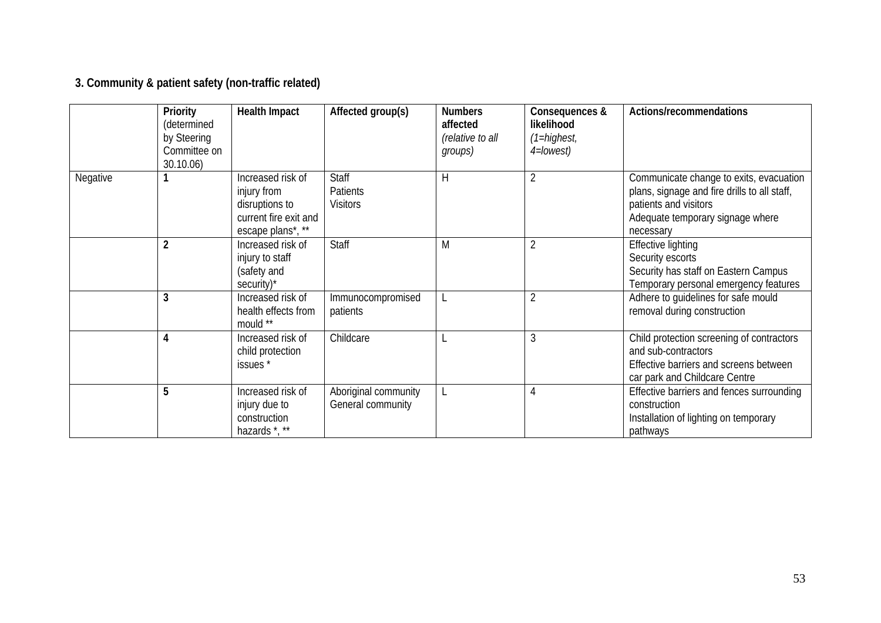**3. Community & patient safety (non-traffic related)**

| | **Priority** (determined by Steering Committee on 30.10.06) | **Health Impact** | **Affected group(s)** | **Numbers affected** *(relative to all groups)* | **Consequences & likelihood** *(1=highest, 4=lowest)* | **Actions/recommendations** |
|---|---|---|---|---|---|---|
| Negative | **1** | Increased risk of injury from disruptions to current fire exit and escape plans*, ** | Staff<br>Patients<br>Visitors | H | 2 | Communicate change to exits, evacuation plans, signage and fire drills to all staff, patients and visitors<br>Adequate temporary signage where necessary |
| | **2** | Increased risk of injury to staff (safety and security)* | Staff | M | 2 | Effective lighting<br>Security escorts<br>Security has staff on Eastern Campus<br>Temporary personal emergency features |
| | **3** | Increased risk of health effects from mould ** | Immunocompromised patients | L | 2 | Adhere to guidelines for safe mould removal during construction |
| | **4** | Increased risk of child protection issues * | Childcare | L | 3 | Child protection screening of contractors and sub-contractors<br>Effective barriers and screens between car park and Childcare Centre |
| | **5** | Increased risk of injury due to construction hazards *, ** | Aboriginal community<br>General community | L | 4 | Effective barriers and fences surrounding construction<br>Installation of lighting on temporary pathways |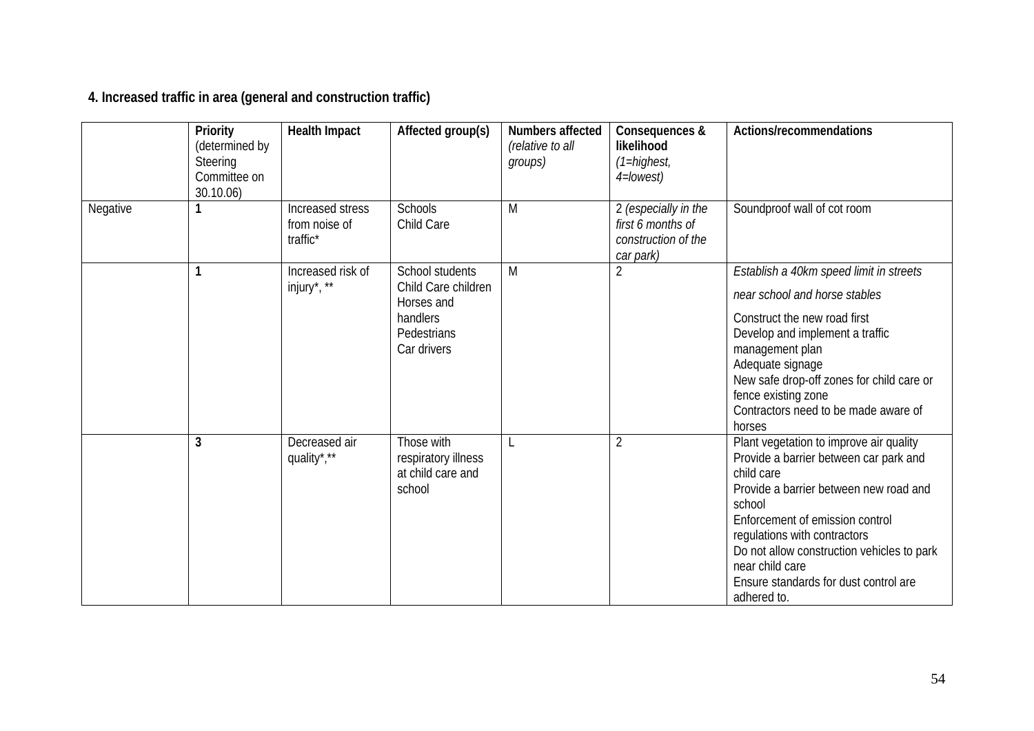**4. Increased traffic in area (general and construction traffic)**

| | **Priority** (determined by Steering Committee on 30.10.06) | **Health Impact** | **Affected group(s)** | **Numbers affected** *(relative to all groups)* | **Consequences & likelihood** *(1=highest, 4=lowest)* | **Actions/recommendations** |
|---|---|---|---|---|---|---|
| Negative | **1** | Increased stress from noise of traffic* | Schools<br>Child Care | M | 2 *(especially in the first 6 months of construction of the car park)* | Soundproof wall of cot room |
| | **1** | Increased risk of injury*, ** | School students<br>Child Care children<br>Horses and handlers<br>Pedestrians<br>Car drivers | M | 2 | *Establish a 40km speed limit in streets near school and horse stables*<br>Construct the new road first<br>Develop and implement a traffic management plan<br>Adequate signage<br>New safe drop-off zones for child care or fence existing zone<br>Contractors need to be made aware of horses |
| | **3** | Decreased air quality*,** | Those with respiratory illness at child care and school | L | 2 | Plant vegetation to improve air quality<br>Provide a barrier between car park and child care<br>Provide a barrier between new road and school<br>Enforcement of emission control regulations with contractors<br>Do not allow construction vehicles to park near child care<br>Ensure standards for dust control are adhered to. |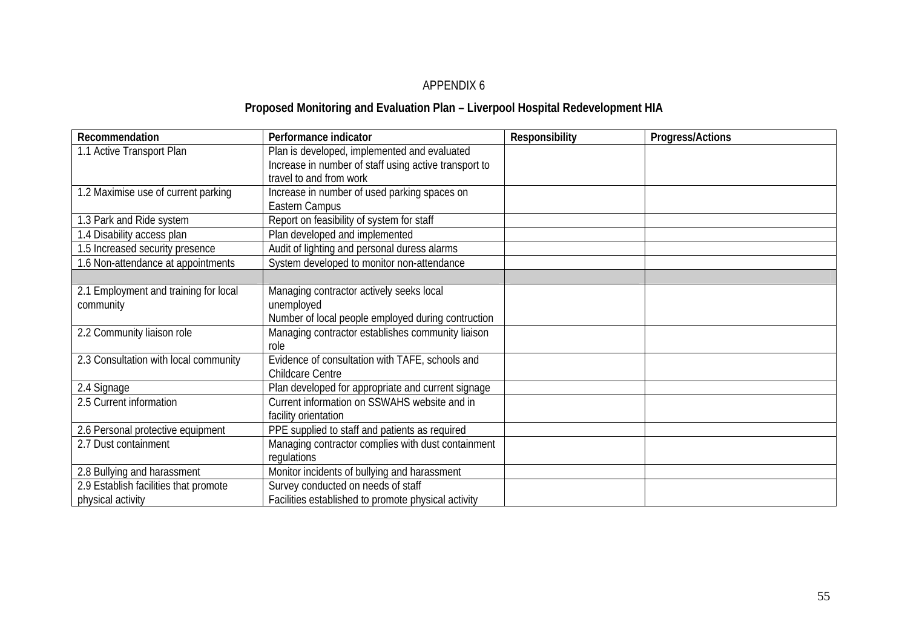APPENDIX 6

## Proposed Monitoring and Evaluation Plan – Liverpool Hospital Redevelopment HIA

| Recommendation | Performance indicator | Responsibility | Progress/Actions |
|---|---|---|---|
| 1.1 Active Transport Plan | Plan is developed, implemented and evaluated<br>Increase in number of staff using active transport to travel to and from work | | |
| 1.2 Maximise use of current parking | Increase in number of used parking spaces on Eastern Campus | | |
| 1.3 Park and Ride system | Report on feasibility of system for staff | | |
| 1.4 Disability access plan | Plan developed and implemented | | |
| 1.5 Increased security presence | Audit of lighting and personal duress alarms | | |
| 1.6 Non-attendance at appointments | System developed to monitor non-attendance | | |
| | | | |
| 2.1 Employment and training for local community | Managing contractor actively seeks local unemployed<br>Number of local people employed during contruction | | |
| 2.2 Community liaison role | Managing contractor establishes community liaison role | | |
| 2.3 Consultation with local community | Evidence of consultation with TAFE, schools and Childcare Centre | | |
| 2.4 Signage | Plan developed for appropriate and current signage | | |
| 2.5 Current information | Current information on SSWAHS website and in facility orientation | | |
| 2.6 Personal protective equipment | PPE supplied to staff and patients as required | | |
| 2.7 Dust containment | Managing contractor complies with dust containment regulations | | |
| 2.8 Bullying and harassment | Monitor incidents of bullying and harassment | | |
| 2.9 Establish facilities that promote physical activity | Survey conducted on needs of staff<br>Facilities established to promote physical activity | | |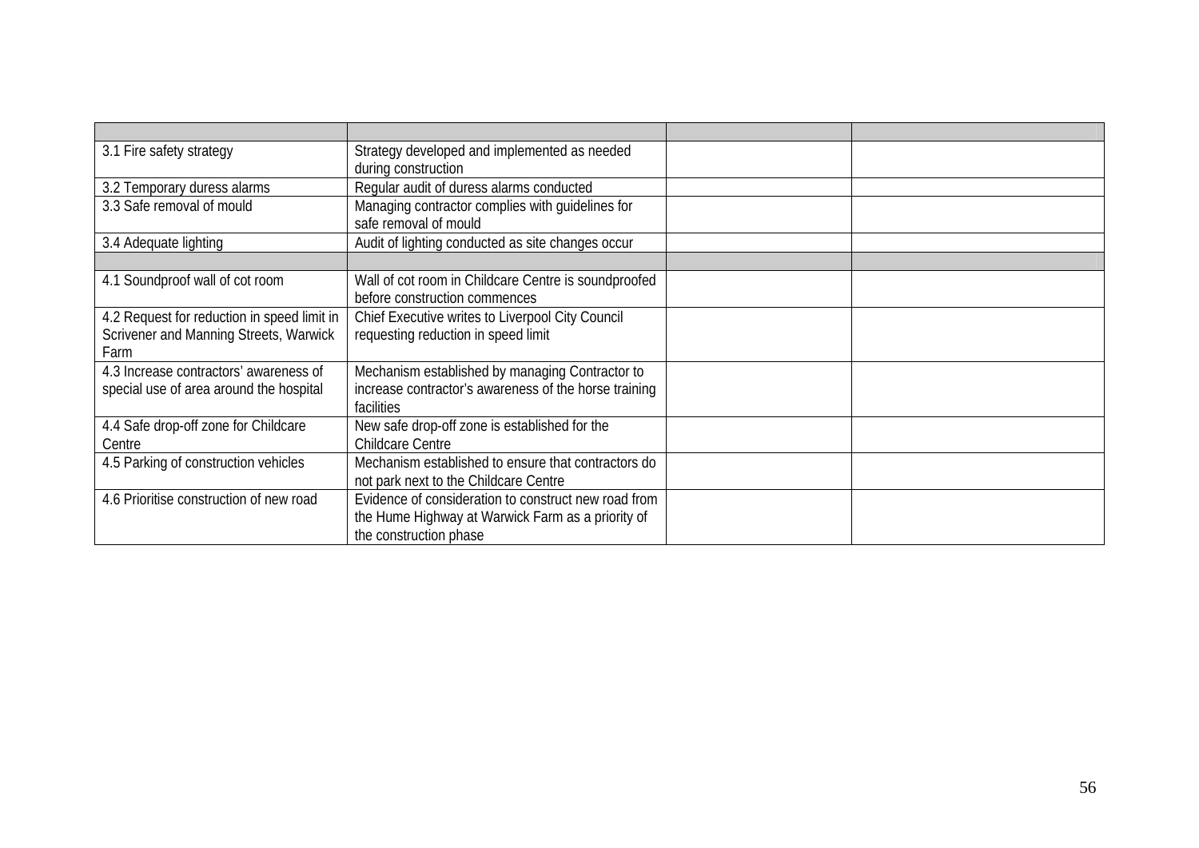| | | | |
|---|---|---|---|
| 3.1 Fire safety strategy | Strategy developed and implemented as needed during construction | | |
| 3.2 Temporary duress alarms | Regular audit of duress alarms conducted | | |
| 3.3 Safe removal of mould | Managing contractor complies with guidelines for safe removal of mould | | |
| 3.4 Adequate lighting | Audit of lighting conducted as site changes occur | | |
| | | | |
| 4.1 Soundproof wall of cot room | Wall of cot room in Childcare Centre is soundproofed before construction commences | | |
| 4.2 Request for reduction in speed limit in Scrivener and Manning Streets, Warwick Farm | Chief Executive writes to Liverpool City Council requesting reduction in speed limit | | |
| 4.3 Increase contractors' awareness of special use of area around the hospital | Mechanism established by managing Contractor to increase contractor's awareness of the horse training facilities | | |
| 4.4 Safe drop-off zone for Childcare Centre | New safe drop-off zone is established for the Childcare Centre | | |
| 4.5 Parking of construction vehicles | Mechanism established to ensure that contractors do not park next to the Childcare Centre | | |
| 4.6 Prioritise construction of new road | Evidence of consideration to construct new road from the Hume Highway at Warwick Farm as a priority of the construction phase | | |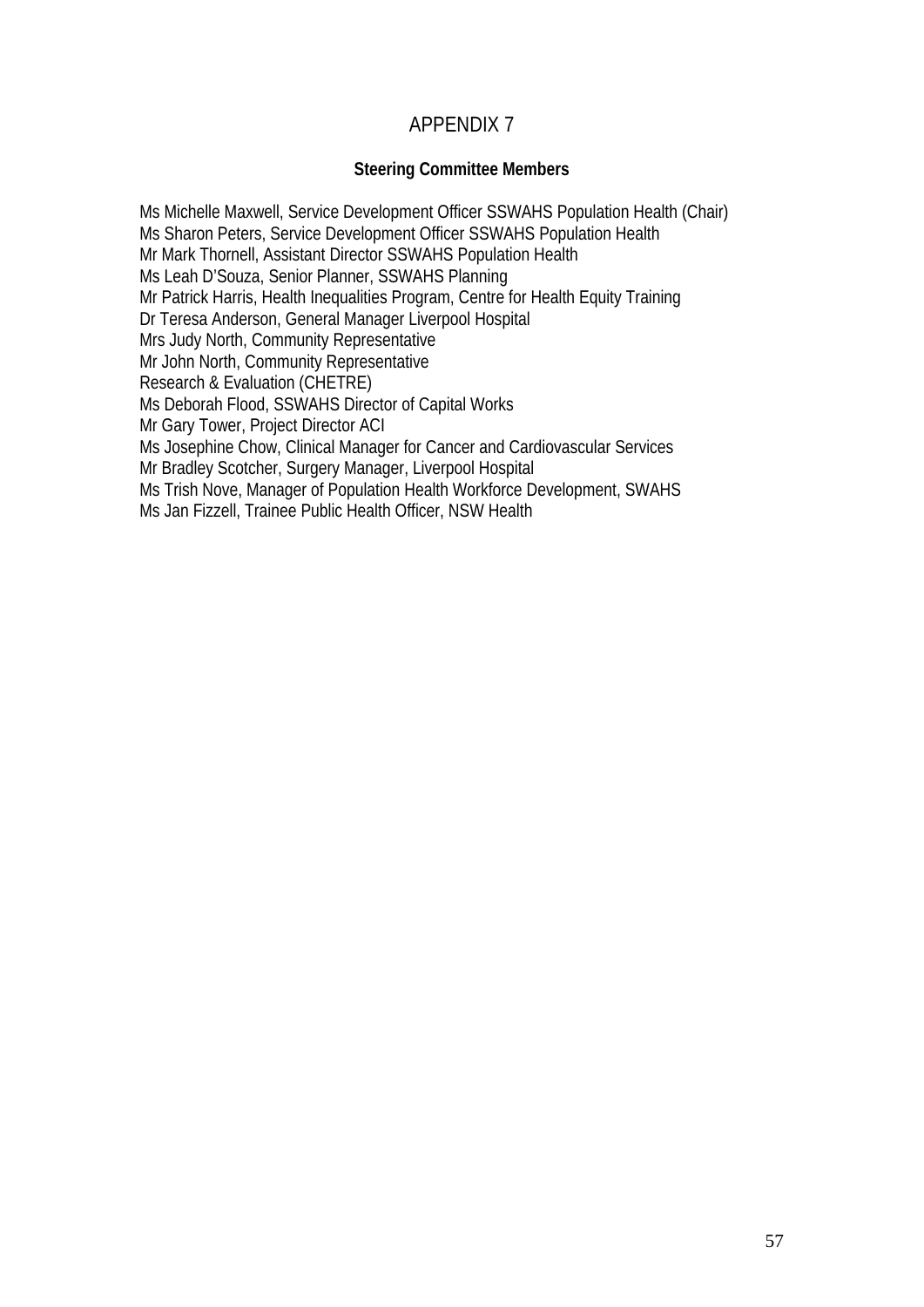# APPENDIX 7

**Steering Committee Members**

Ms Michelle Maxwell, Service Development Officer SSWAHS Population Health (Chair)
Ms Sharon Peters, Service Development Officer SSWAHS Population Health
Mr Mark Thornell, Assistant Director SSWAHS Population Health
Ms Leah D'Souza, Senior Planner, SSWAHS Planning
Mr Patrick Harris, Health Inequalities Program, Centre for Health Equity Training
Dr Teresa Anderson, General Manager Liverpool Hospital
Mrs Judy North, Community Representative
Mr John North, Community Representative
Research & Evaluation (CHETRE)
Ms Deborah Flood, SSWAHS Director of Capital Works
Mr Gary Tower, Project Director ACI
Ms Josephine Chow, Clinical Manager for Cancer and Cardiovascular Services
Mr Bradley Scotcher, Surgery Manager, Liverpool Hospital
Ms Trish Nove, Manager of Population Health Workforce Development, SWAHS
Ms Jan Fizzell, Trainee Public Health Officer, NSW Health